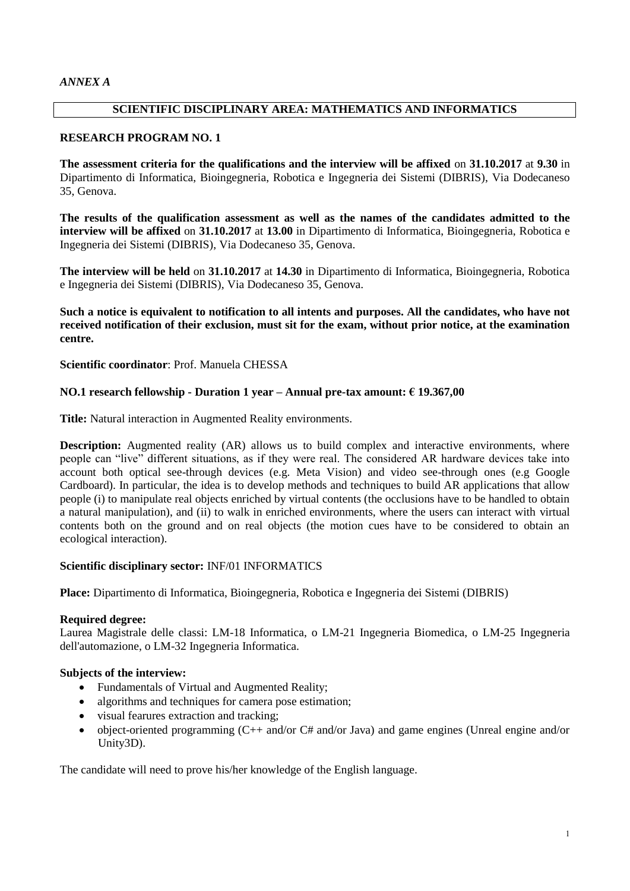*ANNEX A*

## SCIENTIFIC DISCIPLINARY AREA: MATHEMATICS AND INFORMATICS

### RESEARCH PROGRAM NO. 1

**The assessment criteria for the qualifications and the interview will be affixed** on **31.10.2017** at **9.30** in Dipartimento di Informatica, Bioingegneria, Robotica e Ingegneria dei Sistemi (DIBRIS), Via Dodecaneso 35, Genova.

**The results of the qualification assessment as well as the names of the candidates admitted to the interview will be affixed** on **31.10.2017** at **13.00** in Dipartimento di Informatica, Bioingegneria, Robotica e Ingegneria dei Sistemi (DIBRIS), Via Dodecaneso 35, Genova.

**The interview will be held** on **31.10.2017** at **14.30** in Dipartimento di Informatica, Bioingegneria, Robotica e Ingegneria dei Sistemi (DIBRIS), Via Dodecaneso 35, Genova.

**Such a notice is equivalent to notification to all intents and purposes. All the candidates, who have not received notification of their exclusion, must sit for the exam, without prior notice, at the examination centre.**

**Scientific coordinator**: Prof. Manuela CHESSA

**NO.1 research fellowship - Duration 1 year – Annual pre-tax amount: € 19.367,00**

**Title:** Natural interaction in Augmented Reality environments.

**Description:** Augmented reality (AR) allows us to build complex and interactive environments, where people can "live" different situations, as if they were real. The considered AR hardware devices take into account both optical see-through devices (e.g. Meta Vision) and video see-through ones (e.g Google Cardboard). In particular, the idea is to develop methods and techniques to build AR applications that allow people (i) to manipulate real objects enriched by virtual contents (the occlusions have to be handled to obtain a natural manipulation), and (ii) to walk in enriched environments, where the users can interact with virtual contents both on the ground and on real objects (the motion cues have to be considered to obtain an ecological interaction).

**Scientific disciplinary sector:** INF/01 INFORMATICS

**Place:** Dipartimento di Informatica, Bioingegneria, Robotica e Ingegneria dei Sistemi (DIBRIS)

**Required degree:**
Laurea Magistrale delle classi: LM-18 Informatica, o LM-21 Ingegneria Biomedica, o LM-25 Ingegneria dell'automazione, o LM-32 Ingegneria Informatica.

**Subjects of the interview:**

- Fundamentals of Virtual and Augmented Reality;
- algorithms and techniques for camera pose estimation;
- visual fearures extraction and tracking;
- object-oriented programming (C++ and/or C# and/or Java) and game engines (Unreal engine and/or Unity3D).

The candidate will need to prove his/her knowledge of the English language.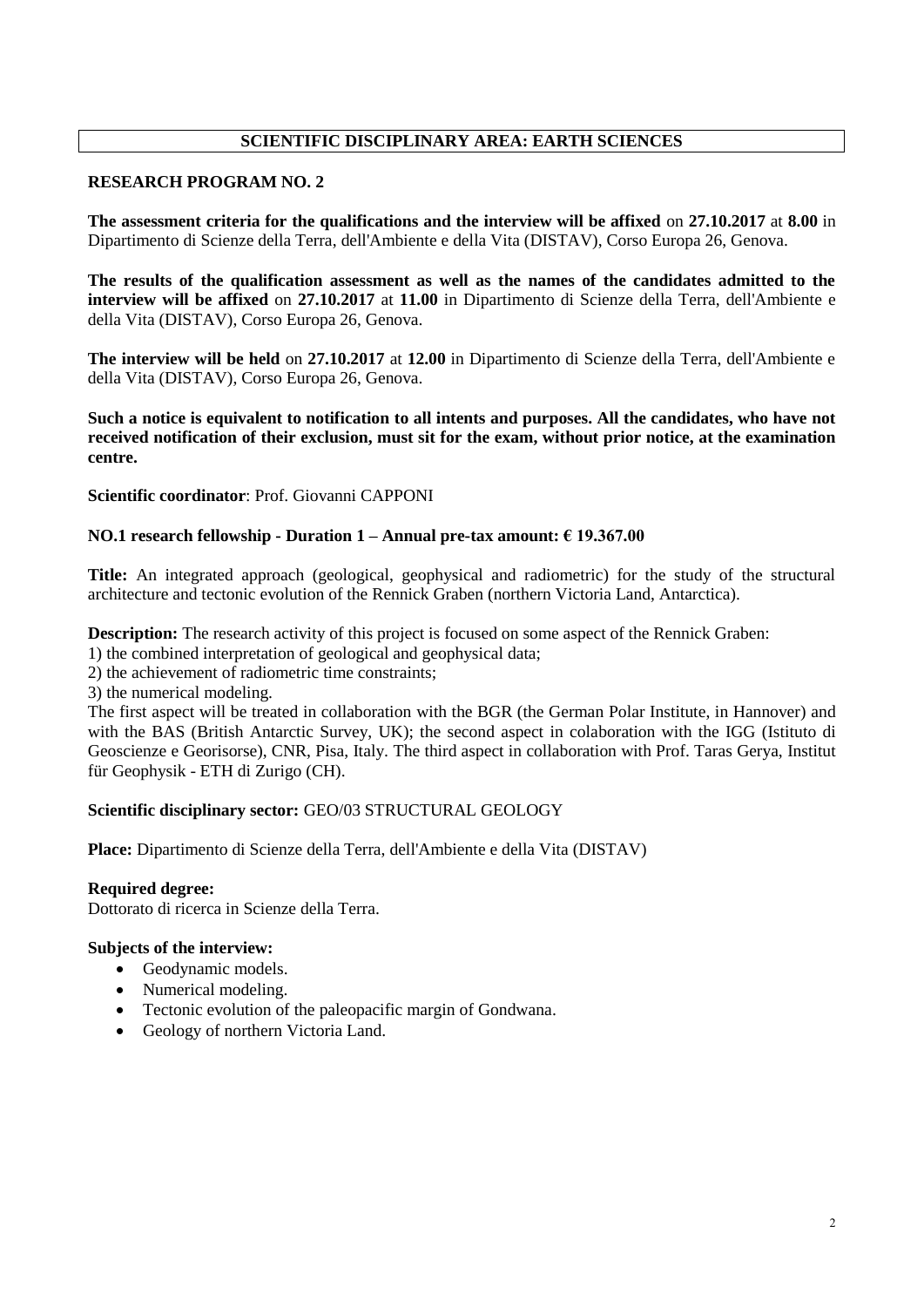## SCIENTIFIC DISCIPLINARY AREA: EARTH SCIENCES

### RESEARCH PROGRAM NO. 2

**The assessment criteria for the qualifications and the interview will be affixed** on **27.10.2017** at **8.00** in Dipartimento di Scienze della Terra, dell'Ambiente e della Vita (DISTAV), Corso Europa 26, Genova.

**The results of the qualification assessment as well as the names of the candidates admitted to the interview will be affixed** on **27.10.2017** at **11.00** in Dipartimento di Scienze della Terra, dell'Ambiente e della Vita (DISTAV), Corso Europa 26, Genova.

**The interview will be held** on **27.10.2017** at **12.00** in Dipartimento di Scienze della Terra, dell'Ambiente e della Vita (DISTAV), Corso Europa 26, Genova.

**Such a notice is equivalent to notification to all intents and purposes. All the candidates, who have not received notification of their exclusion, must sit for the exam, without prior notice, at the examination centre.**

**Scientific coordinator**: Prof. Giovanni CAPPONI

**NO.1 research fellowship - Duration 1 – Annual pre-tax amount: € 19.367.00**

**Title:** An integrated approach (geological, geophysical and radiometric) for the study of the structural architecture and tectonic evolution of the Rennick Graben (northern Victoria Land, Antarctica).

**Description:** The research activity of this project is focused on some aspect of the Rennick Graben:

1) the combined interpretation of geological and geophysical data;
2) the achievement of radiometric time constraints;
3) the numerical modeling.

The first aspect will be treated in collaboration with the BGR (the German Polar Institute, in Hannover) and with the BAS (British Antarctic Survey, UK); the second aspect in colaboration with the IGG (Istituto di Geoscienze e Georisorse), CNR, Pisa, Italy. The third aspect in collaboration with Prof. Taras Gerya, Institut für Geophysik - ETH di Zurigo (CH).

**Scientific disciplinary sector:** GEO/03 STRUCTURAL GEOLOGY

**Place:** Dipartimento di Scienze della Terra, dell'Ambiente e della Vita (DISTAV)

**Required degree:**
Dottorato di ricerca in Scienze della Terra.

**Subjects of the interview:**

- Geodynamic models.
- Numerical modeling.
- Tectonic evolution of the paleopacific margin of Gondwana.
- Geology of northern Victoria Land.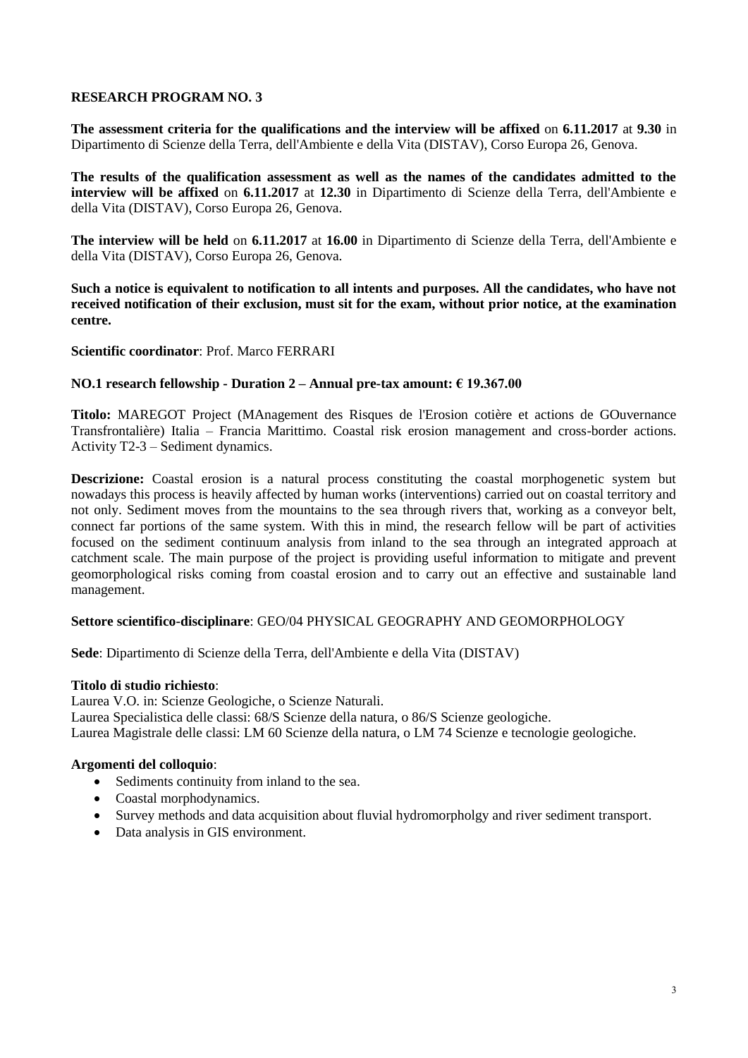## RESEARCH PROGRAM NO. 3

**The assessment criteria for the qualifications and the interview will be affixed** on **6.11.2017** at **9.30** in Dipartimento di Scienze della Terra, dell'Ambiente e della Vita (DISTAV), Corso Europa 26, Genova.

**The results of the qualification assessment as well as the names of the candidates admitted to the interview will be affixed** on **6.11.2017** at **12.30** in Dipartimento di Scienze della Terra, dell'Ambiente e della Vita (DISTAV), Corso Europa 26, Genova.

**The interview will be held** on **6.11.2017** at **16.00** in Dipartimento di Scienze della Terra, dell'Ambiente e della Vita (DISTAV), Corso Europa 26, Genova.

**Such a notice is equivalent to notification to all intents and purposes. All the candidates, who have not received notification of their exclusion, must sit for the exam, without prior notice, at the examination centre.**

**Scientific coordinator**: Prof. Marco FERRARI

**NO.1 research fellowship - Duration 2 – Annual pre-tax amount: € 19.367.00**

**Titolo:** MAREGOT Project (MAnagement des Risques de l'Erosion cotière et actions de GOuvernance Transfrontalière) Italia – Francia Marittimo. Coastal risk erosion management and cross-border actions. Activity T2-3 – Sediment dynamics.

**Descrizione:** Coastal erosion is a natural process constituting the coastal morphogenetic system but nowadays this process is heavily affected by human works (interventions) carried out on coastal territory and not only. Sediment moves from the mountains to the sea through rivers that, working as a conveyor belt, connect far portions of the same system. With this in mind, the research fellow will be part of activities focused on the sediment continuum analysis from inland to the sea through an integrated approach at catchment scale. The main purpose of the project is providing useful information to mitigate and prevent geomorphological risks coming from coastal erosion and to carry out an effective and sustainable land management.

**Settore scientifico-disciplinare**: GEO/04 PHYSICAL GEOGRAPHY AND GEOMORPHOLOGY

**Sede**: Dipartimento di Scienze della Terra, dell'Ambiente e della Vita (DISTAV)

**Titolo di studio richiesto**:
Laurea V.O. in: Scienze Geologiche, o Scienze Naturali.
Laurea Specialistica delle classi: 68/S Scienze della natura, o 86/S Scienze geologiche.
Laurea Magistrale delle classi: LM 60 Scienze della natura, o LM 74 Scienze e tecnologie geologiche.

**Argomenti del colloquio**:

- Sediments continuity from inland to the sea.
- Coastal morphodynamics.
- Survey methods and data acquisition about fluvial hydromorpholgy and river sediment transport.
- Data analysis in GIS environment.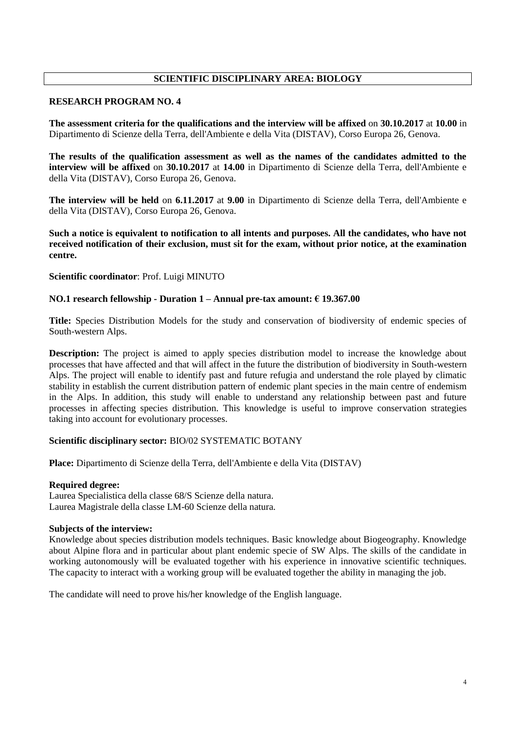## SCIENTIFIC DISCIPLINARY AREA: BIOLOGY

### RESEARCH PROGRAM NO. 4

**The assessment criteria for the qualifications and the interview will be affixed** on **30.10.2017** at **10.00** in Dipartimento di Scienze della Terra, dell'Ambiente e della Vita (DISTAV), Corso Europa 26, Genova.

**The results of the qualification assessment as well as the names of the candidates admitted to the interview will be affixed** on **30.10.2017** at **14.00** in Dipartimento di Scienze della Terra, dell'Ambiente e della Vita (DISTAV), Corso Europa 26, Genova.

**The interview will be held** on **6.11.2017** at **9.00** in Dipartimento di Scienze della Terra, dell'Ambiente e della Vita (DISTAV), Corso Europa 26, Genova.

**Such a notice is equivalent to notification to all intents and purposes. All the candidates, who have not received notification of their exclusion, must sit for the exam, without prior notice, at the examination centre.**

**Scientific coordinator**: Prof. Luigi MINUTO

**NO.1 research fellowship - Duration 1 – Annual pre-tax amount: € 19.367.00**

**Title:** Species Distribution Models for the study and conservation of biodiversity of endemic species of South-western Alps.

**Description:** The project is aimed to apply species distribution model to increase the knowledge about processes that have affected and that will affect in the future the distribution of biodiversity in South-western Alps. The project will enable to identify past and future refugia and understand the role played by climatic stability in establish the current distribution pattern of endemic plant species in the main centre of endemism in the Alps. In addition, this study will enable to understand any relationship between past and future processes in affecting species distribution. This knowledge is useful to improve conservation strategies taking into account for evolutionary processes.

**Scientific disciplinary sector:** BIO/02 SYSTEMATIC BOTANY

**Place:** Dipartimento di Scienze della Terra, dell'Ambiente e della Vita (DISTAV)

**Required degree:**
Laurea Specialistica della classe 68/S Scienze della natura.
Laurea Magistrale della classe LM-60 Scienze della natura.

**Subjects of the interview:**
Knowledge about species distribution models techniques. Basic knowledge about Biogeography. Knowledge about Alpine flora and in particular about plant endemic specie of SW Alps. The skills of the candidate in working autonomously will be evaluated together with his experience in innovative scientific techniques. The capacity to interact with a working group will be evaluated together the ability in managing the job.

The candidate will need to prove his/her knowledge of the English language.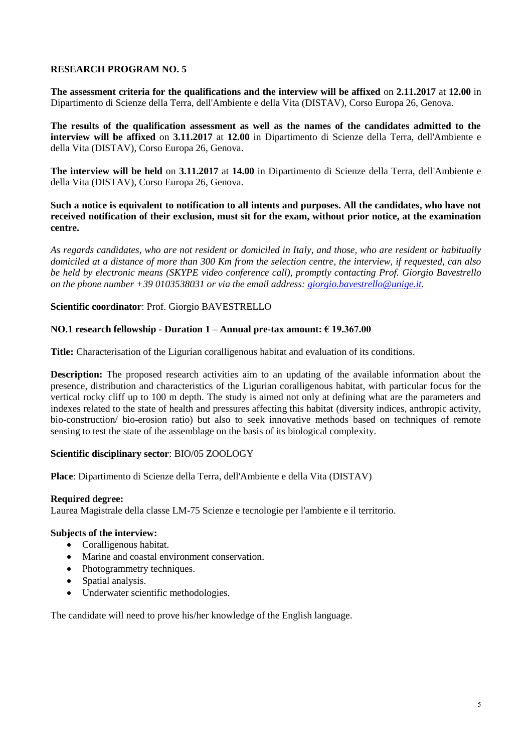## RESEARCH PROGRAM NO. 5

**The assessment criteria for the qualifications and the interview will be affixed** on **2.11.2017** at **12.00** in Dipartimento di Scienze della Terra, dell'Ambiente e della Vita (DISTAV), Corso Europa 26, Genova.

**The results of the qualification assessment as well as the names of the candidates admitted to the interview will be affixed** on **3.11.2017** at **12.00** in Dipartimento di Scienze della Terra, dell'Ambiente e della Vita (DISTAV), Corso Europa 26, Genova.

**The interview will be held** on **3.11.2017** at **14.00** in Dipartimento di Scienze della Terra, dell'Ambiente e della Vita (DISTAV), Corso Europa 26, Genova.

**Such a notice is equivalent to notification to all intents and purposes. All the candidates, who have not received notification of their exclusion, must sit for the exam, without prior notice, at the examination centre.**

*As regards candidates, who are not resident or domiciled in Italy, and those, who are resident or habitually domiciled at a distance of more than 300 Km from the selection centre, the interview, if requested, can also be held by electronic means (SKYPE video conference call), promptly contacting Prof. Giorgio Bavestrello on the phone number +39 0103538031 or via the email address: giorgio.bavestrello@unige.it.*

**Scientific coordinator**: Prof. Giorgio BAVESTRELLO

**NO.1 research fellowship - Duration 1 – Annual pre-tax amount: € 19.367.00**

**Title:** Characterisation of the Ligurian coralligenous habitat and evaluation of its conditions.

**Description:** The proposed research activities aim to an updating of the available information about the presence, distribution and characteristics of the Ligurian coralligenous habitat, with particular focus for the vertical rocky cliff up to 100 m depth. The study is aimed not only at defining what are the parameters and indexes related to the state of health and pressures affecting this habitat (diversity indices, anthropic activity, bio-construction/ bio-erosion ratio) but also to seek innovative methods based on techniques of remote sensing to test the state of the assemblage on the basis of its biological complexity.

**Scientific disciplinary sector**: BIO/05 ZOOLOGY

**Place**: Dipartimento di Scienze della Terra, dell'Ambiente e della Vita (DISTAV)

**Required degree:**
Laurea Magistrale della classe LM-75 Scienze e tecnologie per l'ambiente e il territorio.

**Subjects of the interview:**

- Coralligenous habitat.
- Marine and coastal environment conservation.
- Photogrammetry techniques.
- Spatial analysis.
- Underwater scientific methodologies.

The candidate will need to prove his/her knowledge of the English language.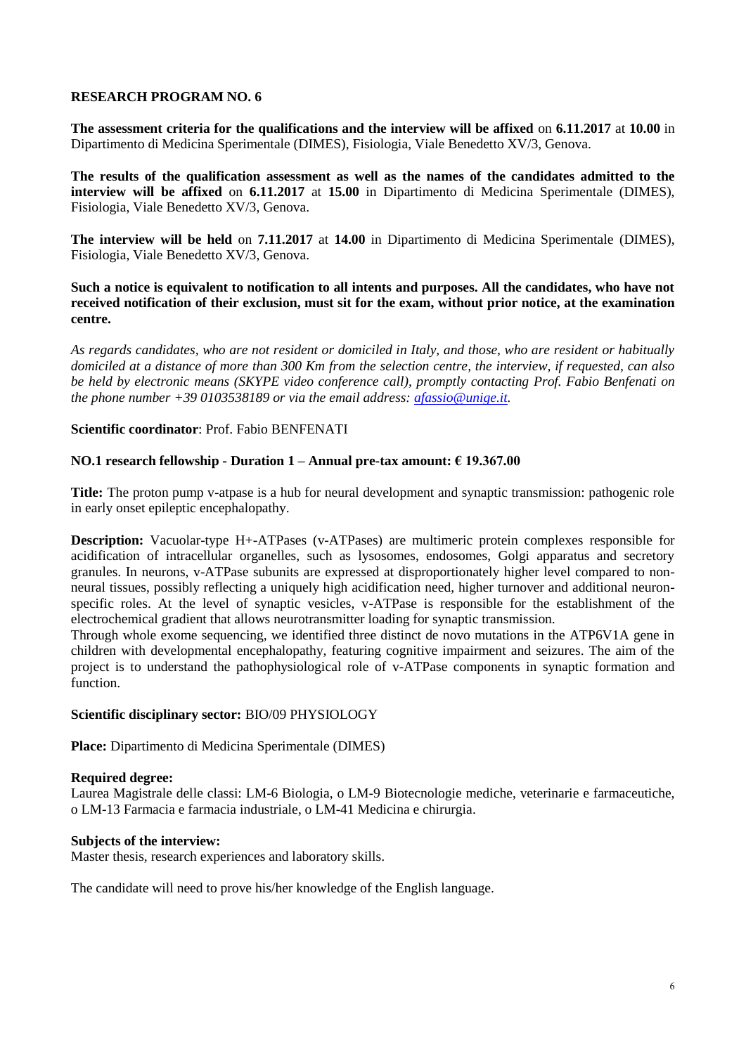## RESEARCH PROGRAM NO. 6

**The assessment criteria for the qualifications and the interview will be affixed** on **6.11.2017** at **10.00** in Dipartimento di Medicina Sperimentale (DIMES), Fisiologia, Viale Benedetto XV/3, Genova.

**The results of the qualification assessment as well as the names of the candidates admitted to the interview will be affixed** on **6.11.2017** at **15.00** in Dipartimento di Medicina Sperimentale (DIMES), Fisiologia, Viale Benedetto XV/3, Genova.

**The interview will be held** on **7.11.2017** at **14.00** in Dipartimento di Medicina Sperimentale (DIMES), Fisiologia, Viale Benedetto XV/3, Genova.

**Such a notice is equivalent to notification to all intents and purposes. All the candidates, who have not received notification of their exclusion, must sit for the exam, without prior notice, at the examination centre.**

*As regards candidates, who are not resident or domiciled in Italy, and those, who are resident or habitually domiciled at a distance of more than 300 Km from the selection centre, the interview, if requested, can also be held by electronic means (SKYPE video conference call), promptly contacting Prof. Fabio Benfenati on the phone number +39 0103538189 or via the email address: afassio@unige.it.*

**Scientific coordinator**: Prof. Fabio BENFENATI

**NO.1 research fellowship - Duration 1 – Annual pre-tax amount: € 19.367.00**

**Title:** The proton pump v-atpase is a hub for neural development and synaptic transmission: pathogenic role in early onset epileptic encephalopathy.

**Description:** Vacuolar-type H+-ATPases (v-ATPases) are multimeric protein complexes responsible for acidification of intracellular organelles, such as lysosomes, endosomes, Golgi apparatus and secretory granules. In neurons, v-ATPase subunits are expressed at disproportionately higher level compared to non-neural tissues, possibly reflecting a uniquely high acidification need, higher turnover and additional neuron-specific roles. At the level of synaptic vesicles, v-ATPase is responsible for the establishment of the electrochemical gradient that allows neurotransmitter loading for synaptic transmission.
Through whole exome sequencing, we identified three distinct de novo mutations in the ATP6V1A gene in children with developmental encephalopathy, featuring cognitive impairment and seizures. The aim of the project is to understand the pathophysiological role of v-ATPase components in synaptic formation and function.

**Scientific disciplinary sector:** BIO/09 PHYSIOLOGY

**Place:** Dipartimento di Medicina Sperimentale (DIMES)

**Required degree:**
Laurea Magistrale delle classi: LM-6 Biologia, o LM-9 Biotecnologie mediche, veterinarie e farmaceutiche, o LM-13 Farmacia e farmacia industriale, o LM-41 Medicina e chirurgia.

**Subjects of the interview:**
Master thesis, research experiences and laboratory skills.

The candidate will need to prove his/her knowledge of the English language.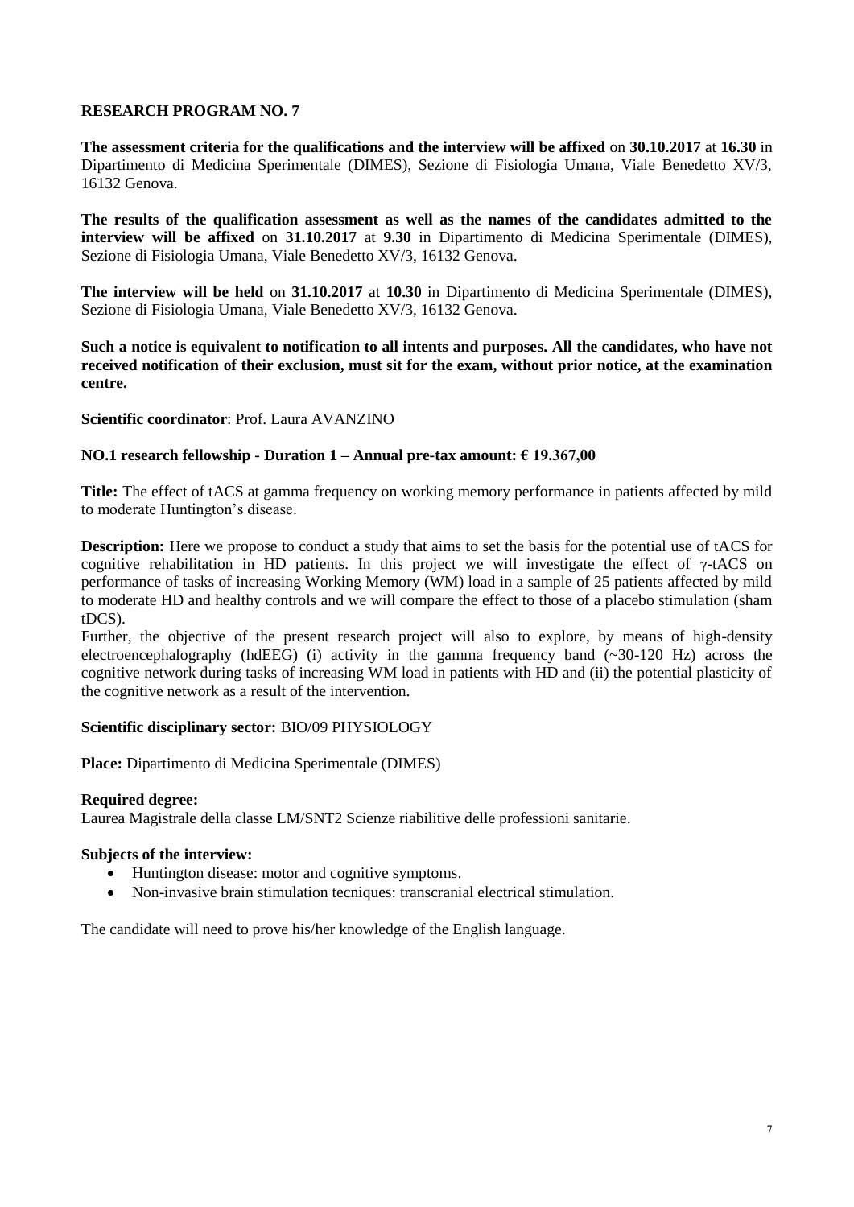## RESEARCH PROGRAM NO. 7

**The assessment criteria for the qualifications and the interview will be affixed** on **30.10.2017** at **16.30** in Dipartimento di Medicina Sperimentale (DIMES), Sezione di Fisiologia Umana, Viale Benedetto XV/3, 16132 Genova.

**The results of the qualification assessment as well as the names of the candidates admitted to the interview will be affixed** on **31.10.2017** at **9.30** in Dipartimento di Medicina Sperimentale (DIMES), Sezione di Fisiologia Umana, Viale Benedetto XV/3, 16132 Genova.

**The interview will be held** on **31.10.2017** at **10.30** in Dipartimento di Medicina Sperimentale (DIMES), Sezione di Fisiologia Umana, Viale Benedetto XV/3, 16132 Genova.

**Such a notice is equivalent to notification to all intents and purposes. All the candidates, who have not received notification of their exclusion, must sit for the exam, without prior notice, at the examination centre.**

**Scientific coordinator**: Prof. Laura AVANZINO

**NO.1 research fellowship - Duration 1 – Annual pre-tax amount: € 19.367,00**

**Title:** The effect of tACS at gamma frequency on working memory performance in patients affected by mild to moderate Huntington's disease.

**Description:** Here we propose to conduct a study that aims to set the basis for the potential use of tACS for cognitive rehabilitation in HD patients. In this project we will investigate the effect of γ-tACS on performance of tasks of increasing Working Memory (WM) load in a sample of 25 patients affected by mild to moderate HD and healthy controls and we will compare the effect to those of a placebo stimulation (sham tDCS).

Further, the objective of the present research project will also to explore, by means of high-density electroencephalography (hdEEG) (i) activity in the gamma frequency band (~30-120 Hz) across the cognitive network during tasks of increasing WM load in patients with HD and (ii) the potential plasticity of the cognitive network as a result of the intervention.

**Scientific disciplinary sector:** BIO/09 PHYSIOLOGY

**Place:** Dipartimento di Medicina Sperimentale (DIMES)

**Required degree:**
Laurea Magistrale della classe LM/SNT2 Scienze riabilitive delle professioni sanitarie.

**Subjects of the interview:**

- Huntington disease: motor and cognitive symptoms.
- Non-invasive brain stimulation tecniques: transcranial electrical stimulation.

The candidate will need to prove his/her knowledge of the English language.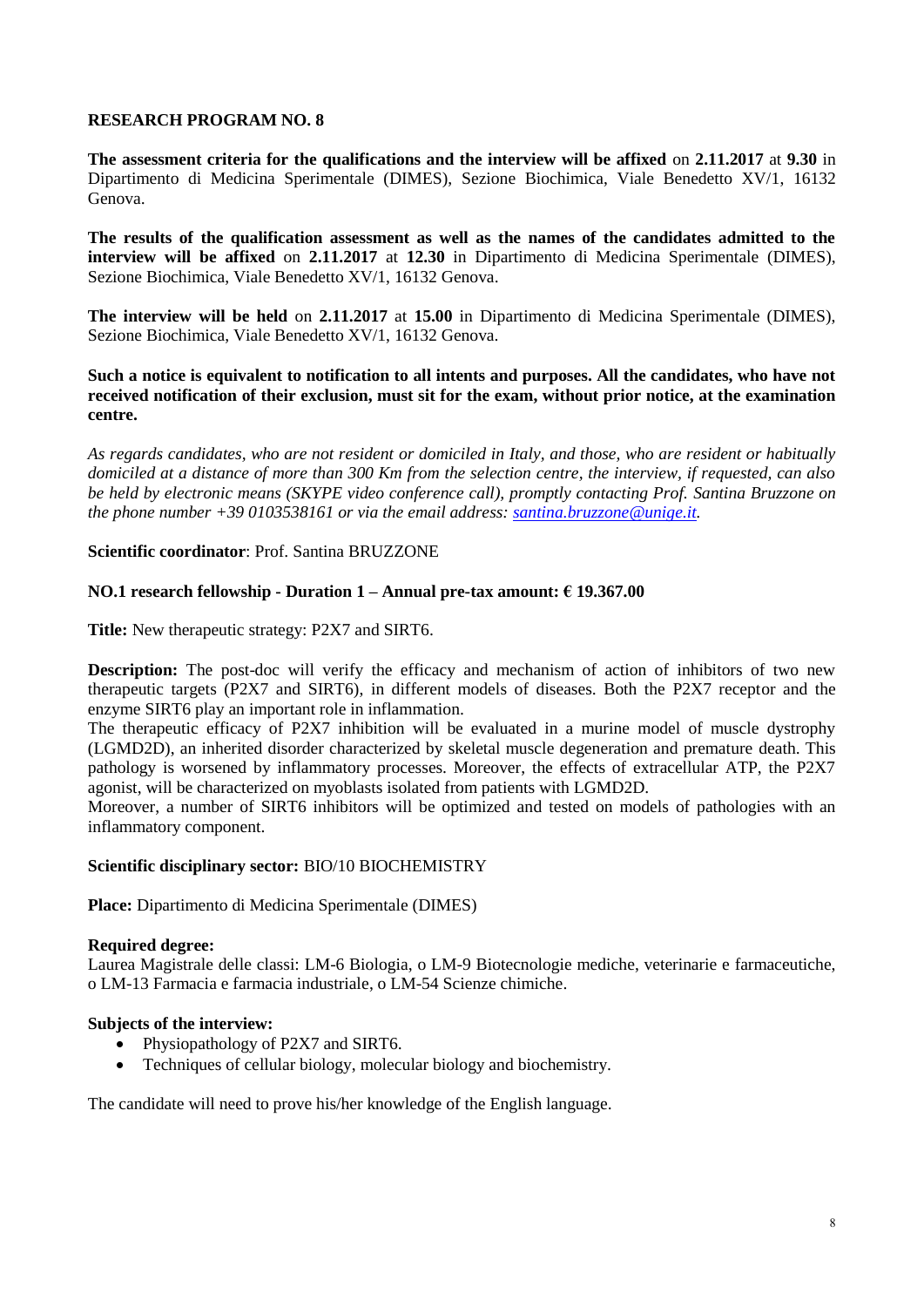## RESEARCH PROGRAM NO. 8

**The assessment criteria for the qualifications and the interview will be affixed** on **2.11.2017** at **9.30** in Dipartimento di Medicina Sperimentale (DIMES), Sezione Biochimica, Viale Benedetto XV/1, 16132 Genova.

**The results of the qualification assessment as well as the names of the candidates admitted to the interview will be affixed** on **2.11.2017** at **12.30** in Dipartimento di Medicina Sperimentale (DIMES), Sezione Biochimica, Viale Benedetto XV/1, 16132 Genova.

**The interview will be held** on **2.11.2017** at **15.00** in Dipartimento di Medicina Sperimentale (DIMES), Sezione Biochimica, Viale Benedetto XV/1, 16132 Genova.

**Such a notice is equivalent to notification to all intents and purposes. All the candidates, who have not received notification of their exclusion, must sit for the exam, without prior notice, at the examination centre.**

*As regards candidates, who are not resident or domiciled in Italy, and those, who are resident or habitually domiciled at a distance of more than 300 Km from the selection centre, the interview, if requested, can also be held by electronic means (SKYPE video conference call), promptly contacting Prof. Santina Bruzzone on the phone number +39 0103538161 or via the email address: santina.bruzzone@unige.it.*

**Scientific coordinator**: Prof. Santina BRUZZONE

**NO.1 research fellowship - Duration 1 – Annual pre-tax amount: € 19.367.00**

**Title:** New therapeutic strategy: P2X7 and SIRT6.

**Description:** The post-doc will verify the efficacy and mechanism of action of inhibitors of two new therapeutic targets (P2X7 and SIRT6), in different models of diseases. Both the P2X7 receptor and the enzyme SIRT6 play an important role in inflammation.
The therapeutic efficacy of P2X7 inhibition will be evaluated in a murine model of muscle dystrophy (LGMD2D), an inherited disorder characterized by skeletal muscle degeneration and premature death. This pathology is worsened by inflammatory processes. Moreover, the effects of extracellular ATP, the P2X7 agonist, will be characterized on myoblasts isolated from patients with LGMD2D.
Moreover, a number of SIRT6 inhibitors will be optimized and tested on models of pathologies with an inflammatory component.

**Scientific disciplinary sector:** BIO/10 BIOCHEMISTRY

**Place:** Dipartimento di Medicina Sperimentale (DIMES)

**Required degree:**
Laurea Magistrale delle classi: LM-6 Biologia, o LM-9 Biotecnologie mediche, veterinarie e farmaceutiche, o LM-13 Farmacia e farmacia industriale, o LM-54 Scienze chimiche.

**Subjects of the interview:**

- Physiopathology of P2X7 and SIRT6.
- Techniques of cellular biology, molecular biology and biochemistry.

The candidate will need to prove his/her knowledge of the English language.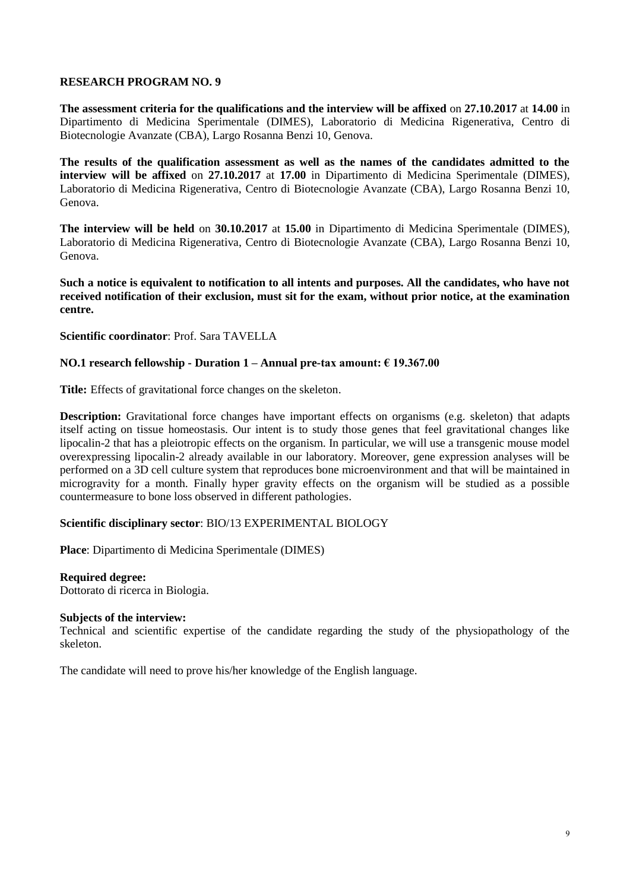**RESEARCH PROGRAM NO. 9**

**The assessment criteria for the qualifications and the interview will be affixed** on **27.10.2017** at **14.00** in Dipartimento di Medicina Sperimentale (DIMES), Laboratorio di Medicina Rigenerativa, Centro di Biotecnologie Avanzate (CBA), Largo Rosanna Benzi 10, Genova.

**The results of the qualification assessment as well as the names of the candidates admitted to the interview will be affixed** on **27.10.2017** at **17.00** in Dipartimento di Medicina Sperimentale (DIMES), Laboratorio di Medicina Rigenerativa, Centro di Biotecnologie Avanzate (CBA), Largo Rosanna Benzi 10, Genova.

**The interview will be held** on **30.10.2017** at **15.00** in Dipartimento di Medicina Sperimentale (DIMES), Laboratorio di Medicina Rigenerativa, Centro di Biotecnologie Avanzate (CBA), Largo Rosanna Benzi 10, Genova.

**Such a notice is equivalent to notification to all intents and purposes. All the candidates, who have not received notification of their exclusion, must sit for the exam, without prior notice, at the examination centre.**

**Scientific coordinator**: Prof. Sara TAVELLA

**NO.1 research fellowship - Duration 1 – Annual pre-tax amount: € 19.367.00**

**Title:** Effects of gravitational force changes on the skeleton.

**Description:** Gravitational force changes have important effects on organisms (e.g. skeleton) that adapts itself acting on tissue homeostasis. Our intent is to study those genes that feel gravitational changes like lipocalin-2 that has a pleiotropic effects on the organism. In particular, we will use a transgenic mouse model overexpressing lipocalin-2 already available in our laboratory. Moreover, gene expression analyses will be performed on a 3D cell culture system that reproduces bone microenvironment and that will be maintained in microgravity for a month. Finally hyper gravity effects on the organism will be studied as a possible countermeasure to bone loss observed in different pathologies.

**Scientific disciplinary sector**: BIO/13 EXPERIMENTAL BIOLOGY

**Place**: Dipartimento di Medicina Sperimentale (DIMES)

**Required degree:**
Dottorato di ricerca in Biologia.

**Subjects of the interview:**
Technical and scientific expertise of the candidate regarding the study of the physiopathology of the skeleton.

The candidate will need to prove his/her knowledge of the English language.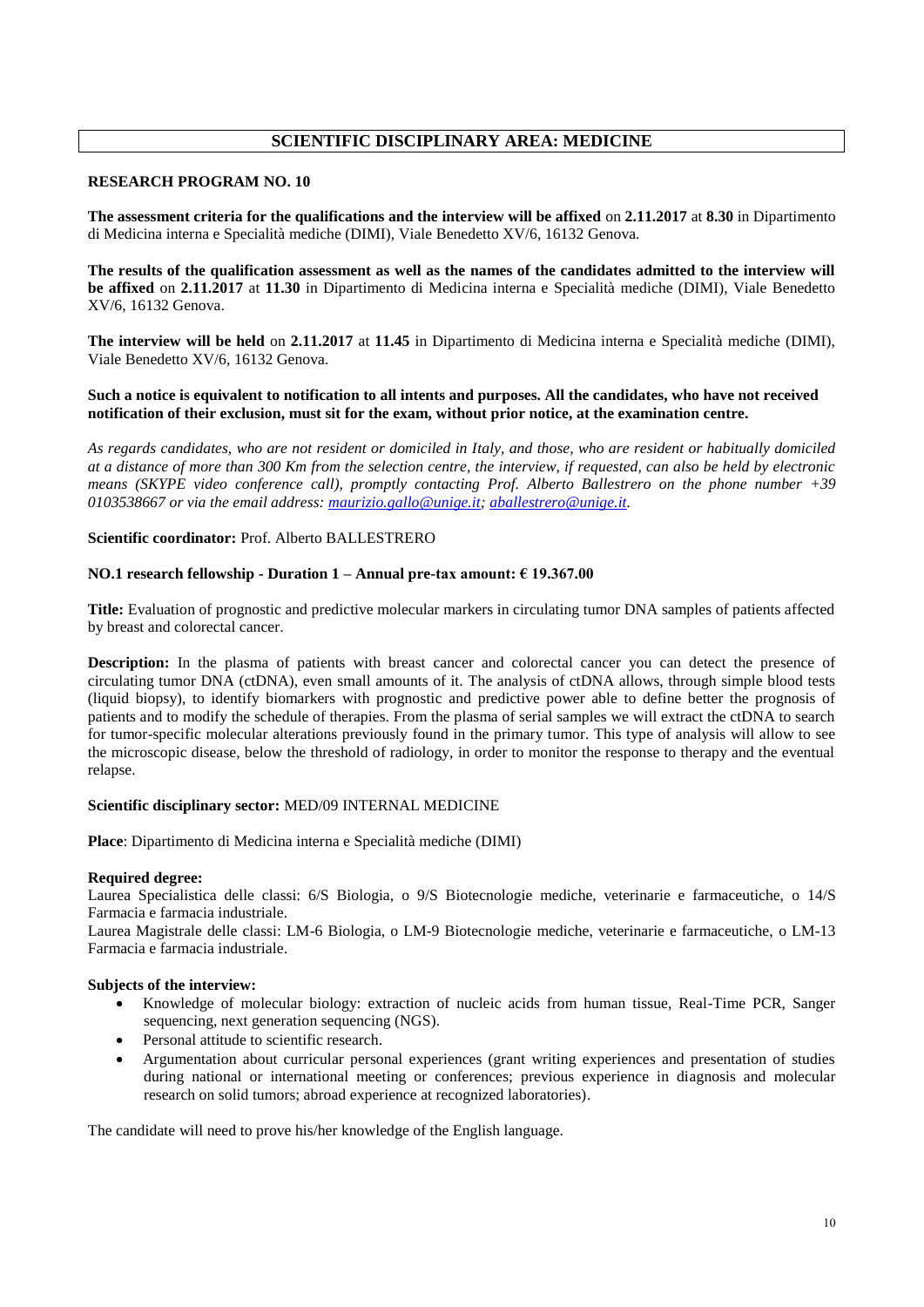## SCIENTIFIC DISCIPLINARY AREA: MEDICINE

**RESEARCH PROGRAM NO. 10**

**The assessment criteria for the qualifications and the interview will be affixed** on **2.11.2017** at **8.30** in Dipartimento di Medicina interna e Specialità mediche (DIMI), Viale Benedetto XV/6, 16132 Genova.

**The results of the qualification assessment as well as the names of the candidates admitted to the interview will be affixed** on **2.11.2017** at **11.30** in Dipartimento di Medicina interna e Specialità mediche (DIMI), Viale Benedetto XV/6, 16132 Genova.

**The interview will be held** on **2.11.2017** at **11.45** in Dipartimento di Medicina interna e Specialità mediche (DIMI), Viale Benedetto XV/6, 16132 Genova.

**Such a notice is equivalent to notification to all intents and purposes. All the candidates, who have not received notification of their exclusion, must sit for the exam, without prior notice, at the examination centre.**

*As regards candidates, who are not resident or domiciled in Italy, and those, who are resident or habitually domiciled at a distance of more than 300 Km from the selection centre, the interview, if requested, can also be held by electronic means (SKYPE video conference call), promptly contacting Prof. Alberto Ballestrero on the phone number +39 0103538667 or via the email address: maurizio.gallo@unige.it; aballestrero@unige.it.*

**Scientific coordinator:** Prof. Alberto BALLESTRERO

**NO.1 research fellowship - Duration 1 – Annual pre-tax amount: € 19.367.00**

**Title:** Evaluation of prognostic and predictive molecular markers in circulating tumor DNA samples of patients affected by breast and colorectal cancer.

**Description:** In the plasma of patients with breast cancer and colorectal cancer you can detect the presence of circulating tumor DNA (ctDNA), even small amounts of it. The analysis of ctDNA allows, through simple blood tests (liquid biopsy), to identify biomarkers with prognostic and predictive power able to define better the prognosis of patients and to modify the schedule of therapies. From the plasma of serial samples we will extract the ctDNA to search for tumor-specific molecular alterations previously found in the primary tumor. This type of analysis will allow to see the microscopic disease, below the threshold of radiology, in order to monitor the response to therapy and the eventual relapse.

**Scientific disciplinary sector:** MED/09 INTERNAL MEDICINE

**Place**: Dipartimento di Medicina interna e Specialità mediche (DIMI)

**Required degree:**

Laurea Specialistica delle classi: 6/S Biologia, o 9/S Biotecnologie mediche, veterinarie e farmaceutiche, o 14/S Farmacia e farmacia industriale.

Laurea Magistrale delle classi: LM-6 Biologia, o LM-9 Biotecnologie mediche, veterinarie e farmaceutiche, o LM-13 Farmacia e farmacia industriale.

**Subjects of the interview:**

- Knowledge of molecular biology: extraction of nucleic acids from human tissue, Real-Time PCR, Sanger sequencing, next generation sequencing (NGS).
- Personal attitude to scientific research.
- Argumentation about curricular personal experiences (grant writing experiences and presentation of studies during national or international meeting or conferences; previous experience in diagnosis and molecular research on solid tumors; abroad experience at recognized laboratories).

The candidate will need to prove his/her knowledge of the English language.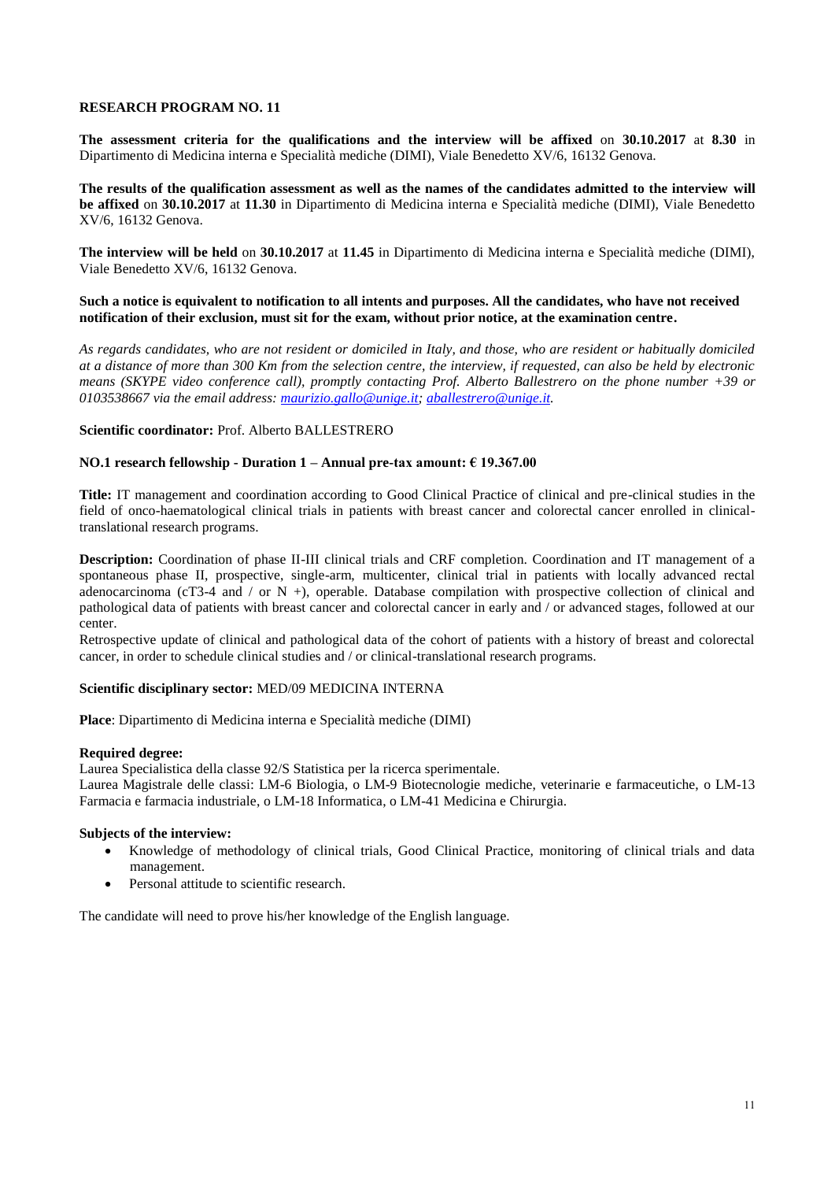**RESEARCH PROGRAM NO. 11**

**The assessment criteria for the qualifications and the interview will be affixed** on **30.10.2017** at **8.30** in Dipartimento di Medicina interna e Specialità mediche (DIMI), Viale Benedetto XV/6, 16132 Genova.

**The results of the qualification assessment as well as the names of the candidates admitted to the interview will be affixed** on **30.10.2017** at **11.30** in Dipartimento di Medicina interna e Specialità mediche (DIMI), Viale Benedetto XV/6, 16132 Genova.

**The interview will be held** on **30.10.2017** at **11.45** in Dipartimento di Medicina interna e Specialità mediche (DIMI), Viale Benedetto XV/6, 16132 Genova.

**Such a notice is equivalent to notification to all intents and purposes. All the candidates, who have not received notification of their exclusion, must sit for the exam, without prior notice, at the examination centre.**

*As regards candidates, who are not resident or domiciled in Italy, and those, who are resident or habitually domiciled at a distance of more than 300 Km from the selection centre, the interview, if requested, can also be held by electronic means (SKYPE video conference call), promptly contacting Prof. Alberto Ballestrero on the phone number +39 or 0103538667 via the email address: maurizio.gallo@unige.it; aballestrero@unige.it.*

**Scientific coordinator:** Prof. Alberto BALLESTRERO

**NO.1 research fellowship - Duration 1 – Annual pre-tax amount: € 19.367.00**

**Title:** IT management and coordination according to Good Clinical Practice of clinical and pre-clinical studies in the field of onco-haematological clinical trials in patients with breast cancer and colorectal cancer enrolled in clinical-translational research programs.

**Description:** Coordination of phase II-III clinical trials and CRF completion. Coordination and IT management of a spontaneous phase II, prospective, single-arm, multicenter, clinical trial in patients with locally advanced rectal adenocarcinoma (cT3-4 and / or N +), operable. Database compilation with prospective collection of clinical and pathological data of patients with breast cancer and colorectal cancer in early and / or advanced stages, followed at our center.
Retrospective update of clinical and pathological data of the cohort of patients with a history of breast and colorectal cancer, in order to schedule clinical studies and / or clinical-translational research programs.

**Scientific disciplinary sector:** MED/09 MEDICINA INTERNA

**Place**: Dipartimento di Medicina interna e Specialità mediche (DIMI)

**Required degree:**
Laurea Specialistica della classe 92/S Statistica per la ricerca sperimentale.
Laurea Magistrale delle classi: LM-6 Biologia, o LM-9 Biotecnologie mediche, veterinarie e farmaceutiche, o LM-13 Farmacia e farmacia industriale, o LM-18 Informatica, o LM-41 Medicina e Chirurgia.

**Subjects of the interview:**

- Knowledge of methodology of clinical trials, Good Clinical Practice, monitoring of clinical trials and data management.
- Personal attitude to scientific research.

The candidate will need to prove his/her knowledge of the English language.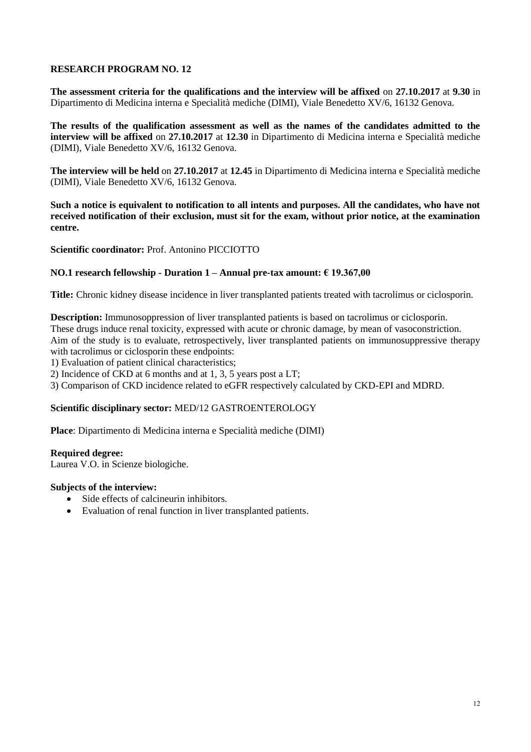## RESEARCH PROGRAM NO. 12

**The assessment criteria for the qualifications and the interview will be affixed** on **27.10.2017** at **9.30** in Dipartimento di Medicina interna e Specialità mediche (DIMI), Viale Benedetto XV/6, 16132 Genova.

**The results of the qualification assessment as well as the names of the candidates admitted to the interview will be affixed** on **27.10.2017** at **12.30** in Dipartimento di Medicina interna e Specialità mediche (DIMI), Viale Benedetto XV/6, 16132 Genova.

**The interview will be held** on **27.10.2017** at **12.45** in Dipartimento di Medicina interna e Specialità mediche (DIMI), Viale Benedetto XV/6, 16132 Genova.

**Such a notice is equivalent to notification to all intents and purposes. All the candidates, who have not received notification of their exclusion, must sit for the exam, without prior notice, at the examination centre.**

**Scientific coordinator:** Prof. Antonino PICCIOTTO

**NO.1 research fellowship - Duration 1 – Annual pre-tax amount: € 19.367,00**

**Title:** Chronic kidney disease incidence in liver transplanted patients treated with tacrolimus or ciclosporin.

**Description:** Immunosoppression of liver transplanted patients is based on tacrolimus or ciclosporin.
These drugs induce renal toxicity, expressed with acute or chronic damage, by mean of vasoconstriction.
Aim of the study is to evaluate, retrospectively, liver transplanted patients on immunosuppressive therapy with tacrolimus or ciclosporin these endpoints:

1) Evaluation of patient clinical characteristics;
2) Incidence of CKD at 6 months and at 1, 3, 5 years post a LT;
3) Comparison of CKD incidence related to eGFR respectively calculated by CKD-EPI and MDRD.

**Scientific disciplinary sector:** MED/12 GASTROENTEROLOGY

**Place**: Dipartimento di Medicina interna e Specialità mediche (DIMI)

**Required degree:**
Laurea V.O. in Scienze biologiche.

**Subjects of the interview:**

- Side effects of calcineurin inhibitors.
- Evaluation of renal function in liver transplanted patients.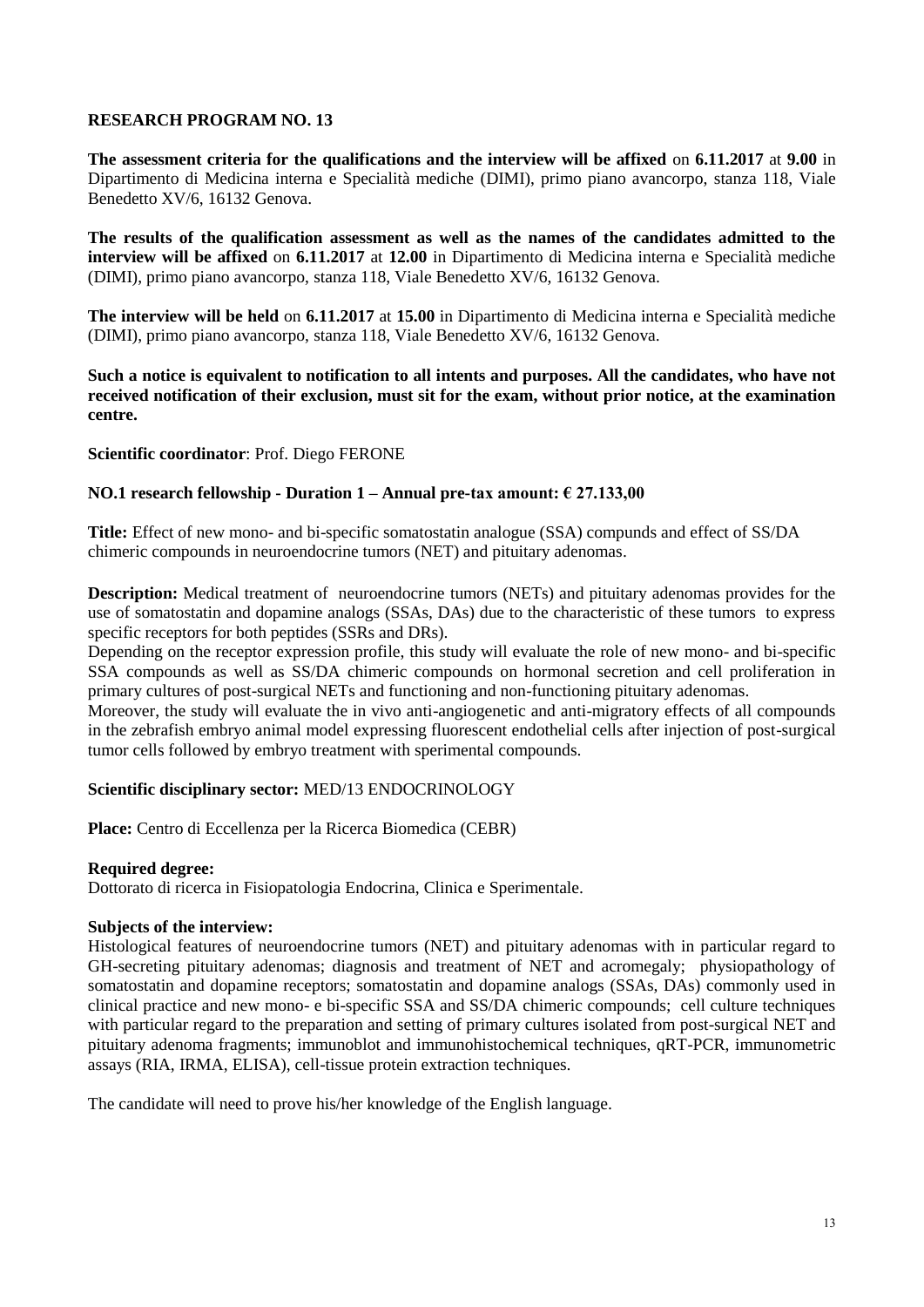**RESEARCH PROGRAM NO. 13**

**The assessment criteria for the qualifications and the interview will be affixed** on **6.11.2017** at **9.00** in Dipartimento di Medicina interna e Specialità mediche (DIMI), primo piano avancorpo, stanza 118, Viale Benedetto XV/6, 16132 Genova.

**The results of the qualification assessment as well as the names of the candidates admitted to the interview will be affixed** on **6.11.2017** at **12.00** in Dipartimento di Medicina interna e Specialità mediche (DIMI), primo piano avancorpo, stanza 118, Viale Benedetto XV/6, 16132 Genova.

**The interview will be held** on **6.11.2017** at **15.00** in Dipartimento di Medicina interna e Specialità mediche (DIMI), primo piano avancorpo, stanza 118, Viale Benedetto XV/6, 16132 Genova.

**Such a notice is equivalent to notification to all intents and purposes. All the candidates, who have not received notification of their exclusion, must sit for the exam, without prior notice, at the examination centre.**

**Scientific coordinator**: Prof. Diego FERONE

**NO.1 research fellowship - Duration 1 – Annual pre-tax amount: € 27.133,00**

**Title:** Effect of new mono- and bi-specific somatostatin analogue (SSA) compunds and effect of SS/DA chimeric compounds in neuroendocrine tumors (NET) and pituitary adenomas.

**Description:** Medical treatment of neuroendocrine tumors (NETs) and pituitary adenomas provides for the use of somatostatin and dopamine analogs (SSAs, DAs) due to the characteristic of these tumors to express specific receptors for both peptides (SSRs and DRs).
Depending on the receptor expression profile, this study will evaluate the role of new mono- and bi-specific SSA compounds as well as SS/DA chimeric compounds on hormonal secretion and cell proliferation in primary cultures of post-surgical NETs and functioning and non-functioning pituitary adenomas.
Moreover, the study will evaluate the in vivo anti-angiogenetic and anti-migratory effects of all compounds in the zebrafish embryo animal model expressing fluorescent endothelial cells after injection of post-surgical tumor cells followed by embryo treatment with sperimental compounds.

**Scientific disciplinary sector:** MED/13 ENDOCRINOLOGY

**Place:** Centro di Eccellenza per la Ricerca Biomedica (CEBR)

**Required degree:**
Dottorato di ricerca in Fisiopatologia Endocrina, Clinica e Sperimentale.

**Subjects of the interview:**
Histological features of neuroendocrine tumors (NET) and pituitary adenomas with in particular regard to GH-secreting pituitary adenomas; diagnosis and treatment of NET and acromegaly; physiopathology of somatostatin and dopamine receptors; somatostatin and dopamine analogs (SSAs, DAs) commonly used in clinical practice and new mono- e bi-specific SSA and SS/DA chimeric compounds; cell culture techniques with particular regard to the preparation and setting of primary cultures isolated from post-surgical NET and pituitary adenoma fragments; immunoblot and immunohistochemical techniques, qRT-PCR, immunometric assays (RIA, IRMA, ELISA), cell-tissue protein extraction techniques.

The candidate will need to prove his/her knowledge of the English language.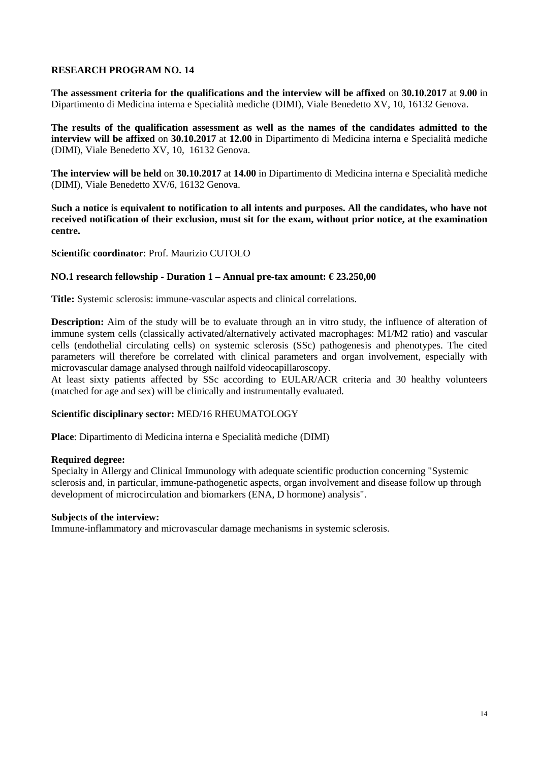### RESEARCH PROGRAM NO. 14

**The assessment criteria for the qualifications and the interview will be affixed** on **30.10.2017** at **9.00** in Dipartimento di Medicina interna e Specialità mediche (DIMI), Viale Benedetto XV, 10, 16132 Genova.

**The results of the qualification assessment as well as the names of the candidates admitted to the interview will be affixed** on **30.10.2017** at **12.00** in Dipartimento di Medicina interna e Specialità mediche (DIMI), Viale Benedetto XV, 10, 16132 Genova.

**The interview will be held** on **30.10.2017** at **14.00** in Dipartimento di Medicina interna e Specialità mediche (DIMI), Viale Benedetto XV/6, 16132 Genova.

**Such a notice is equivalent to notification to all intents and purposes. All the candidates, who have not received notification of their exclusion, must sit for the exam, without prior notice, at the examination centre.**

**Scientific coordinator**: Prof. Maurizio CUTOLO

**NO.1 research fellowship - Duration 1 – Annual pre-tax amount: € 23.250,00**

**Title:** Systemic sclerosis: immune-vascular aspects and clinical correlations.

**Description:** Aim of the study will be to evaluate through an in vitro study, the influence of alteration of immune system cells (classically activated/alternatively activated macrophages: M1/M2 ratio) and vascular cells (endothelial circulating cells) on systemic sclerosis (SSc) pathogenesis and phenotypes. The cited parameters will therefore be correlated with clinical parameters and organ involvement, especially with microvascular damage analysed through nailfold videocapillaroscopy.
At least sixty patients affected by SSc according to EULAR/ACR criteria and 30 healthy volunteers (matched for age and sex) will be clinically and instrumentally evaluated.

**Scientific disciplinary sector:** MED/16 RHEUMATOLOGY

**Place**: Dipartimento di Medicina interna e Specialità mediche (DIMI)

**Required degree:**
Specialty in Allergy and Clinical Immunology with adequate scientific production concerning "Systemic sclerosis and, in particular, immune-pathogenetic aspects, organ involvement and disease follow up through development of microcirculation and biomarkers (ENA, D hormone) analysis".

**Subjects of the interview:**
Immune-inflammatory and microvascular damage mechanisms in systemic sclerosis.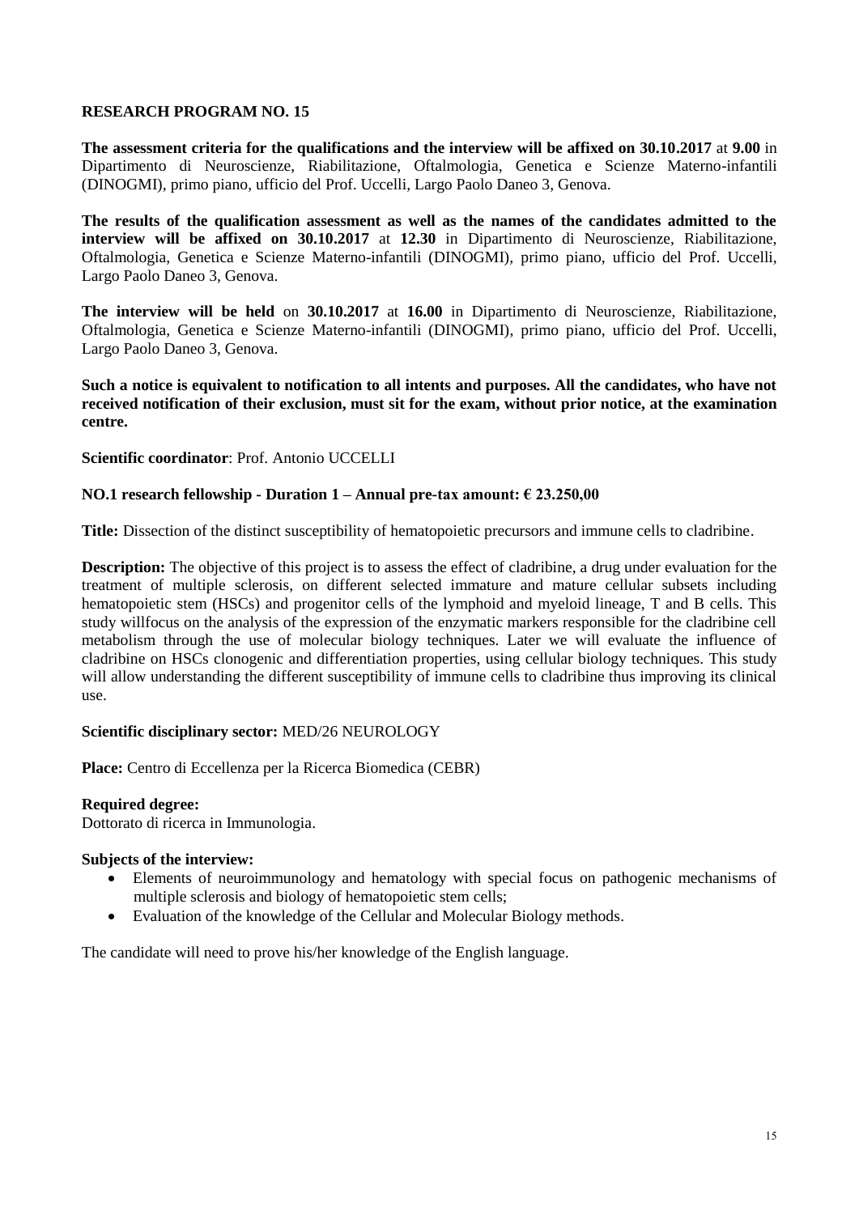**RESEARCH PROGRAM NO. 15**

**The assessment criteria for the qualifications and the interview will be affixed on 30.10.2017** at **9.00** in Dipartimento di Neuroscienze, Riabilitazione, Oftalmologia, Genetica e Scienze Materno-infantili (DINOGMI), primo piano, ufficio del Prof. Uccelli, Largo Paolo Daneo 3, Genova.

**The results of the qualification assessment as well as the names of the candidates admitted to the interview will be affixed on 30.10.2017** at **12.30** in Dipartimento di Neuroscienze, Riabilitazione, Oftalmologia, Genetica e Scienze Materno-infantili (DINOGMI), primo piano, ufficio del Prof. Uccelli, Largo Paolo Daneo 3, Genova.

**The interview will be held** on **30.10.2017** at **16.00** in Dipartimento di Neuroscienze, Riabilitazione, Oftalmologia, Genetica e Scienze Materno-infantili (DINOGMI), primo piano, ufficio del Prof. Uccelli, Largo Paolo Daneo 3, Genova.

**Such a notice is equivalent to notification to all intents and purposes. All the candidates, who have not received notification of their exclusion, must sit for the exam, without prior notice, at the examination centre.**

**Scientific coordinator**: Prof. Antonio UCCELLI

**NO.1 research fellowship - Duration 1 – Annual pre-tax amount: € 23.250,00**

**Title:** Dissection of the distinct susceptibility of hematopoietic precursors and immune cells to cladribine.

**Description:** The objective of this project is to assess the effect of cladribine, a drug under evaluation for the treatment of multiple sclerosis, on different selected immature and mature cellular subsets including hematopoietic stem (HSCs) and progenitor cells of the lymphoid and myeloid lineage, T and B cells. This study willfocus on the analysis of the expression of the enzymatic markers responsible for the cladribine cell metabolism through the use of molecular biology techniques. Later we will evaluate the influence of cladribine on HSCs clonogenic and differentiation properties, using cellular biology techniques. This study will allow understanding the different susceptibility of immune cells to cladribine thus improving its clinical use.

**Scientific disciplinary sector:** MED/26 NEUROLOGY

**Place:** Centro di Eccellenza per la Ricerca Biomedica (CEBR)

**Required degree:**
Dottorato di ricerca in Immunologia.

**Subjects of the interview:**

- Elements of neuroimmunology and hematology with special focus on pathogenic mechanisms of multiple sclerosis and biology of hematopoietic stem cells;
- Evaluation of the knowledge of the Cellular and Molecular Biology methods.

The candidate will need to prove his/her knowledge of the English language.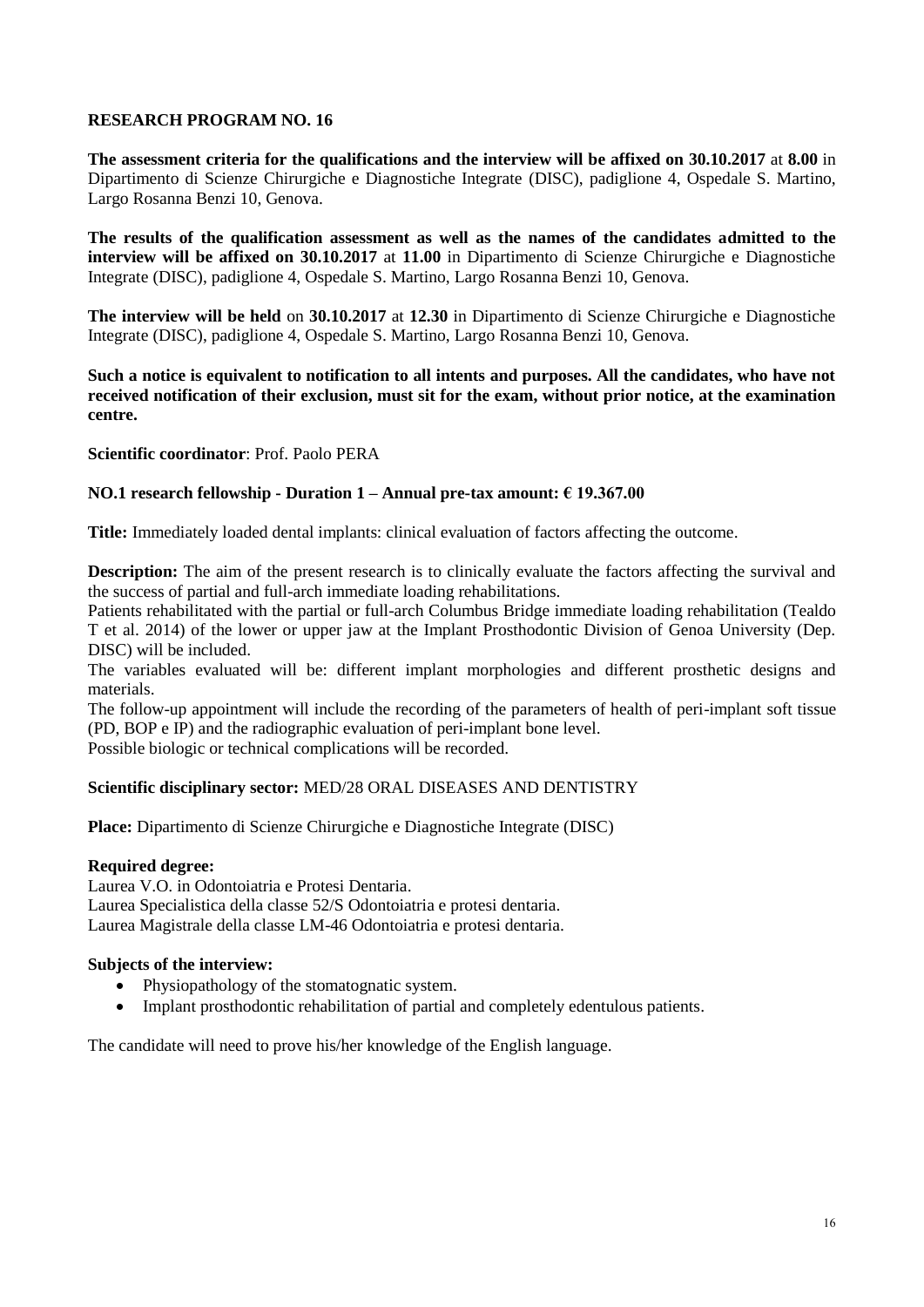**RESEARCH PROGRAM NO. 16**

**The assessment criteria for the qualifications and the interview will be affixed on 30.10.2017** at **8.00** in Dipartimento di Scienze Chirurgiche e Diagnostiche Integrate (DISC), padiglione 4, Ospedale S. Martino, Largo Rosanna Benzi 10, Genova.

**The results of the qualification assessment as well as the names of the candidates admitted to the interview will be affixed on 30.10.2017** at **11.00** in Dipartimento di Scienze Chirurgiche e Diagnostiche Integrate (DISC), padiglione 4, Ospedale S. Martino, Largo Rosanna Benzi 10, Genova.

**The interview will be held** on **30.10.2017** at **12.30** in Dipartimento di Scienze Chirurgiche e Diagnostiche Integrate (DISC), padiglione 4, Ospedale S. Martino, Largo Rosanna Benzi 10, Genova.

**Such a notice is equivalent to notification to all intents and purposes. All the candidates, who have not received notification of their exclusion, must sit for the exam, without prior notice, at the examination centre.**

**Scientific coordinator**: Prof. Paolo PERA

**NO.1 research fellowship - Duration 1 – Annual pre-tax amount: € 19.367.00**

**Title:** Immediately loaded dental implants: clinical evaluation of factors affecting the outcome.

**Description:** The aim of the present research is to clinically evaluate the factors affecting the survival and the success of partial and full-arch immediate loading rehabilitations.
Patients rehabilitated with the partial or full-arch Columbus Bridge immediate loading rehabilitation (Tealdo T et al. 2014) of the lower or upper jaw at the Implant Prosthodontic Division of Genoa University (Dep. DISC) will be included.
The variables evaluated will be: different implant morphologies and different prosthetic designs and materials.
The follow-up appointment will include the recording of the parameters of health of peri-implant soft tissue (PD, BOP e IP) and the radiographic evaluation of peri-implant bone level.
Possible biologic or technical complications will be recorded.

**Scientific disciplinary sector:** MED/28 ORAL DISEASES AND DENTISTRY

**Place:** Dipartimento di Scienze Chirurgiche e Diagnostiche Integrate (DISC)

**Required degree:**
Laurea V.O. in Odontoiatria e Protesi Dentaria.
Laurea Specialistica della classe 52/S Odontoiatria e protesi dentaria.
Laurea Magistrale della classe LM-46 Odontoiatria e protesi dentaria.

**Subjects of the interview:**

- Physiopathology of the stomatognatic system.
- Implant prosthodontic rehabilitation of partial and completely edentulous patients.

The candidate will need to prove his/her knowledge of the English language.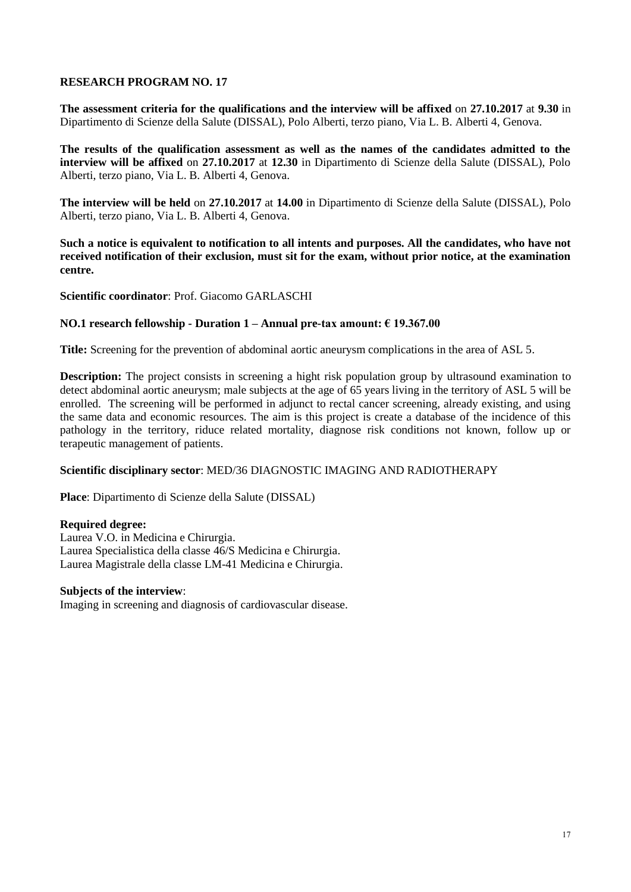## RESEARCH PROGRAM NO. 17

**The assessment criteria for the qualifications and the interview will be affixed** on **27.10.2017** at **9.30** in Dipartimento di Scienze della Salute (DISSAL), Polo Alberti, terzo piano, Via L. B. Alberti 4, Genova.

**The results of the qualification assessment as well as the names of the candidates admitted to the interview will be affixed** on **27.10.2017** at **12.30** in Dipartimento di Scienze della Salute (DISSAL), Polo Alberti, terzo piano, Via L. B. Alberti 4, Genova.

**The interview will be held** on **27.10.2017** at **14.00** in Dipartimento di Scienze della Salute (DISSAL), Polo Alberti, terzo piano, Via L. B. Alberti 4, Genova.

**Such a notice is equivalent to notification to all intents and purposes. All the candidates, who have not received notification of their exclusion, must sit for the exam, without prior notice, at the examination centre.**

**Scientific coordinator**: Prof. Giacomo GARLASCHI

**NO.1 research fellowship - Duration 1 – Annual pre-tax amount: € 19.367.00**

**Title:** Screening for the prevention of abdominal aortic aneurysm complications in the area of ASL 5.

**Description:** The project consists in screening a hight risk population group by ultrasound examination to detect abdominal aortic aneurysm; male subjects at the age of 65 years living in the territory of ASL 5 will be enrolled. The screening will be performed in adjunct to rectal cancer screening, already existing, and using the same data and economic resources. The aim is this project is create a database of the incidence of this pathology in the territory, riduce related mortality, diagnose risk conditions not known, follow up or terapeutic management of patients.

**Scientific disciplinary sector**: MED/36 DIAGNOSTIC IMAGING AND RADIOTHERAPY

**Place**: Dipartimento di Scienze della Salute (DISSAL)

**Required degree:**
Laurea V.O. in Medicina e Chirurgia.
Laurea Specialistica della classe 46/S Medicina e Chirurgia.
Laurea Magistrale della classe LM-41 Medicina e Chirurgia.

**Subjects of the interview**:
Imaging in screening and diagnosis of cardiovascular disease.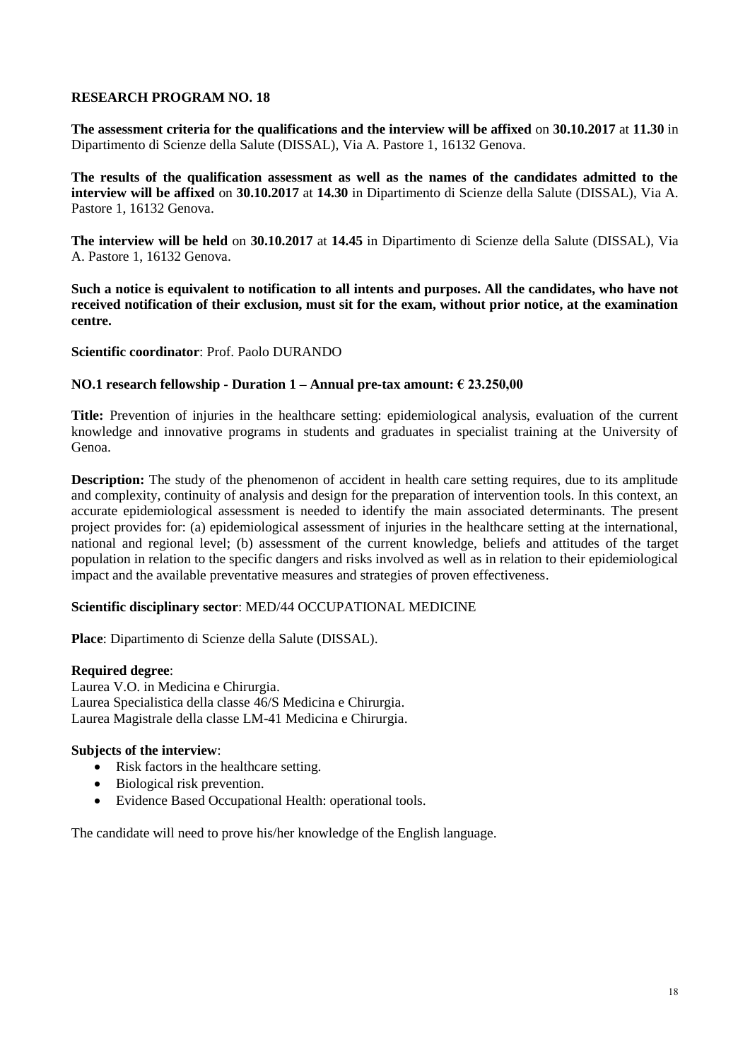## RESEARCH PROGRAM NO. 18

**The assessment criteria for the qualifications and the interview will be affixed** on **30.10.2017** at **11.30** in Dipartimento di Scienze della Salute (DISSAL), Via A. Pastore 1, 16132 Genova.

**The results of the qualification assessment as well as the names of the candidates admitted to the interview will be affixed** on **30.10.2017** at **14.30** in Dipartimento di Scienze della Salute (DISSAL), Via A. Pastore 1, 16132 Genova.

**The interview will be held** on **30.10.2017** at **14.45** in Dipartimento di Scienze della Salute (DISSAL), Via A. Pastore 1, 16132 Genova.

**Such a notice is equivalent to notification to all intents and purposes. All the candidates, who have not received notification of their exclusion, must sit for the exam, without prior notice, at the examination centre.**

**Scientific coordinator**: Prof. Paolo DURANDO

**NO.1 research fellowship - Duration 1 – Annual pre-tax amount: € 23.250,00**

**Title:** Prevention of injuries in the healthcare setting: epidemiological analysis, evaluation of the current knowledge and innovative programs in students and graduates in specialist training at the University of Genoa.

**Description:** The study of the phenomenon of accident in health care setting requires, due to its amplitude and complexity, continuity of analysis and design for the preparation of intervention tools. In this context, an accurate epidemiological assessment is needed to identify the main associated determinants. The present project provides for: (a) epidemiological assessment of injuries in the healthcare setting at the international, national and regional level; (b) assessment of the current knowledge, beliefs and attitudes of the target population in relation to the specific dangers and risks involved as well as in relation to their epidemiological impact and the available preventative measures and strategies of proven effectiveness.

**Scientific disciplinary sector**: MED/44 OCCUPATIONAL MEDICINE

**Place**: Dipartimento di Scienze della Salute (DISSAL).

**Required degree**:
Laurea V.O. in Medicina e Chirurgia.
Laurea Specialistica della classe 46/S Medicina e Chirurgia.
Laurea Magistrale della classe LM-41 Medicina e Chirurgia.

**Subjects of the interview**:

- Risk factors in the healthcare setting.
- Biological risk prevention.
- Evidence Based Occupational Health: operational tools.

The candidate will need to prove his/her knowledge of the English language.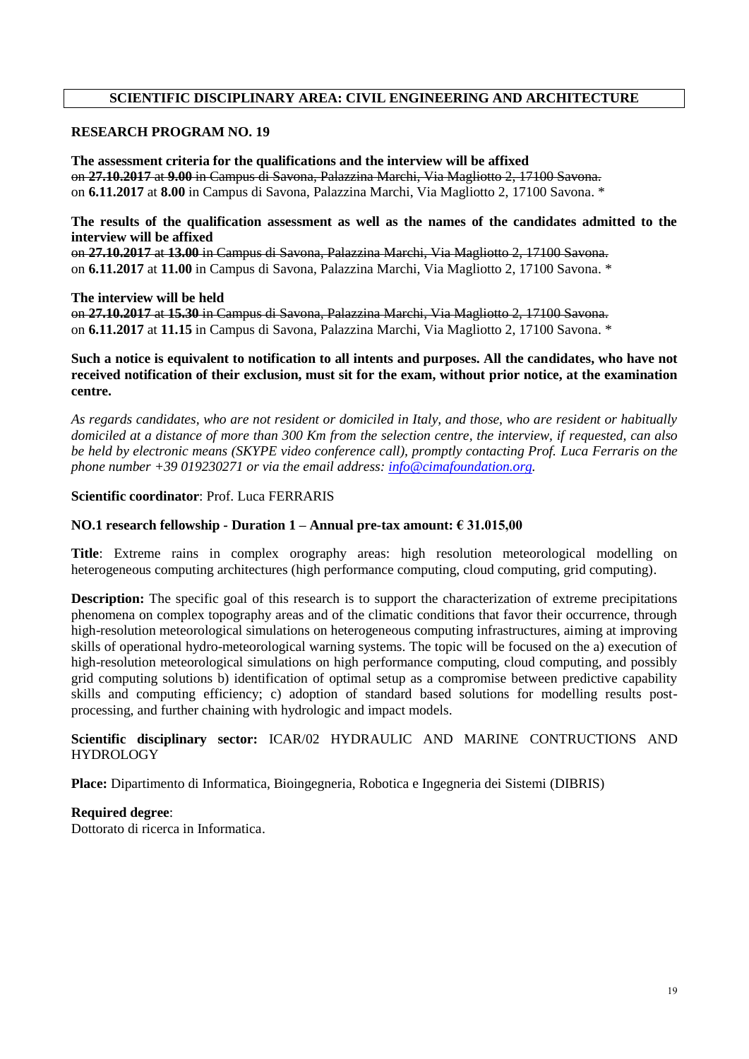**SCIENTIFIC DISCIPLINARY AREA: CIVIL ENGINEERING AND ARCHITECTURE**

**RESEARCH PROGRAM NO. 19**

**The assessment criteria for the qualifications and the interview will be affixed**
~~on **27.10.2017** at **9.00** in Campus di Savona, Palazzina Marchi, Via Magliotto 2, 17100 Savona.~~
on **6.11.2017** at **8.00** in Campus di Savona, Palazzina Marchi, Via Magliotto 2, 17100 Savona. *

**The results of the qualification assessment as well as the names of the candidates admitted to the interview will be affixed**
~~on **27.10.2017** at **13.00** in Campus di Savona, Palazzina Marchi, Via Magliotto 2, 17100 Savona.~~
on **6.11.2017** at **11.00** in Campus di Savona, Palazzina Marchi, Via Magliotto 2, 17100 Savona. *

**The interview will be held**
~~on **27.10.2017** at **15.30** in Campus di Savona, Palazzina Marchi, Via Magliotto 2, 17100 Savona.~~
on **6.11.2017** at **11.15** in Campus di Savona, Palazzina Marchi, Via Magliotto 2, 17100 Savona. *

**Such a notice is equivalent to notification to all intents and purposes. All the candidates, who have not received notification of their exclusion, must sit for the exam, without prior notice, at the examination centre.**

*As regards candidates, who are not resident or domiciled in Italy, and those, who are resident or habitually domiciled at a distance of more than 300 Km from the selection centre, the interview, if requested, can also be held by electronic means (SKYPE video conference call), promptly contacting Prof. Luca Ferraris on the phone number +39 019230271 or via the email address: info@cimafoundation.org.*

**Scientific coordinator**: Prof. Luca FERRARIS

**NO.1 research fellowship - Duration 1 – Annual pre-tax amount: € 31.015,00**

**Title**: Extreme rains in complex orography areas: high resolution meteorological modelling on heterogeneous computing architectures (high performance computing, cloud computing, grid computing).

**Description:** The specific goal of this research is to support the characterization of extreme precipitations phenomena on complex topography areas and of the climatic conditions that favor their occurrence, through high-resolution meteorological simulations on heterogeneous computing infrastructures, aiming at improving skills of operational hydro-meteorological warning systems. The topic will be focused on the a) execution of high-resolution meteorological simulations on high performance computing, cloud computing, and possibly grid computing solutions b) identification of optimal setup as a compromise between predictive capability skills and computing efficiency; c) adoption of standard based solutions for modelling results post-processing, and further chaining with hydrologic and impact models.

**Scientific disciplinary sector:** ICAR/02 HYDRAULIC AND MARINE CONTRUCTIONS AND HYDROLOGY

**Place:** Dipartimento di Informatica, Bioingegneria, Robotica e Ingegneria dei Sistemi (DIBRIS)

**Required degree**:
Dottorato di ricerca in Informatica.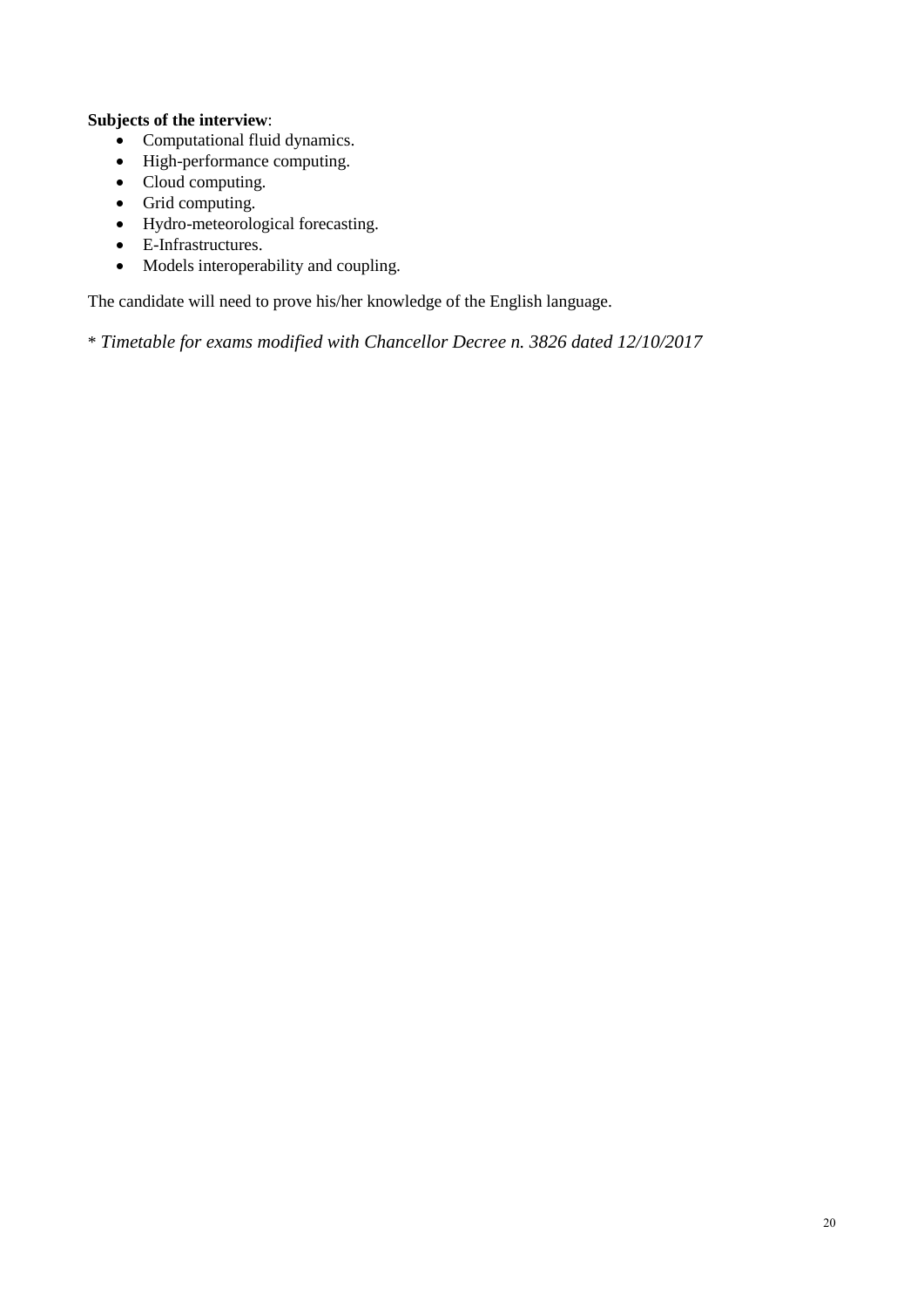**Subjects of the interview**:

- Computational fluid dynamics.
- High-performance computing.
- Cloud computing.
- Grid computing.
- Hydro-meteorological forecasting.
- E-Infrastructures.
- Models interoperability and coupling.

The candidate will need to prove his/her knowledge of the English language.

\* *Timetable for exams modified with Chancellor Decree n. 3826 dated 12/10/2017*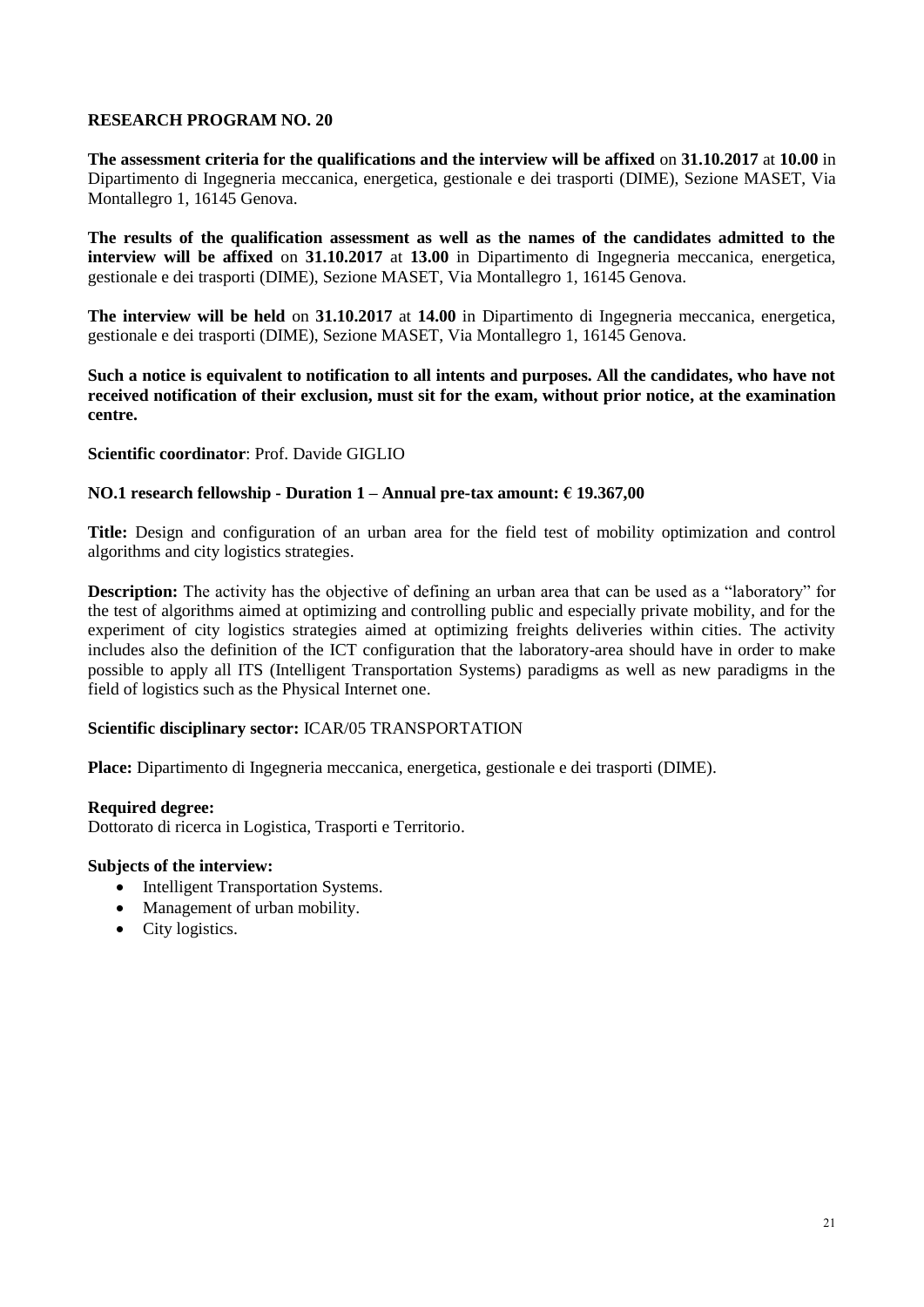## RESEARCH PROGRAM NO. 20

**The assessment criteria for the qualifications and the interview will be affixed** on **31.10.2017** at **10.00** in Dipartimento di Ingegneria meccanica, energetica, gestionale e dei trasporti (DIME), Sezione MASET, Via Montallegro 1, 16145 Genova.

**The results of the qualification assessment as well as the names of the candidates admitted to the interview will be affixed** on **31.10.2017** at **13.00** in Dipartimento di Ingegneria meccanica, energetica, gestionale e dei trasporti (DIME), Sezione MASET, Via Montallegro 1, 16145 Genova.

**The interview will be held** on **31.10.2017** at **14.00** in Dipartimento di Ingegneria meccanica, energetica, gestionale e dei trasporti (DIME), Sezione MASET, Via Montallegro 1, 16145 Genova.

**Such a notice is equivalent to notification to all intents and purposes. All the candidates, who have not received notification of their exclusion, must sit for the exam, without prior notice, at the examination centre.**

**Scientific coordinator**: Prof. Davide GIGLIO

**NO.1 research fellowship - Duration 1 – Annual pre-tax amount: € 19.367,00**

**Title:** Design and configuration of an urban area for the field test of mobility optimization and control algorithms and city logistics strategies.

**Description:** The activity has the objective of defining an urban area that can be used as a "laboratory" for the test of algorithms aimed at optimizing and controlling public and especially private mobility, and for the experiment of city logistics strategies aimed at optimizing freights deliveries within cities. The activity includes also the definition of the ICT configuration that the laboratory-area should have in order to make possible to apply all ITS (Intelligent Transportation Systems) paradigms as well as new paradigms in the field of logistics such as the Physical Internet one.

**Scientific disciplinary sector:** ICAR/05 TRANSPORTATION

**Place:** Dipartimento di Ingegneria meccanica, energetica, gestionale e dei trasporti (DIME).

**Required degree:**
Dottorato di ricerca in Logistica, Trasporti e Territorio.

**Subjects of the interview:**

- Intelligent Transportation Systems.
- Management of urban mobility.
- City logistics.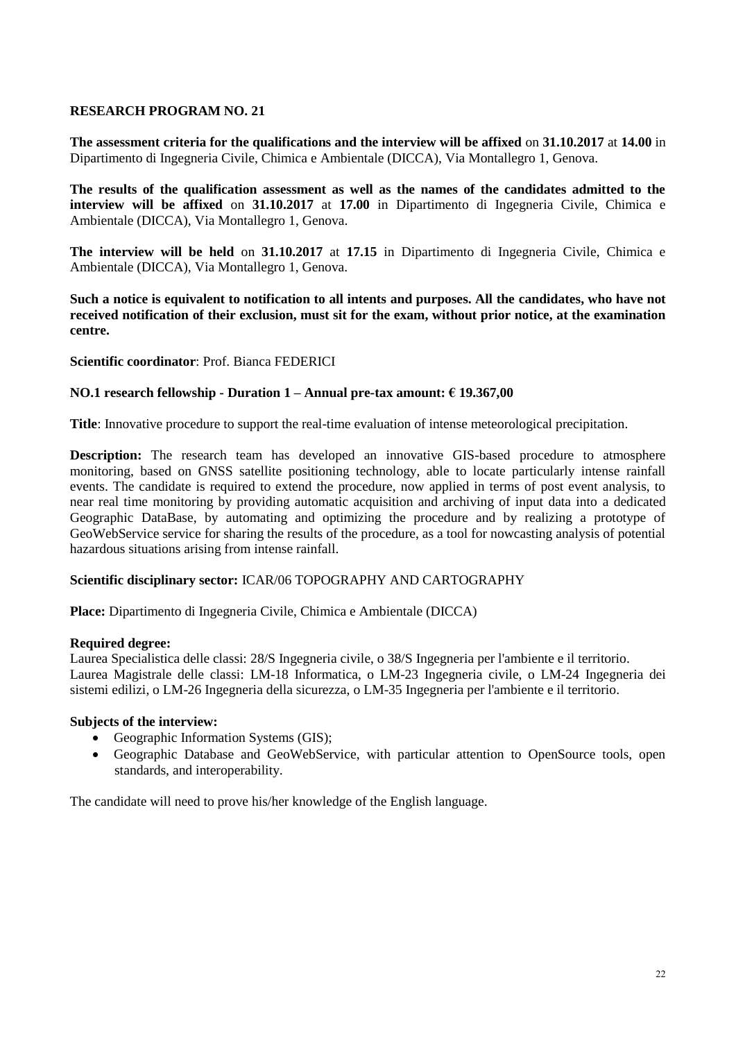## RESEARCH PROGRAM NO. 21

**The assessment criteria for the qualifications and the interview will be affixed** on **31.10.2017** at **14.00** in Dipartimento di Ingegneria Civile, Chimica e Ambientale (DICCA), Via Montallegro 1, Genova.

**The results of the qualification assessment as well as the names of the candidates admitted to the interview will be affixed** on **31.10.2017** at **17.00** in Dipartimento di Ingegneria Civile, Chimica e Ambientale (DICCA), Via Montallegro 1, Genova.

**The interview will be held** on **31.10.2017** at **17.15** in Dipartimento di Ingegneria Civile, Chimica e Ambientale (DICCA), Via Montallegro 1, Genova.

**Such a notice is equivalent to notification to all intents and purposes. All the candidates, who have not received notification of their exclusion, must sit for the exam, without prior notice, at the examination centre.**

**Scientific coordinator**: Prof. Bianca FEDERICI

**NO.1 research fellowship - Duration 1 – Annual pre-tax amount: € 19.367,00**

**Title**: Innovative procedure to support the real-time evaluation of intense meteorological precipitation.

**Description:** The research team has developed an innovative GIS-based procedure to atmosphere monitoring, based on GNSS satellite positioning technology, able to locate particularly intense rainfall events. The candidate is required to extend the procedure, now applied in terms of post event analysis, to near real time monitoring by providing automatic acquisition and archiving of input data into a dedicated Geographic DataBase, by automating and optimizing the procedure and by realizing a prototype of GeoWebService service for sharing the results of the procedure, as a tool for nowcasting analysis of potential hazardous situations arising from intense rainfall.

**Scientific disciplinary sector:** ICAR/06 TOPOGRAPHY AND CARTOGRAPHY

**Place:** Dipartimento di Ingegneria Civile, Chimica e Ambientale (DICCA)

**Required degree:**
Laurea Specialistica delle classi: 28/S Ingegneria civile, o 38/S Ingegneria per l'ambiente e il territorio.
Laurea Magistrale delle classi: LM-18 Informatica, o LM-23 Ingegneria civile, o LM-24 Ingegneria dei sistemi edilizi, o LM-26 Ingegneria della sicurezza, o LM-35 Ingegneria per l'ambiente e il territorio.

**Subjects of the interview:**

- Geographic Information Systems (GIS);
- Geographic Database and GeoWebService, with particular attention to OpenSource tools, open standards, and interoperability.

The candidate will need to prove his/her knowledge of the English language.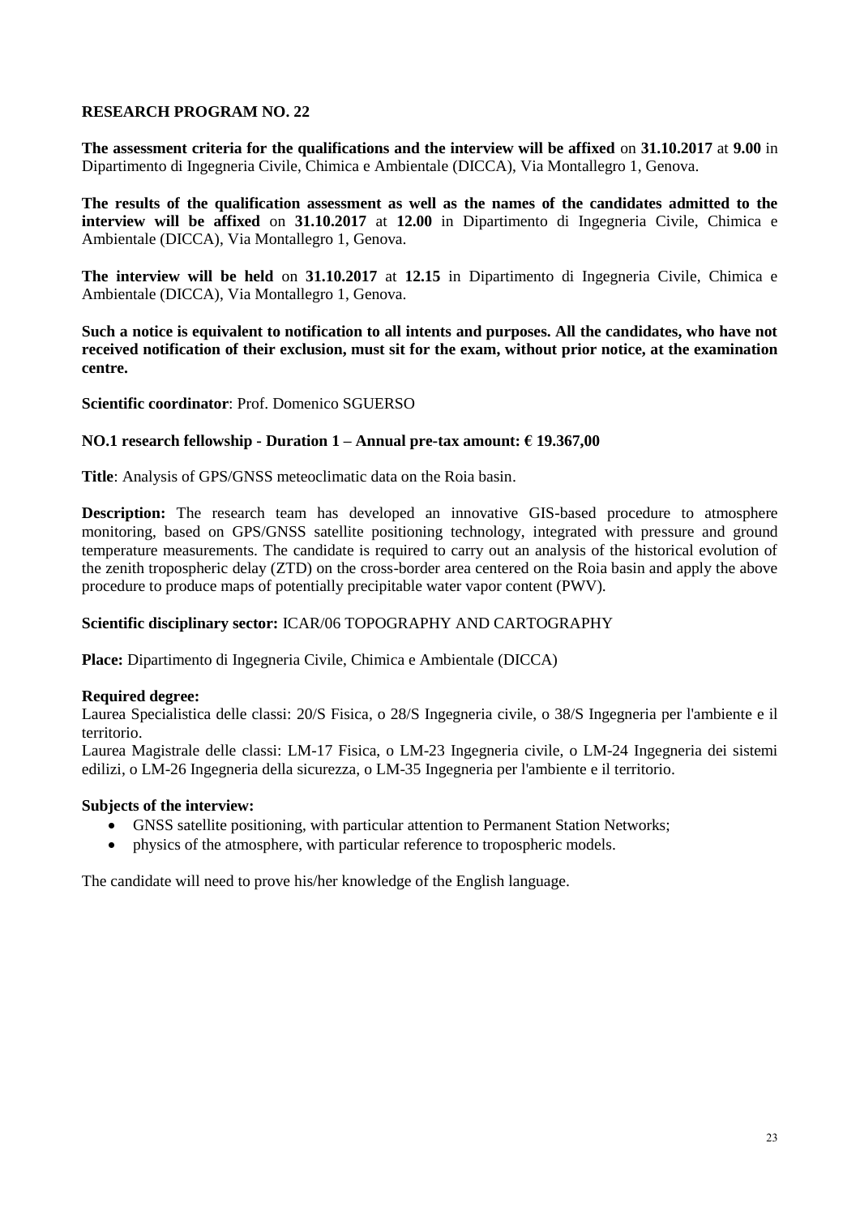**RESEARCH PROGRAM NO. 22**

**The assessment criteria for the qualifications and the interview will be affixed** on **31.10.2017** at **9.00** in Dipartimento di Ingegneria Civile, Chimica e Ambientale (DICCA), Via Montallegro 1, Genova.

**The results of the qualification assessment as well as the names of the candidates admitted to the interview will be affixed** on **31.10.2017** at **12.00** in Dipartimento di Ingegneria Civile, Chimica e Ambientale (DICCA), Via Montallegro 1, Genova.

**The interview will be held** on **31.10.2017** at **12.15** in Dipartimento di Ingegneria Civile, Chimica e Ambientale (DICCA), Via Montallegro 1, Genova.

**Such a notice is equivalent to notification to all intents and purposes. All the candidates, who have not received notification of their exclusion, must sit for the exam, without prior notice, at the examination centre.**

**Scientific coordinator**: Prof. Domenico SGUERSO

**NO.1 research fellowship - Duration 1 – Annual pre-tax amount: € 19.367,00**

**Title**: Analysis of GPS/GNSS meteoclimatic data on the Roia basin.

**Description:** The research team has developed an innovative GIS-based procedure to atmosphere monitoring, based on GPS/GNSS satellite positioning technology, integrated with pressure and ground temperature measurements. The candidate is required to carry out an analysis of the historical evolution of the zenith tropospheric delay (ZTD) on the cross-border area centered on the Roia basin and apply the above procedure to produce maps of potentially precipitable water vapor content (PWV).

**Scientific disciplinary sector:** ICAR/06 TOPOGRAPHY AND CARTOGRAPHY

**Place:** Dipartimento di Ingegneria Civile, Chimica e Ambientale (DICCA)

**Required degree:**
Laurea Specialistica delle classi: 20/S Fisica, o 28/S Ingegneria civile, o 38/S Ingegneria per l'ambiente e il territorio.
Laurea Magistrale delle classi: LM-17 Fisica, o LM-23 Ingegneria civile, o LM-24 Ingegneria dei sistemi edilizi, o LM-26 Ingegneria della sicurezza, o LM-35 Ingegneria per l'ambiente e il territorio.

**Subjects of the interview:**

- GNSS satellite positioning, with particular attention to Permanent Station Networks;
- physics of the atmosphere, with particular reference to tropospheric models.

The candidate will need to prove his/her knowledge of the English language.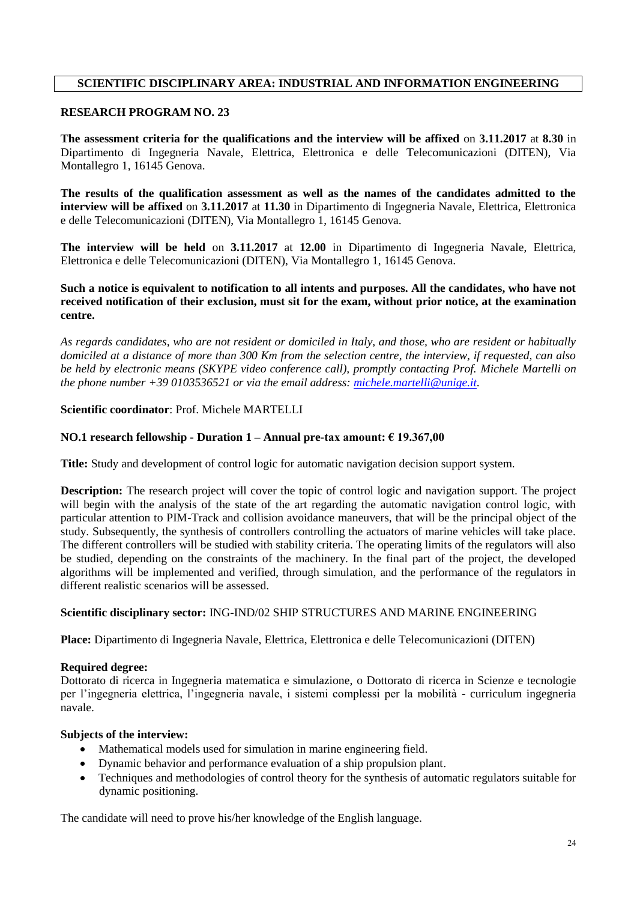## SCIENTIFIC DISCIPLINARY AREA: INDUSTRIAL AND INFORMATION ENGINEERING

### RESEARCH PROGRAM NO. 23

**The assessment criteria for the qualifications and the interview will be affixed** on **3.11.2017** at **8.30** in Dipartimento di Ingegneria Navale, Elettrica, Elettronica e delle Telecomunicazioni (DITEN), Via Montallegro 1, 16145 Genova.

**The results of the qualification assessment as well as the names of the candidates admitted to the interview will be affixed** on **3.11.2017** at **11.30** in Dipartimento di Ingegneria Navale, Elettrica, Elettronica e delle Telecomunicazioni (DITEN), Via Montallegro 1, 16145 Genova.

**The interview will be held** on **3.11.2017** at **12.00** in Dipartimento di Ingegneria Navale, Elettrica, Elettronica e delle Telecomunicazioni (DITEN), Via Montallegro 1, 16145 Genova.

**Such a notice is equivalent to notification to all intents and purposes. All the candidates, who have not received notification of their exclusion, must sit for the exam, without prior notice, at the examination centre.**

*As regards candidates, who are not resident or domiciled in Italy, and those, who are resident or habitually domiciled at a distance of more than 300 Km from the selection centre, the interview, if requested, can also be held by electronic means (SKYPE video conference call), promptly contacting Prof. Michele Martelli on the phone number +39 0103536521 or via the email address: michele.martelli@unige.it.*

**Scientific coordinator**: Prof. Michele MARTELLI

**NO.1 research fellowship - Duration 1 – Annual pre-tax amount: € 19.367,00**

**Title:** Study and development of control logic for automatic navigation decision support system.

**Description:** The research project will cover the topic of control logic and navigation support. The project will begin with the analysis of the state of the art regarding the automatic navigation control logic, with particular attention to PIM-Track and collision avoidance maneuvers, that will be the principal object of the study. Subsequently, the synthesis of controllers controlling the actuators of marine vehicles will take place. The different controllers will be studied with stability criteria. The operating limits of the regulators will also be studied, depending on the constraints of the machinery. In the final part of the project, the developed algorithms will be implemented and verified, through simulation, and the performance of the regulators in different realistic scenarios will be assessed.

**Scientific disciplinary sector:** ING-IND/02 SHIP STRUCTURES AND MARINE ENGINEERING

**Place:** Dipartimento di Ingegneria Navale, Elettrica, Elettronica e delle Telecomunicazioni (DITEN)

**Required degree:**
Dottorato di ricerca in Ingegneria matematica e simulazione, o Dottorato di ricerca in Scienze e tecnologie per l'ingegneria elettrica, l'ingegneria navale, i sistemi complessi per la mobilità - curriculum ingegneria navale.

**Subjects of the interview:**

- Mathematical models used for simulation in marine engineering field.
- Dynamic behavior and performance evaluation of a ship propulsion plant.
- Techniques and methodologies of control theory for the synthesis of automatic regulators suitable for dynamic positioning.

The candidate will need to prove his/her knowledge of the English language.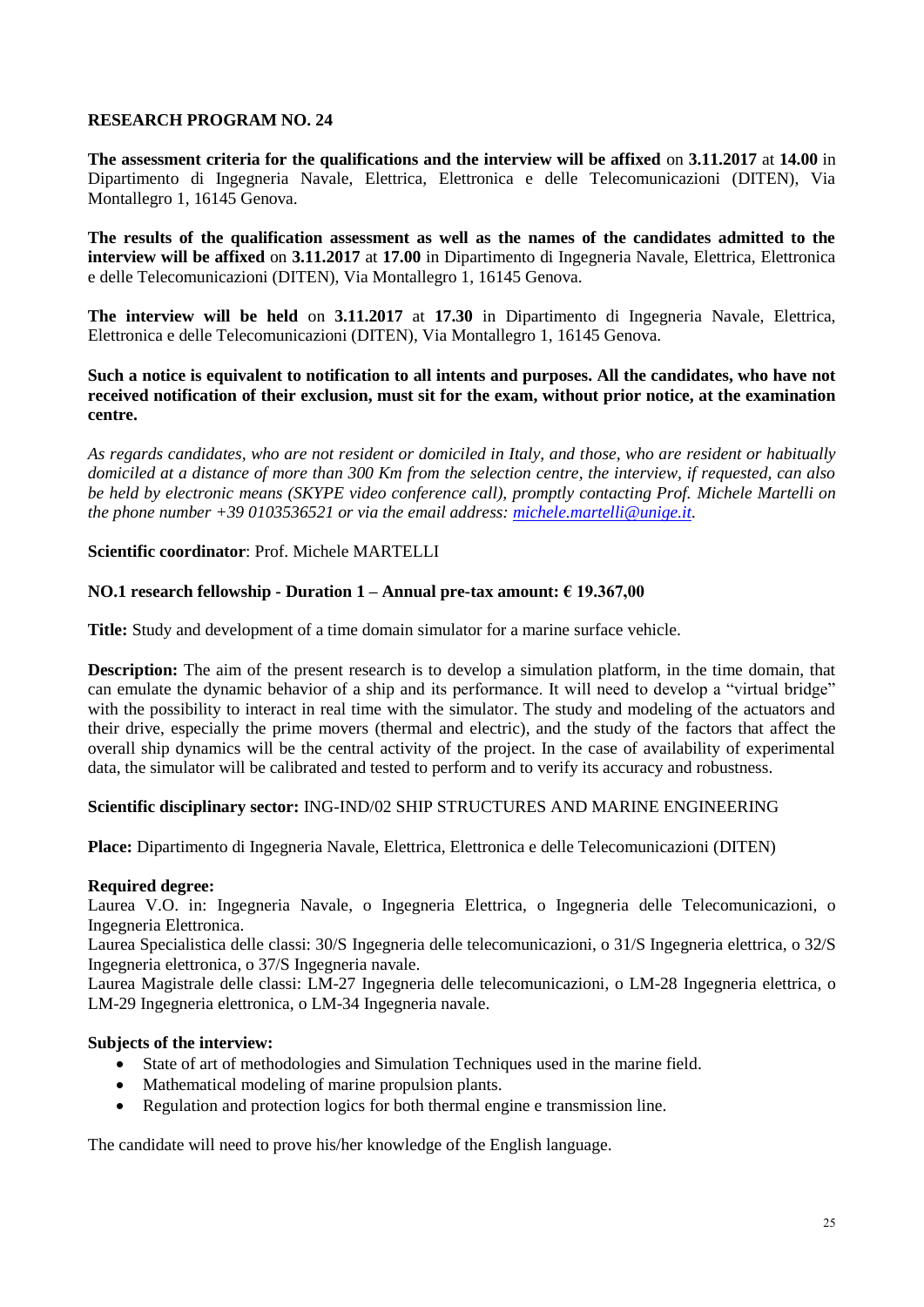## RESEARCH PROGRAM NO. 24

**The assessment criteria for the qualifications and the interview will be affixed** on **3.11.2017** at **14.00** in Dipartimento di Ingegneria Navale, Elettrica, Elettronica e delle Telecomunicazioni (DITEN), Via Montallegro 1, 16145 Genova.

**The results of the qualification assessment as well as the names of the candidates admitted to the interview will be affixed** on **3.11.2017** at **17.00** in Dipartimento di Ingegneria Navale, Elettrica, Elettronica e delle Telecomunicazioni (DITEN), Via Montallegro 1, 16145 Genova.

**The interview will be held** on **3.11.2017** at **17.30** in Dipartimento di Ingegneria Navale, Elettrica, Elettronica e delle Telecomunicazioni (DITEN), Via Montallegro 1, 16145 Genova.

**Such a notice is equivalent to notification to all intents and purposes. All the candidates, who have not received notification of their exclusion, must sit for the exam, without prior notice, at the examination centre.**

*As regards candidates, who are not resident or domiciled in Italy, and those, who are resident or habitually domiciled at a distance of more than 300 Km from the selection centre, the interview, if requested, can also be held by electronic means (SKYPE video conference call), promptly contacting Prof. Michele Martelli on the phone number +39 0103536521 or via the email address: michele.martelli@unige.it.*

**Scientific coordinator**: Prof. Michele MARTELLI

**NO.1 research fellowship - Duration 1 – Annual pre-tax amount: € 19.367,00**

**Title:** Study and development of a time domain simulator for a marine surface vehicle.

**Description:** The aim of the present research is to develop a simulation platform, in the time domain, that can emulate the dynamic behavior of a ship and its performance. It will need to develop a "virtual bridge" with the possibility to interact in real time with the simulator. The study and modeling of the actuators and their drive, especially the prime movers (thermal and electric), and the study of the factors that affect the overall ship dynamics will be the central activity of the project. In the case of availability of experimental data, the simulator will be calibrated and tested to perform and to verify its accuracy and robustness.

**Scientific disciplinary sector:** ING-IND/02 SHIP STRUCTURES AND MARINE ENGINEERING

**Place:** Dipartimento di Ingegneria Navale, Elettrica, Elettronica e delle Telecomunicazioni (DITEN)

**Required degree:**
Laurea V.O. in: Ingegneria Navale, o Ingegneria Elettrica, o Ingegneria delle Telecomunicazioni, o Ingegneria Elettronica.
Laurea Specialistica delle classi: 30/S Ingegneria delle telecomunicazioni, o 31/S Ingegneria elettrica, o 32/S Ingegneria elettronica, o 37/S Ingegneria navale.
Laurea Magistrale delle classi: LM-27 Ingegneria delle telecomunicazioni, o LM-28 Ingegneria elettrica, o LM-29 Ingegneria elettronica, o LM-34 Ingegneria navale.

**Subjects of the interview:**

- State of art of methodologies and Simulation Techniques used in the marine field.
- Mathematical modeling of marine propulsion plants.
- Regulation and protection logics for both thermal engine e transmission line.

The candidate will need to prove his/her knowledge of the English language.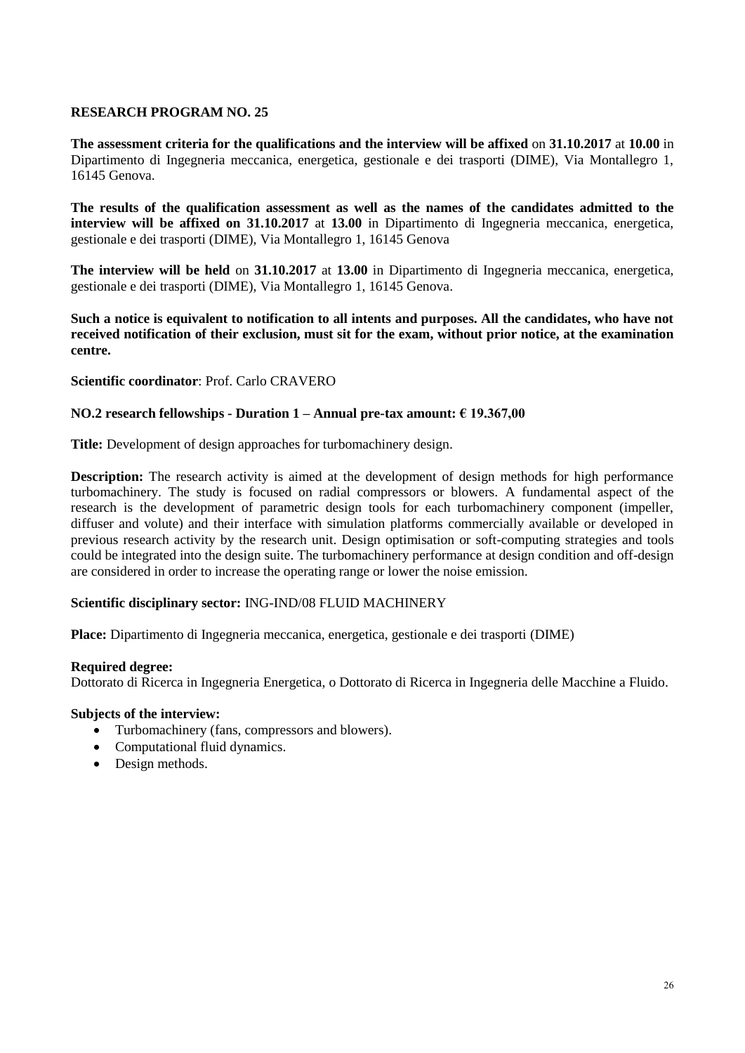**RESEARCH PROGRAM NO. 25**

**The assessment criteria for the qualifications and the interview will be affixed** on **31.10.2017** at **10.00** in Dipartimento di Ingegneria meccanica, energetica, gestionale e dei trasporti (DIME), Via Montallegro 1, 16145 Genova.

**The results of the qualification assessment as well as the names of the candidates admitted to the interview will be affixed on 31.10.2017** at **13.00** in Dipartimento di Ingegneria meccanica, energetica, gestionale e dei trasporti (DIME), Via Montallegro 1, 16145 Genova

**The interview will be held** on **31.10.2017** at **13.00** in Dipartimento di Ingegneria meccanica, energetica, gestionale e dei trasporti (DIME), Via Montallegro 1, 16145 Genova.

**Such a notice is equivalent to notification to all intents and purposes. All the candidates, who have not received notification of their exclusion, must sit for the exam, without prior notice, at the examination centre.**

**Scientific coordinator**: Prof. Carlo CRAVERO

**NO.2 research fellowships - Duration 1 – Annual pre-tax amount: € 19.367,00**

**Title:** Development of design approaches for turbomachinery design.

**Description:** The research activity is aimed at the development of design methods for high performance turbomachinery. The study is focused on radial compressors or blowers. A fundamental aspect of the research is the development of parametric design tools for each turbomachinery component (impeller, diffuser and volute) and their interface with simulation platforms commercially available or developed in previous research activity by the research unit. Design optimisation or soft-computing strategies and tools could be integrated into the design suite. The turbomachinery performance at design condition and off-design are considered in order to increase the operating range or lower the noise emission.

**Scientific disciplinary sector:** ING-IND/08 FLUID MACHINERY

**Place:** Dipartimento di Ingegneria meccanica, energetica, gestionale e dei trasporti (DIME)

**Required degree:**
Dottorato di Ricerca in Ingegneria Energetica, o Dottorato di Ricerca in Ingegneria delle Macchine a Fluido.

**Subjects of the interview:**

- Turbomachinery (fans, compressors and blowers).
- Computational fluid dynamics.
- Design methods.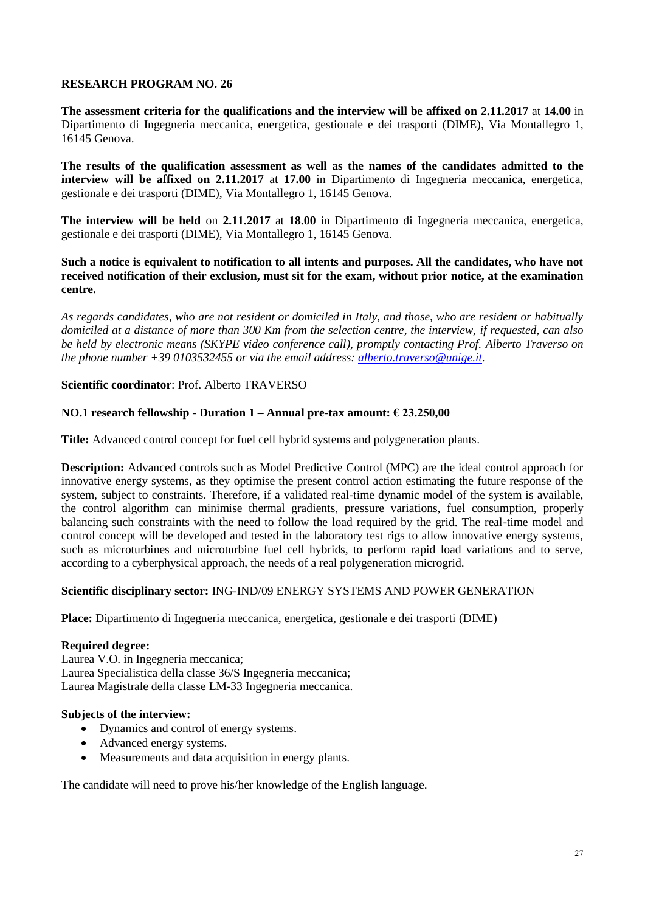**RESEARCH PROGRAM NO. 26**

**The assessment criteria for the qualifications and the interview will be affixed on 2.11.2017** at **14.00** in Dipartimento di Ingegneria meccanica, energetica, gestionale e dei trasporti (DIME), Via Montallegro 1, 16145 Genova.

**The results of the qualification assessment as well as the names of the candidates admitted to the interview will be affixed on 2.11.2017** at **17.00** in Dipartimento di Ingegneria meccanica, energetica, gestionale e dei trasporti (DIME), Via Montallegro 1, 16145 Genova.

**The interview will be held** on **2.11.2017** at **18.00** in Dipartimento di Ingegneria meccanica, energetica, gestionale e dei trasporti (DIME), Via Montallegro 1, 16145 Genova.

**Such a notice is equivalent to notification to all intents and purposes. All the candidates, who have not received notification of their exclusion, must sit for the exam, without prior notice, at the examination centre.**

*As regards candidates, who are not resident or domiciled in Italy, and those, who are resident or habitually domiciled at a distance of more than 300 Km from the selection centre, the interview, if requested, can also be held by electronic means (SKYPE video conference call), promptly contacting Prof. Alberto Traverso on the phone number +39 0103532455 or via the email address: alberto.traverso@unige.it.*

**Scientific coordinator**: Prof. Alberto TRAVERSO

**NO.1 research fellowship - Duration 1 – Annual pre-tax amount: € 23.250,00**

**Title:** Advanced control concept for fuel cell hybrid systems and polygeneration plants.

**Description:** Advanced controls such as Model Predictive Control (MPC) are the ideal control approach for innovative energy systems, as they optimise the present control action estimating the future response of the system, subject to constraints. Therefore, if a validated real-time dynamic model of the system is available, the control algorithm can minimise thermal gradients, pressure variations, fuel consumption, properly balancing such constraints with the need to follow the load required by the grid. The real-time model and control concept will be developed and tested in the laboratory test rigs to allow innovative energy systems, such as microturbines and microturbine fuel cell hybrids, to perform rapid load variations and to serve, according to a cyberphysical approach, the needs of a real polygeneration microgrid.

**Scientific disciplinary sector:** ING-IND/09 ENERGY SYSTEMS AND POWER GENERATION

**Place:** Dipartimento di Ingegneria meccanica, energetica, gestionale e dei trasporti (DIME)

**Required degree:**
Laurea V.O. in Ingegneria meccanica;
Laurea Specialistica della classe 36/S Ingegneria meccanica;
Laurea Magistrale della classe LM-33 Ingegneria meccanica.

**Subjects of the interview:**

- Dynamics and control of energy systems.
- Advanced energy systems.
- Measurements and data acquisition in energy plants.

The candidate will need to prove his/her knowledge of the English language.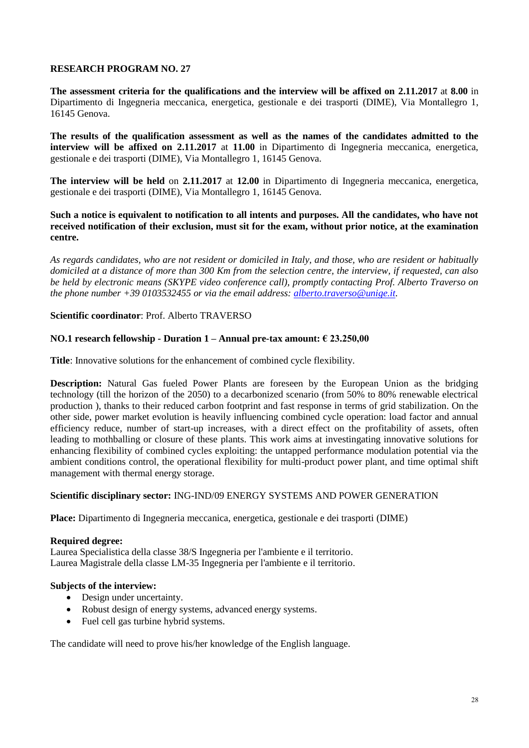**RESEARCH PROGRAM NO. 27**

**The assessment criteria for the qualifications and the interview will be affixed on 2.11.2017** at **8.00** in Dipartimento di Ingegneria meccanica, energetica, gestionale e dei trasporti (DIME), Via Montallegro 1, 16145 Genova.

**The results of the qualification assessment as well as the names of the candidates admitted to the interview will be affixed on 2.11.2017** at **11.00** in Dipartimento di Ingegneria meccanica, energetica, gestionale e dei trasporti (DIME), Via Montallegro 1, 16145 Genova.

**The interview will be held** on **2.11.2017** at **12.00** in Dipartimento di Ingegneria meccanica, energetica, gestionale e dei trasporti (DIME), Via Montallegro 1, 16145 Genova.

**Such a notice is equivalent to notification to all intents and purposes. All the candidates, who have not received notification of their exclusion, must sit for the exam, without prior notice, at the examination centre.**

*As regards candidates, who are not resident or domiciled in Italy, and those, who are resident or habitually domiciled at a distance of more than 300 Km from the selection centre, the interview, if requested, can also be held by electronic means (SKYPE video conference call), promptly contacting Prof. Alberto Traverso on the phone number +39 0103532455 or via the email address: alberto.traverso@unige.it.*

**Scientific coordinator**: Prof. Alberto TRAVERSO

**NO.1 research fellowship - Duration 1 – Annual pre-tax amount: € 23.250,00**

**Title**: Innovative solutions for the enhancement of combined cycle flexibility.

**Description:** Natural Gas fueled Power Plants are foreseen by the European Union as the bridging technology (till the horizon of the 2050) to a decarbonized scenario (from 50% to 80% renewable electrical production ), thanks to their reduced carbon footprint and fast response in terms of grid stabilization. On the other side, power market evolution is heavily influencing combined cycle operation: load factor and annual efficiency reduce, number of start-up increases, with a direct effect on the profitability of assets, often leading to mothballing or closure of these plants. This work aims at investingating innovative solutions for enhancing flexibility of combined cycles exploiting: the untapped performance modulation potential via the ambient conditions control, the operational flexibility for multi-product power plant, and time optimal shift management with thermal energy storage.

**Scientific disciplinary sector:** ING-IND/09 ENERGY SYSTEMS AND POWER GENERATION

**Place:** Dipartimento di Ingegneria meccanica, energetica, gestionale e dei trasporti (DIME)

**Required degree:**
Laurea Specialistica della classe 38/S Ingegneria per l'ambiente e il territorio.
Laurea Magistrale della classe LM-35 Ingegneria per l'ambiente e il territorio.

**Subjects of the interview:**

- Design under uncertainty.
- Robust design of energy systems, advanced energy systems.
- Fuel cell gas turbine hybrid systems.

The candidate will need to prove his/her knowledge of the English language.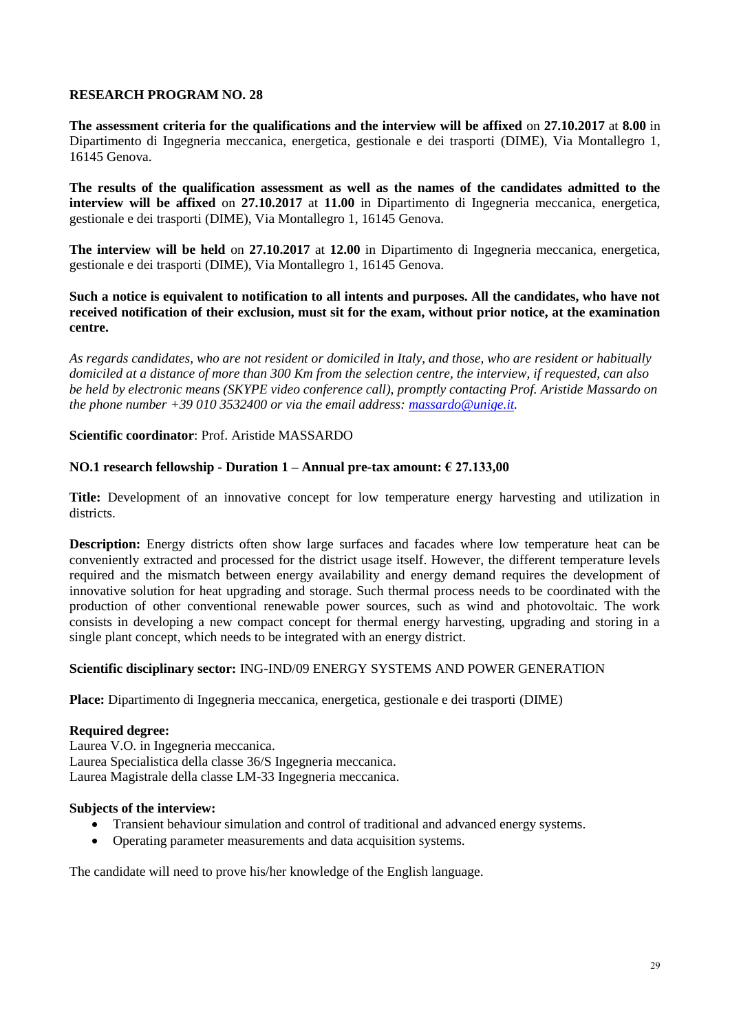## RESEARCH PROGRAM NO. 28

**The assessment criteria for the qualifications and the interview will be affixed** on **27.10.2017** at **8.00** in Dipartimento di Ingegneria meccanica, energetica, gestionale e dei trasporti (DIME), Via Montallegro 1, 16145 Genova.

**The results of the qualification assessment as well as the names of the candidates admitted to the interview will be affixed** on **27.10.2017** at **11.00** in Dipartimento di Ingegneria meccanica, energetica, gestionale e dei trasporti (DIME), Via Montallegro 1, 16145 Genova.

**The interview will be held** on **27.10.2017** at **12.00** in Dipartimento di Ingegneria meccanica, energetica, gestionale e dei trasporti (DIME), Via Montallegro 1, 16145 Genova.

**Such a notice is equivalent to notification to all intents and purposes. All the candidates, who have not received notification of their exclusion, must sit for the exam, without prior notice, at the examination centre.**

*As regards candidates, who are not resident or domiciled in Italy, and those, who are resident or habitually domiciled at a distance of more than 300 Km from the selection centre, the interview, if requested, can also be held by electronic means (SKYPE video conference call), promptly contacting Prof. Aristide Massardo on the phone number +39 010 3532400 or via the email address: massardo@unige.it.*

**Scientific coordinator**: Prof. Aristide MASSARDO

**NO.1 research fellowship - Duration 1 – Annual pre-tax amount: € 27.133,00**

**Title:** Development of an innovative concept for low temperature energy harvesting and utilization in districts.

**Description:** Energy districts often show large surfaces and facades where low temperature heat can be conveniently extracted and processed for the district usage itself. However, the different temperature levels required and the mismatch between energy availability and energy demand requires the development of innovative solution for heat upgrading and storage. Such thermal process needs to be coordinated with the production of other conventional renewable power sources, such as wind and photovoltaic. The work consists in developing a new compact concept for thermal energy harvesting, upgrading and storing in a single plant concept, which needs to be integrated with an energy district.

**Scientific disciplinary sector:** ING-IND/09 ENERGY SYSTEMS AND POWER GENERATION

**Place:** Dipartimento di Ingegneria meccanica, energetica, gestionale e dei trasporti (DIME)

**Required degree:**
Laurea V.O. in Ingegneria meccanica.
Laurea Specialistica della classe 36/S Ingegneria meccanica.
Laurea Magistrale della classe LM-33 Ingegneria meccanica.

**Subjects of the interview:**

- Transient behaviour simulation and control of traditional and advanced energy systems.
- Operating parameter measurements and data acquisition systems.

The candidate will need to prove his/her knowledge of the English language.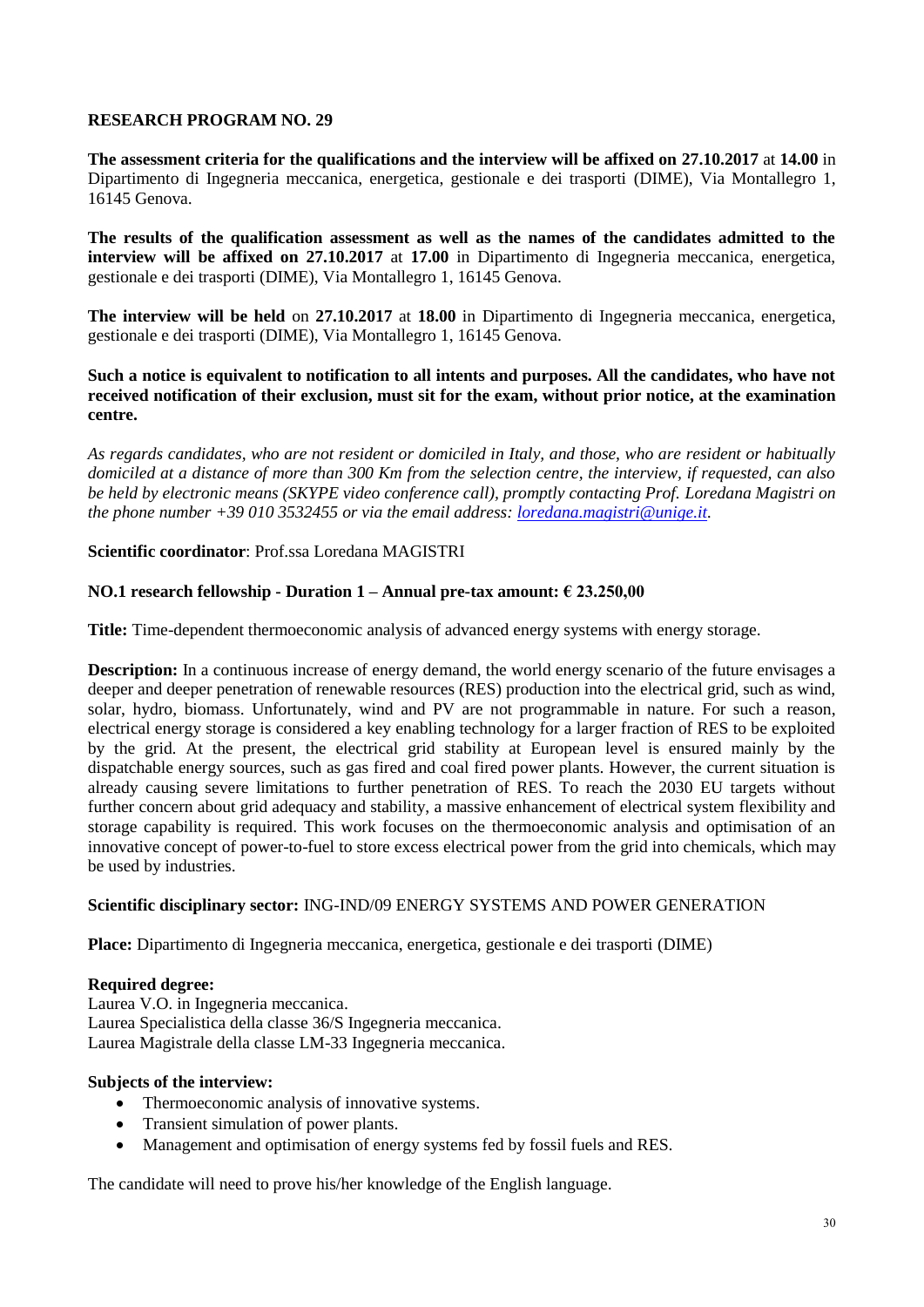## RESEARCH PROGRAM NO. 29

**The assessment criteria for the qualifications and the interview will be affixed on 27.10.2017** at **14.00** in Dipartimento di Ingegneria meccanica, energetica, gestionale e dei trasporti (DIME), Via Montallegro 1, 16145 Genova.

**The results of the qualification assessment as well as the names of the candidates admitted to the interview will be affixed on 27.10.2017** at **17.00** in Dipartimento di Ingegneria meccanica, energetica, gestionale e dei trasporti (DIME), Via Montallegro 1, 16145 Genova.

**The interview will be held** on **27.10.2017** at **18.00** in Dipartimento di Ingegneria meccanica, energetica, gestionale e dei trasporti (DIME), Via Montallegro 1, 16145 Genova.

**Such a notice is equivalent to notification to all intents and purposes. All the candidates, who have not received notification of their exclusion, must sit for the exam, without prior notice, at the examination centre.**

*As regards candidates, who are not resident or domiciled in Italy, and those, who are resident or habitually domiciled at a distance of more than 300 Km from the selection centre, the interview, if requested, can also be held by electronic means (SKYPE video conference call), promptly contacting Prof. Loredana Magistri on the phone number +39 010 3532455 or via the email address: loredana.magistri@unige.it.*

**Scientific coordinator**: Prof.ssa Loredana MAGISTRI

**NO.1 research fellowship - Duration 1 – Annual pre-tax amount: € 23.250,00**

**Title:** Time-dependent thermoeconomic analysis of advanced energy systems with energy storage.

**Description:** In a continuous increase of energy demand, the world energy scenario of the future envisages a deeper and deeper penetration of renewable resources (RES) production into the electrical grid, such as wind, solar, hydro, biomass. Unfortunately, wind and PV are not programmable in nature. For such a reason, electrical energy storage is considered a key enabling technology for a larger fraction of RES to be exploited by the grid. At the present, the electrical grid stability at European level is ensured mainly by the dispatchable energy sources, such as gas fired and coal fired power plants. However, the current situation is already causing severe limitations to further penetration of RES. To reach the 2030 EU targets without further concern about grid adequacy and stability, a massive enhancement of electrical system flexibility and storage capability is required. This work focuses on the thermoeconomic analysis and optimisation of an innovative concept of power-to-fuel to store excess electrical power from the grid into chemicals, which may be used by industries.

**Scientific disciplinary sector:** ING-IND/09 ENERGY SYSTEMS AND POWER GENERATION

**Place:** Dipartimento di Ingegneria meccanica, energetica, gestionale e dei trasporti (DIME)

**Required degree:**
Laurea V.O. in Ingegneria meccanica.
Laurea Specialistica della classe 36/S Ingegneria meccanica.
Laurea Magistrale della classe LM-33 Ingegneria meccanica.

**Subjects of the interview:**

- Thermoeconomic analysis of innovative systems.
- Transient simulation of power plants.
- Management and optimisation of energy systems fed by fossil fuels and RES.

The candidate will need to prove his/her knowledge of the English language.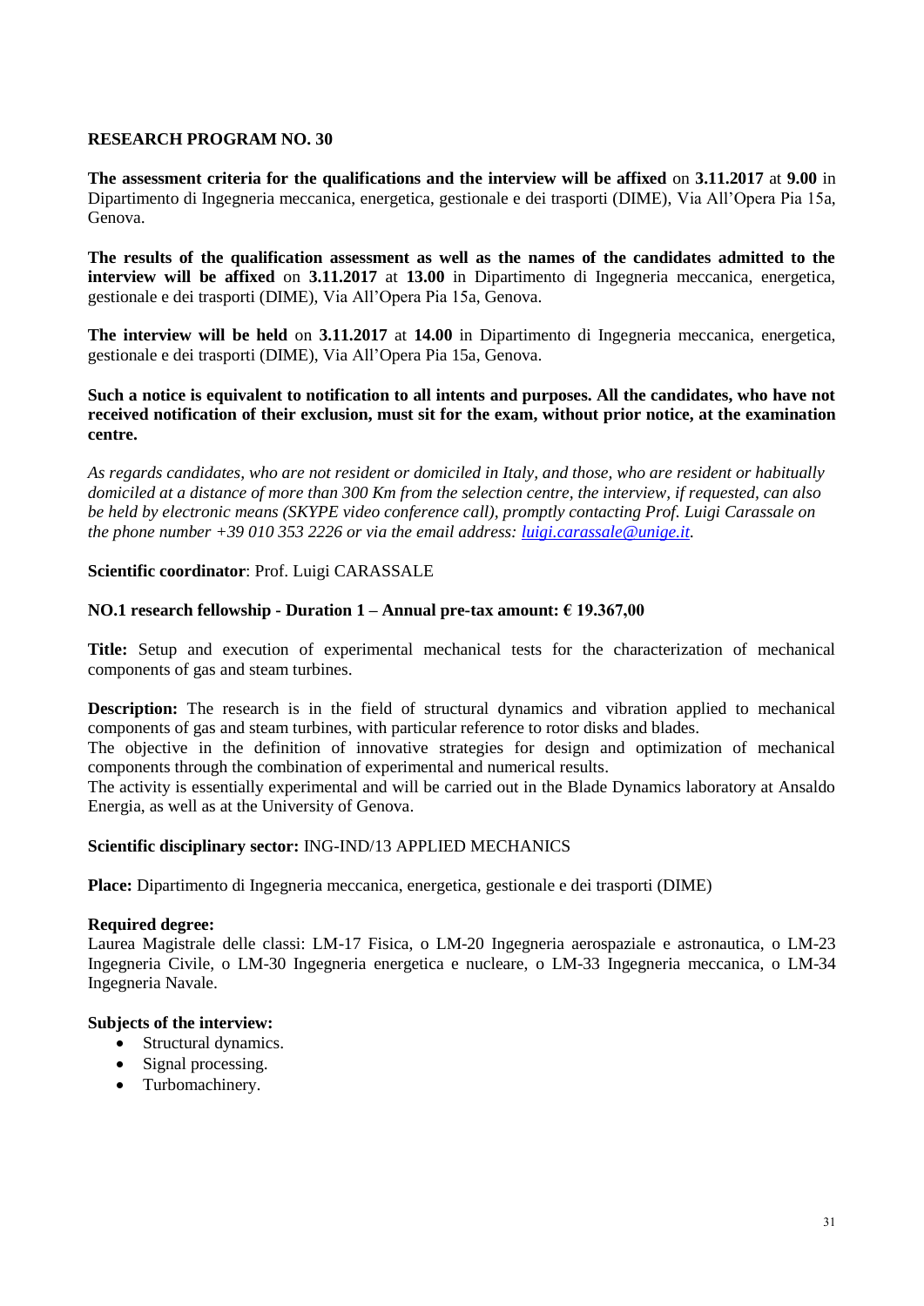## RESEARCH PROGRAM NO. 30

**The assessment criteria for the qualifications and the interview will be affixed** on **3.11.2017** at **9.00** in Dipartimento di Ingegneria meccanica, energetica, gestionale e dei trasporti (DIME), Via All'Opera Pia 15a, Genova.

**The results of the qualification assessment as well as the names of the candidates admitted to the interview will be affixed** on **3.11.2017** at **13.00** in Dipartimento di Ingegneria meccanica, energetica, gestionale e dei trasporti (DIME), Via All'Opera Pia 15a, Genova.

**The interview will be held** on **3.11.2017** at **14.00** in Dipartimento di Ingegneria meccanica, energetica, gestionale e dei trasporti (DIME), Via All'Opera Pia 15a, Genova.

**Such a notice is equivalent to notification to all intents and purposes. All the candidates, who have not received notification of their exclusion, must sit for the exam, without prior notice, at the examination centre.**

*As regards candidates, who are not resident or domiciled in Italy, and those, who are resident or habitually domiciled at a distance of more than 300 Km from the selection centre, the interview, if requested, can also be held by electronic means (SKYPE video conference call), promptly contacting Prof. Luigi Carassale on the phone number +39 010 353 2226 or via the email address: luigi.carassale@unige.it.*

**Scientific coordinator**: Prof. Luigi CARASSALE

**NO.1 research fellowship - Duration 1 – Annual pre-tax amount: € 19.367,00**

**Title:** Setup and execution of experimental mechanical tests for the characterization of mechanical components of gas and steam turbines.

**Description:** The research is in the field of structural dynamics and vibration applied to mechanical components of gas and steam turbines, with particular reference to rotor disks and blades.
The objective in the definition of innovative strategies for design and optimization of mechanical components through the combination of experimental and numerical results.
The activity is essentially experimental and will be carried out in the Blade Dynamics laboratory at Ansaldo Energia, as well as at the University of Genova.

**Scientific disciplinary sector:** ING-IND/13 APPLIED MECHANICS

**Place:** Dipartimento di Ingegneria meccanica, energetica, gestionale e dei trasporti (DIME)

**Required degree:**
Laurea Magistrale delle classi: LM-17 Fisica, o LM-20 Ingegneria aerospaziale e astronautica, o LM-23 Ingegneria Civile, o LM-30 Ingegneria energetica e nucleare, o LM-33 Ingegneria meccanica, o LM-34 Ingegneria Navale.

**Subjects of the interview:**

- Structural dynamics.
- Signal processing.
- Turbomachinery.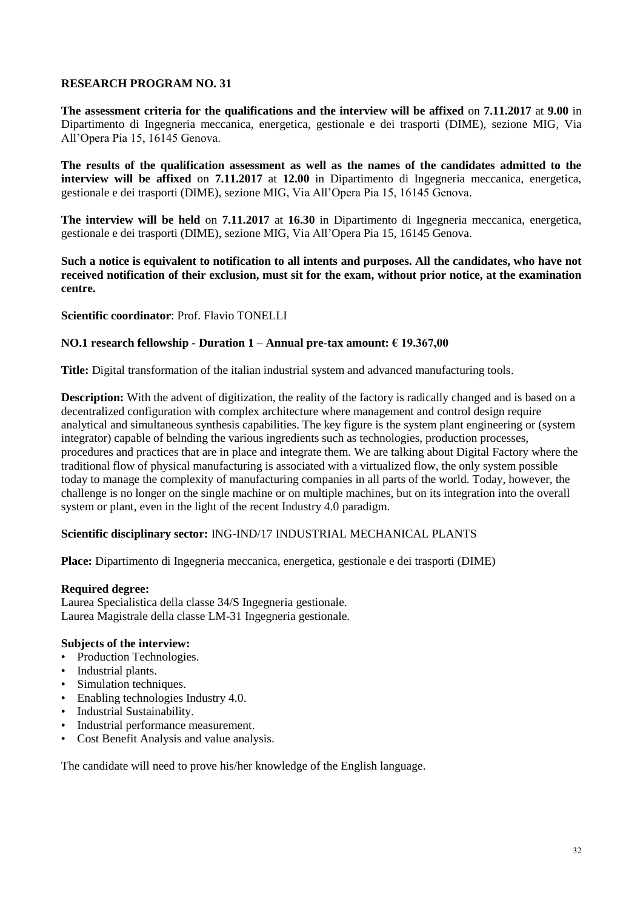**RESEARCH PROGRAM NO. 31**

**The assessment criteria for the qualifications and the interview will be affixed** on **7.11.2017** at **9.00** in Dipartimento di Ingegneria meccanica, energetica, gestionale e dei trasporti (DIME), sezione MIG, Via All'Opera Pia 15, 16145 Genova.

**The results of the qualification assessment as well as the names of the candidates admitted to the interview will be affixed** on **7.11.2017** at **12.00** in Dipartimento di Ingegneria meccanica, energetica, gestionale e dei trasporti (DIME), sezione MIG, Via All'Opera Pia 15, 16145 Genova.

**The interview will be held** on **7.11.2017** at **16.30** in Dipartimento di Ingegneria meccanica, energetica, gestionale e dei trasporti (DIME), sezione MIG, Via All'Opera Pia 15, 16145 Genova.

**Such a notice is equivalent to notification to all intents and purposes. All the candidates, who have not received notification of their exclusion, must sit for the exam, without prior notice, at the examination centre.**

**Scientific coordinator**: Prof. Flavio TONELLI

**NO.1 research fellowship - Duration 1 – Annual pre-tax amount: € 19.367,00**

**Title:** Digital transformation of the italian industrial system and advanced manufacturing tools.

**Description:** With the advent of digitization, the reality of the factory is radically changed and is based on a decentralized configuration with complex architecture where management and control design require analytical and simultaneous synthesis capabilities. The key figure is the system plant engineering or (system integrator) capable of belnding the various ingredients such as technologies, production processes, procedures and practices that are in place and integrate them. We are talking about Digital Factory where the traditional flow of physical manufacturing is associated with a virtualized flow, the only system possible today to manage the complexity of manufacturing companies in all parts of the world. Today, however, the challenge is no longer on the single machine or on multiple machines, but on its integration into the overall system or plant, even in the light of the recent Industry 4.0 paradigm.

**Scientific disciplinary sector:** ING-IND/17 INDUSTRIAL MECHANICAL PLANTS

**Place:** Dipartimento di Ingegneria meccanica, energetica, gestionale e dei trasporti (DIME)

**Required degree:**
Laurea Specialistica della classe 34/S Ingegneria gestionale.
Laurea Magistrale della classe LM-31 Ingegneria gestionale.

**Subjects of the interview:**
- Production Technologies.
- Industrial plants.
- Simulation techniques.
- Enabling technologies Industry 4.0.
- Industrial Sustainability.
- Industrial performance measurement.
- Cost Benefit Analysis and value analysis.

The candidate will need to prove his/her knowledge of the English language.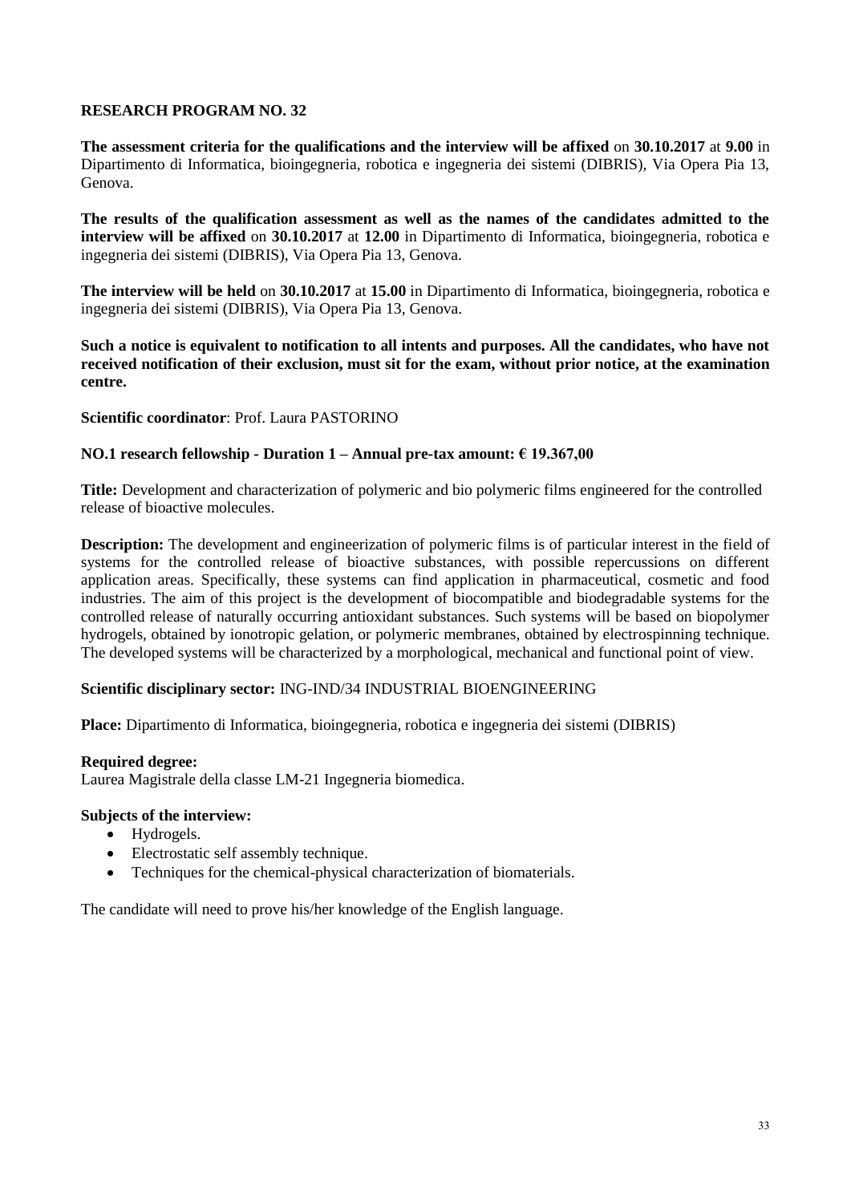**RESEARCH PROGRAM NO. 32**

**The assessment criteria for the qualifications and the interview will be affixed** on **30.10.2017** at **9.00** in Dipartimento di Informatica, bioingegneria, robotica e ingegneria dei sistemi (DIBRIS), Via Opera Pia 13, Genova.

**The results of the qualification assessment as well as the names of the candidates admitted to the interview will be affixed** on **30.10.2017** at **12.00** in Dipartimento di Informatica, bioingegneria, robotica e ingegneria dei sistemi (DIBRIS), Via Opera Pia 13, Genova.

**The interview will be held** on **30.10.2017** at **15.00** in Dipartimento di Informatica, bioingegneria, robotica e ingegneria dei sistemi (DIBRIS), Via Opera Pia 13, Genova.

**Such a notice is equivalent to notification to all intents and purposes. All the candidates, who have not received notification of their exclusion, must sit for the exam, without prior notice, at the examination centre.**

**Scientific coordinator**: Prof. Laura PASTORINO

**NO.1 research fellowship - Duration 1 – Annual pre-tax amount: € 19.367,00**

**Title:** Development and characterization of polymeric and bio polymeric films engineered for the controlled release of bioactive molecules.

**Description:** The development and engineerization of polymeric films is of particular interest in the field of systems for the controlled release of bioactive substances, with possible repercussions on different application areas. Specifically, these systems can find application in pharmaceutical, cosmetic and food industries. The aim of this project is the development of biocompatible and biodegradable systems for the controlled release of naturally occurring antioxidant substances. Such systems will be based on biopolymer hydrogels, obtained by ionotropic gelation, or polymeric membranes, obtained by electrospinning technique. The developed systems will be characterized by a morphological, mechanical and functional point of view.

**Scientific disciplinary sector:** ING-IND/34 INDUSTRIAL BIOENGINEERING

**Place:** Dipartimento di Informatica, bioingegneria, robotica e ingegneria dei sistemi (DIBRIS)

**Required degree:**
Laurea Magistrale della classe LM-21 Ingegneria biomedica.

**Subjects of the interview:**

- Hydrogels.
- Electrostatic self assembly technique.
- Techniques for the chemical-physical characterization of biomaterials.

The candidate will need to prove his/her knowledge of the English language.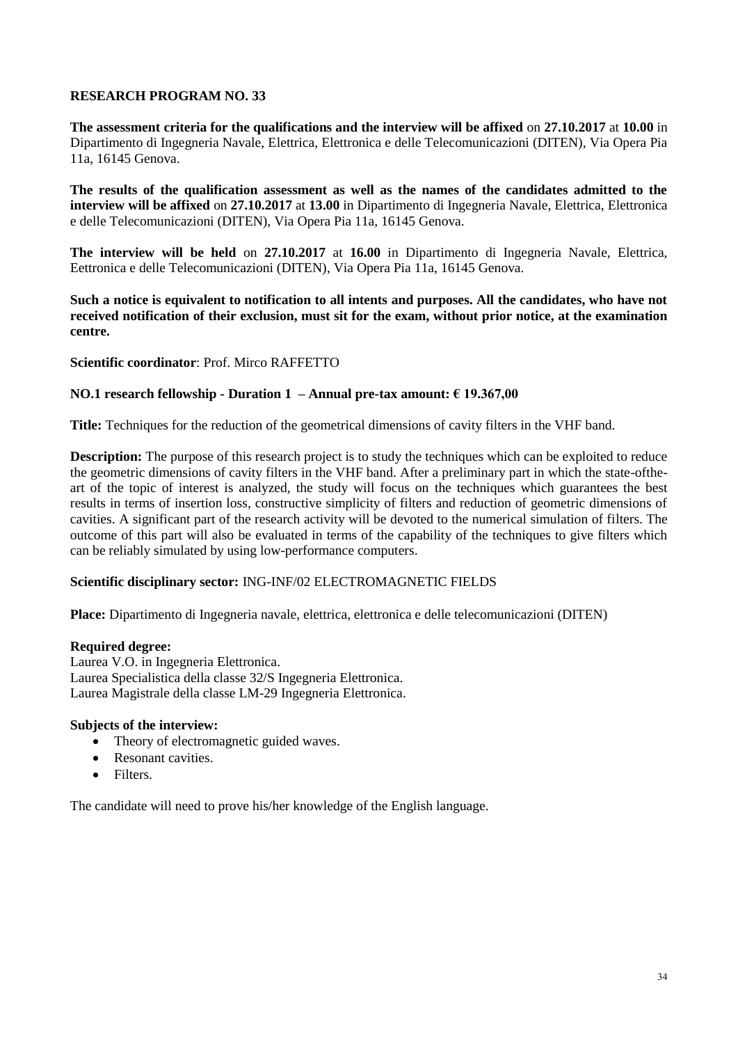**RESEARCH PROGRAM NO. 33**

**The assessment criteria for the qualifications and the interview will be affixed** on **27.10.2017** at **10.00** in Dipartimento di Ingegneria Navale, Elettrica, Elettronica e delle Telecomunicazioni (DITEN), Via Opera Pia 11a, 16145 Genova.

**The results of the qualification assessment as well as the names of the candidates admitted to the interview will be affixed** on **27.10.2017** at **13.00** in Dipartimento di Ingegneria Navale, Elettrica, Elettronica e delle Telecomunicazioni (DITEN), Via Opera Pia 11a, 16145 Genova.

**The interview will be held** on **27.10.2017** at **16.00** in Dipartimento di Ingegneria Navale, Elettrica, Eettronica e delle Telecomunicazioni (DITEN), Via Opera Pia 11a, 16145 Genova.

**Such a notice is equivalent to notification to all intents and purposes. All the candidates, who have not received notification of their exclusion, must sit for the exam, without prior notice, at the examination centre.**

**Scientific coordinator**: Prof. Mirco RAFFETTO

**NO.1 research fellowship - Duration 1 – Annual pre-tax amount: € 19.367,00**

**Title:** Techniques for the reduction of the geometrical dimensions of cavity filters in the VHF band.

**Description:** The purpose of this research project is to study the techniques which can be exploited to reduce the geometric dimensions of cavity filters in the VHF band. After a preliminary part in which the state-ofthe-art of the topic of interest is analyzed, the study will focus on the techniques which guarantees the best results in terms of insertion loss, constructive simplicity of filters and reduction of geometric dimensions of cavities. A significant part of the research activity will be devoted to the numerical simulation of filters. The outcome of this part will also be evaluated in terms of the capability of the techniques to give filters which can be reliably simulated by using low-performance computers.

**Scientific disciplinary sector:** ING-INF/02 ELECTROMAGNETIC FIELDS

**Place:** Dipartimento di Ingegneria navale, elettrica, elettronica e delle telecomunicazioni (DITEN)

**Required degree:**
Laurea V.O. in Ingegneria Elettronica.
Laurea Specialistica della classe 32/S Ingegneria Elettronica.
Laurea Magistrale della classe LM-29 Ingegneria Elettronica.

**Subjects of the interview:**

- Theory of electromagnetic guided waves.
- Resonant cavities.
- Filters.

The candidate will need to prove his/her knowledge of the English language.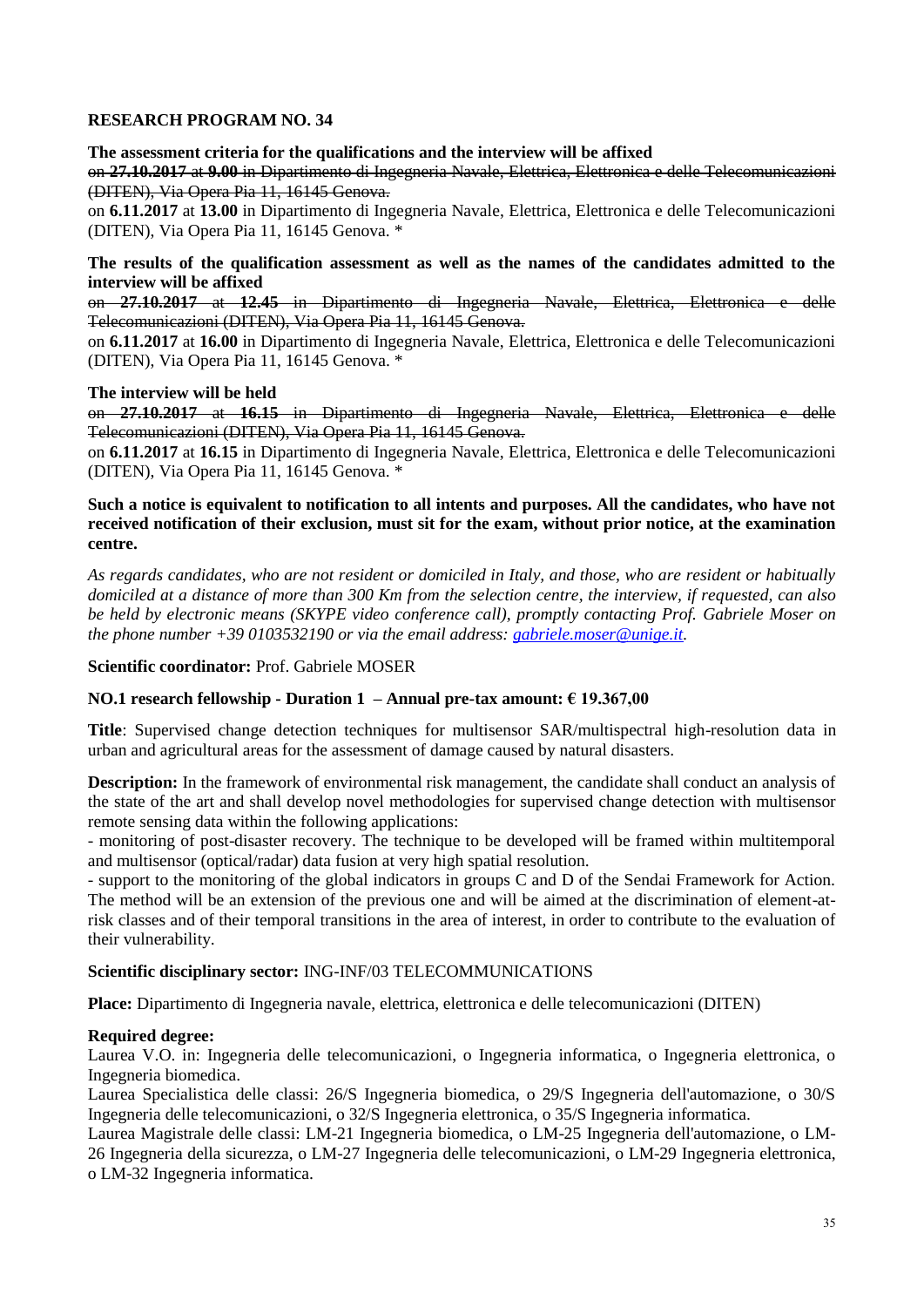## RESEARCH PROGRAM NO. 34

**The assessment criteria for the qualifications and the interview will be affixed**

~~on **27.10.2017** at **9.00** in Dipartimento di Ingegneria Navale, Elettrica, Elettronica e delle Telecomunicazioni (DITEN), Via Opera Pia 11, 16145 Genova.~~

on **6.11.2017** at **13.00** in Dipartimento di Ingegneria Navale, Elettrica, Elettronica e delle Telecomunicazioni (DITEN), Via Opera Pia 11, 16145 Genova. *

**The results of the qualification assessment as well as the names of the candidates admitted to the interview will be affixed**

~~on **27.10.2017** at **12.45** in Dipartimento di Ingegneria Navale, Elettrica, Elettronica e delle Telecomunicazioni (DITEN), Via Opera Pia 11, 16145 Genova.~~

on **6.11.2017** at **16.00** in Dipartimento di Ingegneria Navale, Elettrica, Elettronica e delle Telecomunicazioni (DITEN), Via Opera Pia 11, 16145 Genova. *

**The interview will be held**

~~on **27.10.2017** at **16.15** in Dipartimento di Ingegneria Navale, Elettrica, Elettronica e delle Telecomunicazioni (DITEN), Via Opera Pia 11, 16145 Genova.~~

on **6.11.2017** at **16.15** in Dipartimento di Ingegneria Navale, Elettrica, Elettronica e delle Telecomunicazioni (DITEN), Via Opera Pia 11, 16145 Genova. *

**Such a notice is equivalent to notification to all intents and purposes. All the candidates, who have not received notification of their exclusion, must sit for the exam, without prior notice, at the examination centre.**

*As regards candidates, who are not resident or domiciled in Italy, and those, who are resident or habitually domiciled at a distance of more than 300 Km from the selection centre, the interview, if requested, can also be held by electronic means (SKYPE video conference call), promptly contacting Prof. Gabriele Moser on the phone number +39 0103532190 or via the email address: gabriele.moser@unige.it.*

**Scientific coordinator:** Prof. Gabriele MOSER

**NO.1 research fellowship - Duration 1 – Annual pre-tax amount: € 19.367,00**

**Title**: Supervised change detection techniques for multisensor SAR/multispectral high-resolution data in urban and agricultural areas for the assessment of damage caused by natural disasters.

**Description:** In the framework of environmental risk management, the candidate shall conduct an analysis of the state of the art and shall develop novel methodologies for supervised change detection with multisensor remote sensing data within the following applications:

- monitoring of post-disaster recovery. The technique to be developed will be framed within multitemporal and multisensor (optical/radar) data fusion at very high spatial resolution.
- support to the monitoring of the global indicators in groups C and D of the Sendai Framework for Action. The method will be an extension of the previous one and will be aimed at the discrimination of element-at-risk classes and of their temporal transitions in the area of interest, in order to contribute to the evaluation of their vulnerability.

**Scientific disciplinary sector:** ING-INF/03 TELECOMMUNICATIONS

**Place:** Dipartimento di Ingegneria navale, elettrica, elettronica e delle telecomunicazioni (DITEN)

**Required degree:**

Laurea V.O. in: Ingegneria delle telecomunicazioni, o Ingegneria informatica, o Ingegneria elettronica, o Ingegneria biomedica.

Laurea Specialistica delle classi: 26/S Ingegneria biomedica, o 29/S Ingegneria dell'automazione, o 30/S Ingegneria delle telecomunicazioni, o 32/S Ingegneria elettronica, o 35/S Ingegneria informatica.

Laurea Magistrale delle classi: LM-21 Ingegneria biomedica, o LM-25 Ingegneria dell'automazione, o LM-26 Ingegneria della sicurezza, o LM-27 Ingegneria delle telecomunicazioni, o LM-29 Ingegneria elettronica, o LM-32 Ingegneria informatica.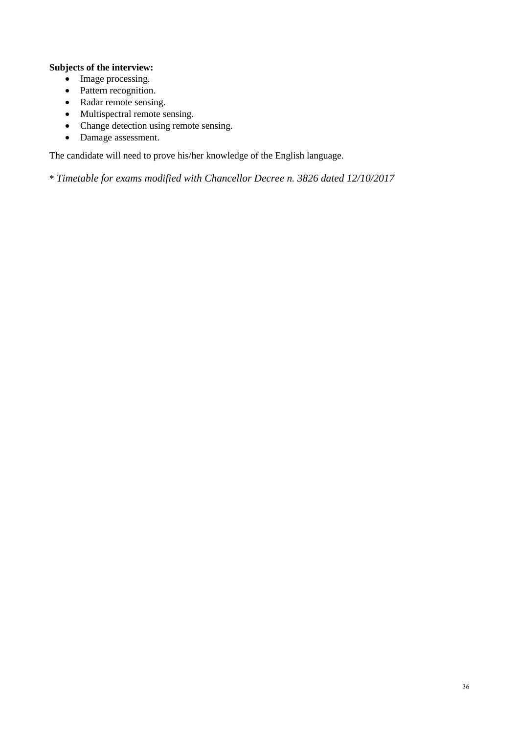**Subjects of the interview:**

- Image processing.
- Pattern recognition.
- Radar remote sensing.
- Multispectral remote sensing.
- Change detection using remote sensing.
- Damage assessment.

The candidate will need to prove his/her knowledge of the English language.

* *Timetable for exams modified with Chancellor Decree n. 3826 dated 12/10/2017*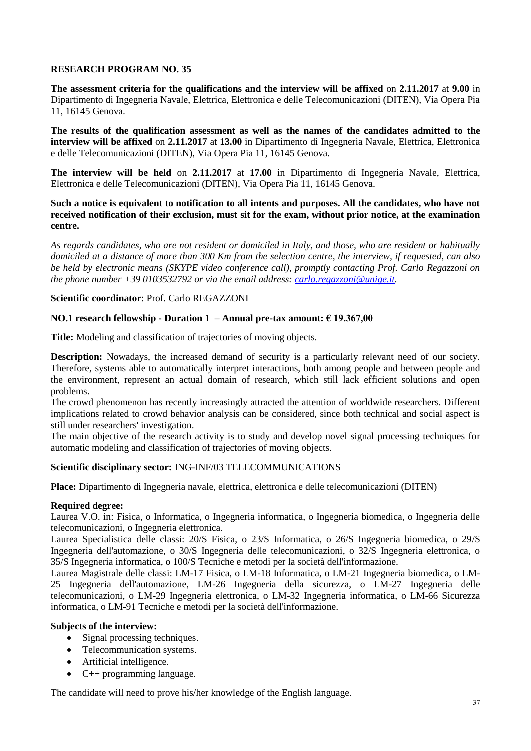## RESEARCH PROGRAM NO. 35

**The assessment criteria for the qualifications and the interview will be affixed** on **2.11.2017** at **9.00** in Dipartimento di Ingegneria Navale, Elettrica, Elettronica e delle Telecomunicazioni (DITEN), Via Opera Pia 11, 16145 Genova.

**The results of the qualification assessment as well as the names of the candidates admitted to the interview will be affixed** on **2.11.2017** at **13.00** in Dipartimento di Ingegneria Navale, Elettrica, Elettronica e delle Telecomunicazioni (DITEN), Via Opera Pia 11, 16145 Genova.

**The interview will be held** on **2.11.2017** at **17.00** in Dipartimento di Ingegneria Navale, Elettrica, Elettronica e delle Telecomunicazioni (DITEN), Via Opera Pia 11, 16145 Genova.

**Such a notice is equivalent to notification to all intents and purposes. All the candidates, who have not received notification of their exclusion, must sit for the exam, without prior notice, at the examination centre.**

*As regards candidates, who are not resident or domiciled in Italy, and those, who are resident or habitually domiciled at a distance of more than 300 Km from the selection centre, the interview, if requested, can also be held by electronic means (SKYPE video conference call), promptly contacting Prof. Carlo Regazzoni on the phone number +39 0103532792 or via the email address: carlo.regazzoni@unige.it.*

**Scientific coordinator**: Prof. Carlo REGAZZONI

**NO.1 research fellowship - Duration 1 – Annual pre-tax amount: € 19.367,00**

**Title:** Modeling and classification of trajectories of moving objects.

**Description:** Nowadays, the increased demand of security is a particularly relevant need of our society. Therefore, systems able to automatically interpret interactions, both among people and between people and the environment, represent an actual domain of research, which still lack efficient solutions and open problems.
The crowd phenomenon has recently increasingly attracted the attention of worldwide researchers. Different implications related to crowd behavior analysis can be considered, since both technical and social aspect is still under researchers' investigation.
The main objective of the research activity is to study and develop novel signal processing techniques for automatic modeling and classification of trajectories of moving objects.

**Scientific disciplinary sector:** ING-INF/03 TELECOMMUNICATIONS

**Place:** Dipartimento di Ingegneria navale, elettrica, elettronica e delle telecomunicazioni (DITEN)

**Required degree:**
Laurea V.O. in: Fisica, o Informatica, o Ingegneria informatica, o Ingegneria biomedica, o Ingegneria delle telecomunicazioni, o Ingegneria elettronica.
Laurea Specialistica delle classi: 20/S Fisica, o 23/S Informatica, o 26/S Ingegneria biomedica, o 29/S Ingegneria dell'automazione, o 30/S Ingegneria delle telecomunicazioni, o 32/S Ingegneria elettronica, o 35/S Ingegneria informatica, o 100/S Tecniche e metodi per la società dell'informazione.
Laurea Magistrale delle classi: LM-17 Fisica, o LM-18 Informatica, o LM-21 Ingegneria biomedica, o LM-25 Ingegneria dell'automazione, LM-26 Ingegneria della sicurezza, o LM-27 Ingegneria delle telecomunicazioni, o LM-29 Ingegneria elettronica, o LM-32 Ingegneria informatica, o LM-66 Sicurezza informatica, o LM-91 Tecniche e metodi per la società dell'informazione.

**Subjects of the interview:**

- Signal processing techniques.
- Telecommunication systems.
- Artificial intelligence.
- C++ programming language.

The candidate will need to prove his/her knowledge of the English language.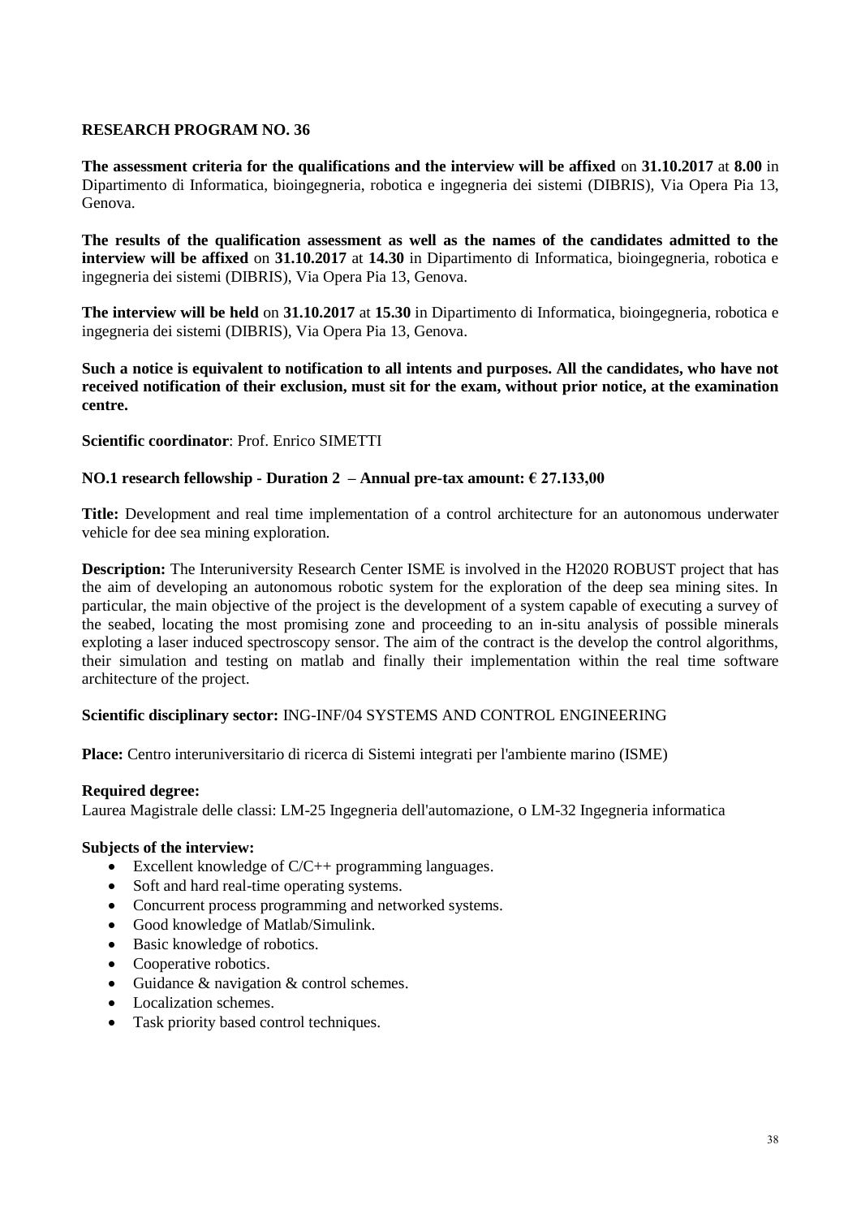**RESEARCH PROGRAM NO. 36**

**The assessment criteria for the qualifications and the interview will be affixed** on **31.10.2017** at **8.00** in Dipartimento di Informatica, bioingegneria, robotica e ingegneria dei sistemi (DIBRIS), Via Opera Pia 13, Genova.

**The results of the qualification assessment as well as the names of the candidates admitted to the interview will be affixed** on **31.10.2017** at **14.30** in Dipartimento di Informatica, bioingegneria, robotica e ingegneria dei sistemi (DIBRIS), Via Opera Pia 13, Genova.

**The interview will be held** on **31.10.2017** at **15.30** in Dipartimento di Informatica, bioingegneria, robotica e ingegneria dei sistemi (DIBRIS), Via Opera Pia 13, Genova.

**Such a notice is equivalent to notification to all intents and purposes. All the candidates, who have not received notification of their exclusion, must sit for the exam, without prior notice, at the examination centre.**

**Scientific coordinator**: Prof. Enrico SIMETTI

**NO.1 research fellowship - Duration 2 – Annual pre-tax amount: € 27.133,00**

**Title:** Development and real time implementation of a control architecture for an autonomous underwater vehicle for dee sea mining exploration.

**Description:** The Interuniversity Research Center ISME is involved in the H2020 ROBUST project that has the aim of developing an autonomous robotic system for the exploration of the deep sea mining sites. In particular, the main objective of the project is the development of a system capable of executing a survey of the seabed, locating the most promising zone and proceeding to an in-situ analysis of possible minerals exploting a laser induced spectroscopy sensor. The aim of the contract is the develop the control algorithms, their simulation and testing on matlab and finally their implementation within the real time software architecture of the project.

**Scientific disciplinary sector:** ING-INF/04 SYSTEMS AND CONTROL ENGINEERING

**Place:** Centro interuniversitario di ricerca di Sistemi integrati per l'ambiente marino (ISME)

**Required degree:**
Laurea Magistrale delle classi: LM-25 Ingegneria dell'automazione, o LM-32 Ingegneria informatica

**Subjects of the interview:**

- Excellent knowledge of C/C++ programming languages.
- Soft and hard real-time operating systems.
- Concurrent process programming and networked systems.
- Good knowledge of Matlab/Simulink.
- Basic knowledge of robotics.
- Cooperative robotics.
- Guidance & navigation & control schemes.
- Localization schemes.
- Task priority based control techniques.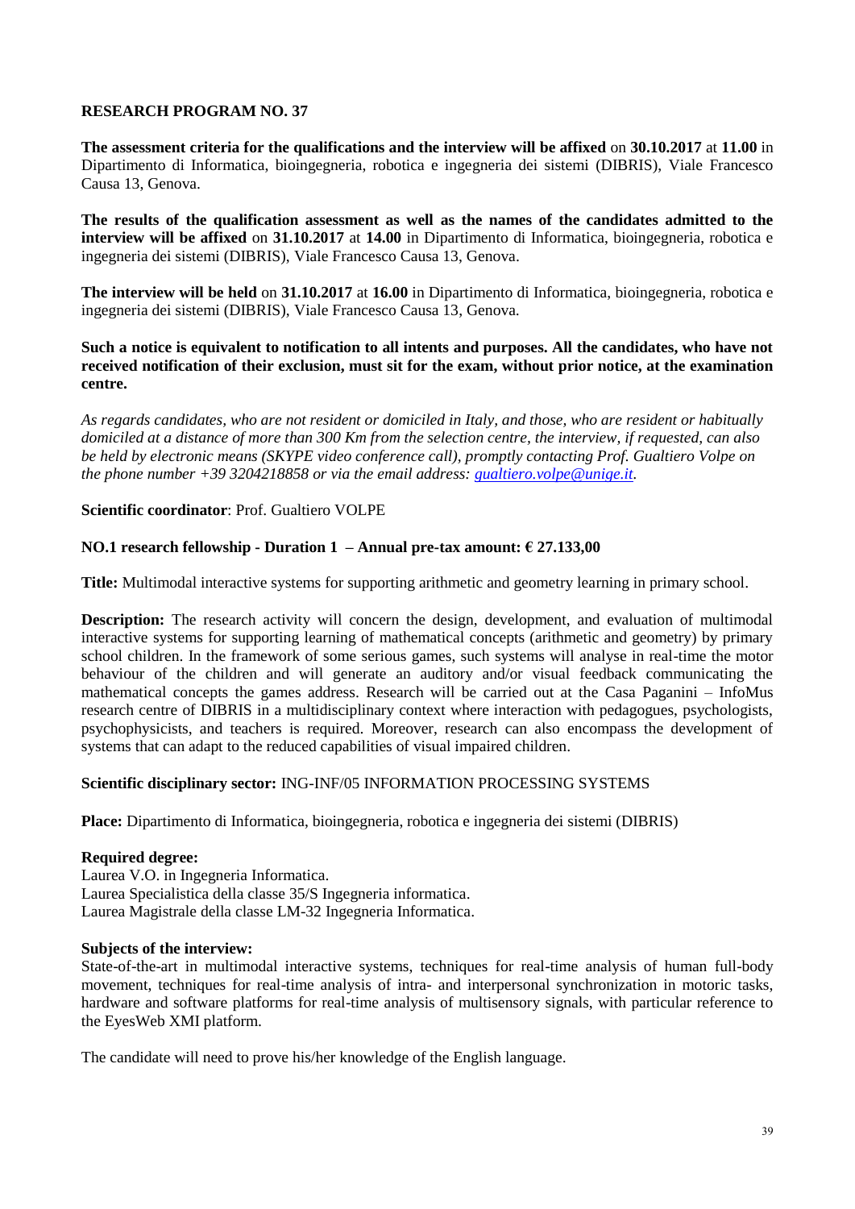**RESEARCH PROGRAM NO. 37**

**The assessment criteria for the qualifications and the interview will be affixed** on **30.10.2017** at **11.00** in Dipartimento di Informatica, bioingegneria, robotica e ingegneria dei sistemi (DIBRIS), Viale Francesco Causa 13, Genova.

**The results of the qualification assessment as well as the names of the candidates admitted to the interview will be affixed** on **31.10.2017** at **14.00** in Dipartimento di Informatica, bioingegneria, robotica e ingegneria dei sistemi (DIBRIS), Viale Francesco Causa 13, Genova.

**The interview will be held** on **31.10.2017** at **16.00** in Dipartimento di Informatica, bioingegneria, robotica e ingegneria dei sistemi (DIBRIS), Viale Francesco Causa 13, Genova.

**Such a notice is equivalent to notification to all intents and purposes. All the candidates, who have not received notification of their exclusion, must sit for the exam, without prior notice, at the examination centre.**

*As regards candidates, who are not resident or domiciled in Italy, and those, who are resident or habitually domiciled at a distance of more than 300 Km from the selection centre, the interview, if requested, can also be held by electronic means (SKYPE video conference call), promptly contacting Prof. Gualtiero Volpe on the phone number +39 3204218858 or via the email address: gualtiero.volpe@unige.it.*

**Scientific coordinator**: Prof. Gualtiero VOLPE

**NO.1 research fellowship - Duration 1 – Annual pre-tax amount: € 27.133,00**

**Title:** Multimodal interactive systems for supporting arithmetic and geometry learning in primary school.

**Description:** The research activity will concern the design, development, and evaluation of multimodal interactive systems for supporting learning of mathematical concepts (arithmetic and geometry) by primary school children. In the framework of some serious games, such systems will analyse in real-time the motor behaviour of the children and will generate an auditory and/or visual feedback communicating the mathematical concepts the games address. Research will be carried out at the Casa Paganini – InfoMus research centre of DIBRIS in a multidisciplinary context where interaction with pedagogues, psychologists, psychophysicists, and teachers is required. Moreover, research can also encompass the development of systems that can adapt to the reduced capabilities of visual impaired children.

**Scientific disciplinary sector:** ING-INF/05 INFORMATION PROCESSING SYSTEMS

**Place:** Dipartimento di Informatica, bioingegneria, robotica e ingegneria dei sistemi (DIBRIS)

**Required degree:**
Laurea V.O. in Ingegneria Informatica.
Laurea Specialistica della classe 35/S Ingegneria informatica.
Laurea Magistrale della classe LM-32 Ingegneria Informatica.

**Subjects of the interview:**
State-of-the-art in multimodal interactive systems, techniques for real-time analysis of human full-body movement, techniques for real-time analysis of intra- and interpersonal synchronization in motoric tasks, hardware and software platforms for real-time analysis of multisensory signals, with particular reference to the EyesWeb XMI platform.

The candidate will need to prove his/her knowledge of the English language.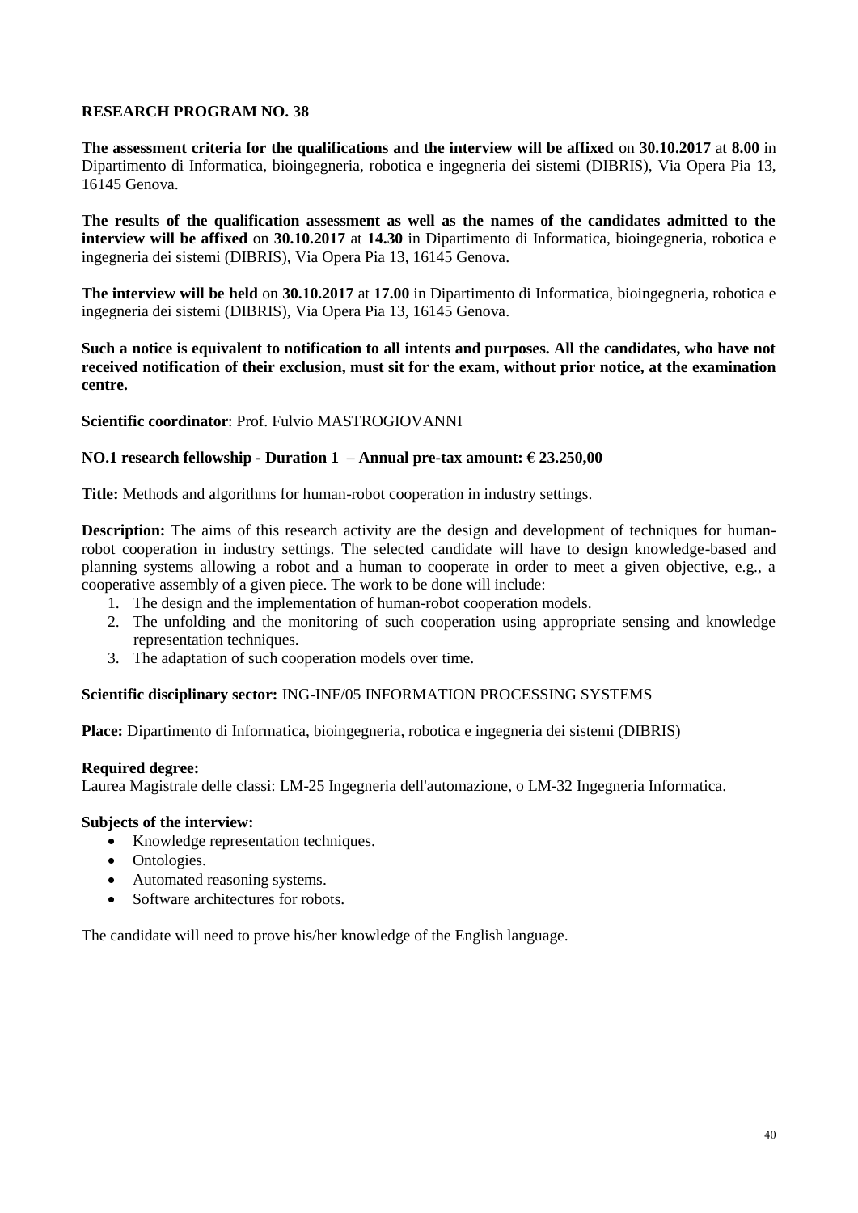**RESEARCH PROGRAM NO. 38**

**The assessment criteria for the qualifications and the interview will be affixed** on **30.10.2017** at **8.00** in Dipartimento di Informatica, bioingegneria, robotica e ingegneria dei sistemi (DIBRIS), Via Opera Pia 13, 16145 Genova.

**The results of the qualification assessment as well as the names of the candidates admitted to the interview will be affixed** on **30.10.2017** at **14.30** in Dipartimento di Informatica, bioingegneria, robotica e ingegneria dei sistemi (DIBRIS), Via Opera Pia 13, 16145 Genova.

**The interview will be held** on **30.10.2017** at **17.00** in Dipartimento di Informatica, bioingegneria, robotica e ingegneria dei sistemi (DIBRIS), Via Opera Pia 13, 16145 Genova.

**Such a notice is equivalent to notification to all intents and purposes. All the candidates, who have not received notification of their exclusion, must sit for the exam, without prior notice, at the examination centre.**

**Scientific coordinator**: Prof. Fulvio MASTROGIOVANNI

**NO.1 research fellowship - Duration 1 – Annual pre-tax amount: € 23.250,00**

**Title:** Methods and algorithms for human-robot cooperation in industry settings.

**Description:** The aims of this research activity are the design and development of techniques for human-robot cooperation in industry settings. The selected candidate will have to design knowledge-based and planning systems allowing a robot and a human to cooperate in order to meet a given objective, e.g., a cooperative assembly of a given piece. The work to be done will include:

1. The design and the implementation of human-robot cooperation models.
2. The unfolding and the monitoring of such cooperation using appropriate sensing and knowledge representation techniques.
3. The adaptation of such cooperation models over time.

**Scientific disciplinary sector:** ING-INF/05 INFORMATION PROCESSING SYSTEMS

**Place:** Dipartimento di Informatica, bioingegneria, robotica e ingegneria dei sistemi (DIBRIS)

**Required degree:**
Laurea Magistrale delle classi: LM-25 Ingegneria dell'automazione, o LM-32 Ingegneria Informatica.

**Subjects of the interview:**

- Knowledge representation techniques.
- Ontologies.
- Automated reasoning systems.
- Software architectures for robots.

The candidate will need to prove his/her knowledge of the English language.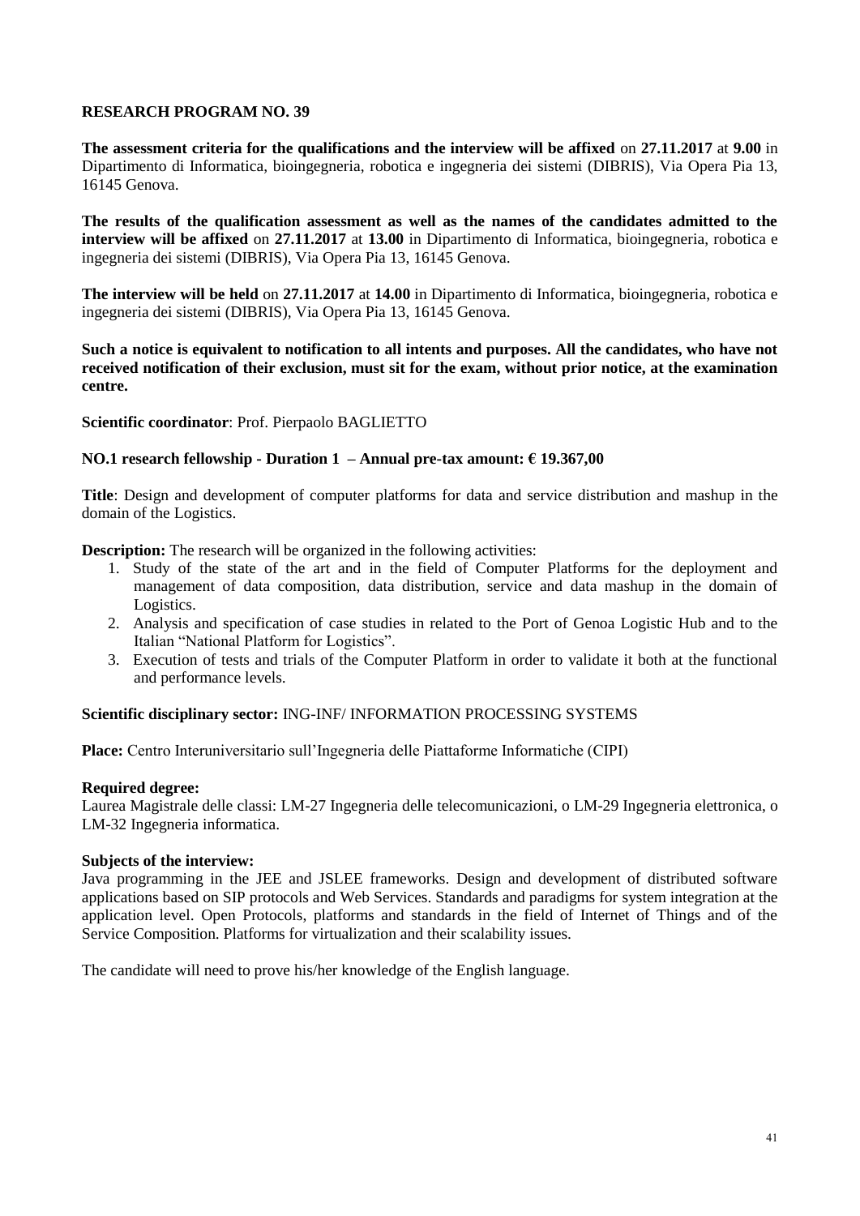**RESEARCH PROGRAM NO. 39**

**The assessment criteria for the qualifications and the interview will be affixed** on **27.11.2017** at **9.00** in Dipartimento di Informatica, bioingegneria, robotica e ingegneria dei sistemi (DIBRIS), Via Opera Pia 13, 16145 Genova.

**The results of the qualification assessment as well as the names of the candidates admitted to the interview will be affixed** on **27.11.2017** at **13.00** in Dipartimento di Informatica, bioingegneria, robotica e ingegneria dei sistemi (DIBRIS), Via Opera Pia 13, 16145 Genova.

**The interview will be held** on **27.11.2017** at **14.00** in Dipartimento di Informatica, bioingegneria, robotica e ingegneria dei sistemi (DIBRIS), Via Opera Pia 13, 16145 Genova.

**Such a notice is equivalent to notification to all intents and purposes. All the candidates, who have not received notification of their exclusion, must sit for the exam, without prior notice, at the examination centre.**

**Scientific coordinator**: Prof. Pierpaolo BAGLIETTO

**NO.1 research fellowship - Duration 1 – Annual pre-tax amount: € 19.367,00**

**Title**: Design and development of computer platforms for data and service distribution and mashup in the domain of the Logistics.

**Description:** The research will be organized in the following activities:

1. Study of the state of the art and in the field of Computer Platforms for the deployment and management of data composition, data distribution, service and data mashup in the domain of Logistics.
2. Analysis and specification of case studies in related to the Port of Genoa Logistic Hub and to the Italian "National Platform for Logistics".
3. Execution of tests and trials of the Computer Platform in order to validate it both at the functional and performance levels.

**Scientific disciplinary sector:** ING-INF/ INFORMATION PROCESSING SYSTEMS

**Place:** Centro Interuniversitario sull'Ingegneria delle Piattaforme Informatiche (CIPI)

**Required degree:**
Laurea Magistrale delle classi: LM-27 Ingegneria delle telecomunicazioni, o LM-29 Ingegneria elettronica, o LM-32 Ingegneria informatica.

**Subjects of the interview:**
Java programming in the JEE and JSLEE frameworks. Design and development of distributed software applications based on SIP protocols and Web Services. Standards and paradigms for system integration at the application level. Open Protocols, platforms and standards in the field of Internet of Things and of the Service Composition. Platforms for virtualization and their scalability issues.

The candidate will need to prove his/her knowledge of the English language.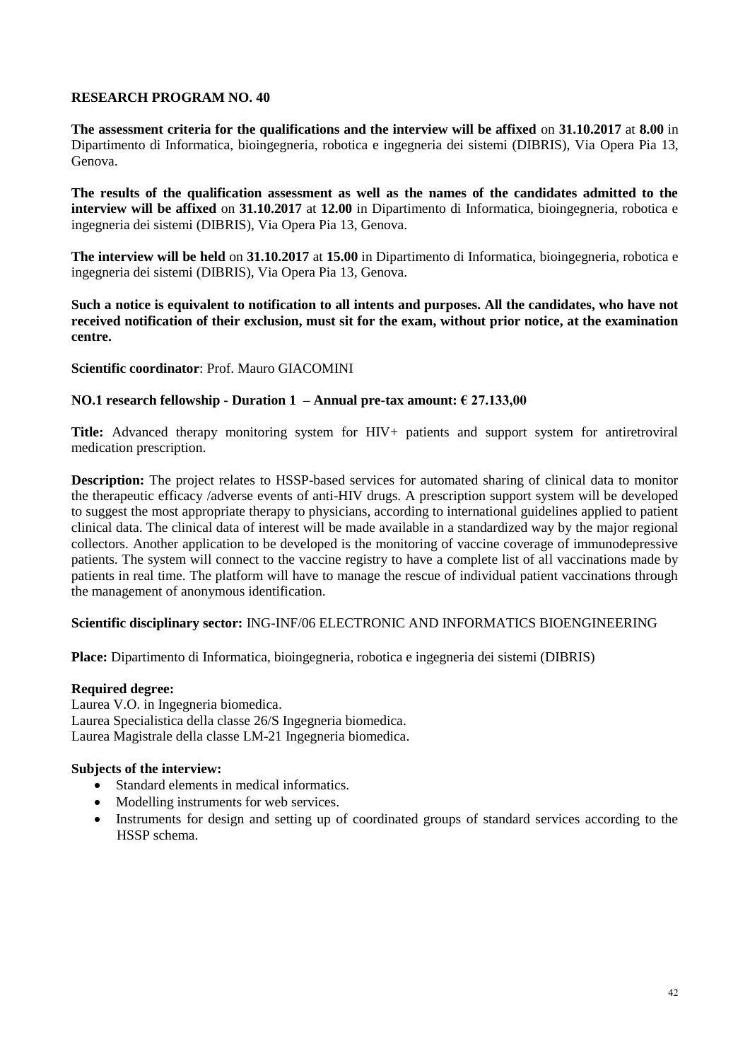**RESEARCH PROGRAM NO. 40**

**The assessment criteria for the qualifications and the interview will be affixed** on **31.10.2017** at **8.00** in Dipartimento di Informatica, bioingegneria, robotica e ingegneria dei sistemi (DIBRIS), Via Opera Pia 13, Genova.

**The results of the qualification assessment as well as the names of the candidates admitted to the interview will be affixed** on **31.10.2017** at **12.00** in Dipartimento di Informatica, bioingegneria, robotica e ingegneria dei sistemi (DIBRIS), Via Opera Pia 13, Genova.

**The interview will be held** on **31.10.2017** at **15.00** in Dipartimento di Informatica, bioingegneria, robotica e ingegneria dei sistemi (DIBRIS), Via Opera Pia 13, Genova.

**Such a notice is equivalent to notification to all intents and purposes. All the candidates, who have not received notification of their exclusion, must sit for the exam, without prior notice, at the examination centre.**

**Scientific coordinator**: Prof. Mauro GIACOMINI

**NO.1 research fellowship - Duration 1 – Annual pre-tax amount: € 27.133,00**

**Title:** Advanced therapy monitoring system for HIV+ patients and support system for antiretroviral medication prescription.

**Description:** The project relates to HSSP-based services for automated sharing of clinical data to monitor the therapeutic efficacy /adverse events of anti-HIV drugs. A prescription support system will be developed to suggest the most appropriate therapy to physicians, according to international guidelines applied to patient clinical data. The clinical data of interest will be made available in a standardized way by the major regional collectors. Another application to be developed is the monitoring of vaccine coverage of immunodepressive patients. The system will connect to the vaccine registry to have a complete list of all vaccinations made by patients in real time. The platform will have to manage the rescue of individual patient vaccinations through the management of anonymous identification.

**Scientific disciplinary sector:** ING-INF/06 ELECTRONIC AND INFORMATICS BIOENGINEERING

**Place:** Dipartimento di Informatica, bioingegneria, robotica e ingegneria dei sistemi (DIBRIS)

**Required degree:**
Laurea V.O. in Ingegneria biomedica.
Laurea Specialistica della classe 26/S Ingegneria biomedica.
Laurea Magistrale della classe LM-21 Ingegneria biomedica.

**Subjects of the interview:**

- Standard elements in medical informatics.
- Modelling instruments for web services.
- Instruments for design and setting up of coordinated groups of standard services according to the HSSP schema.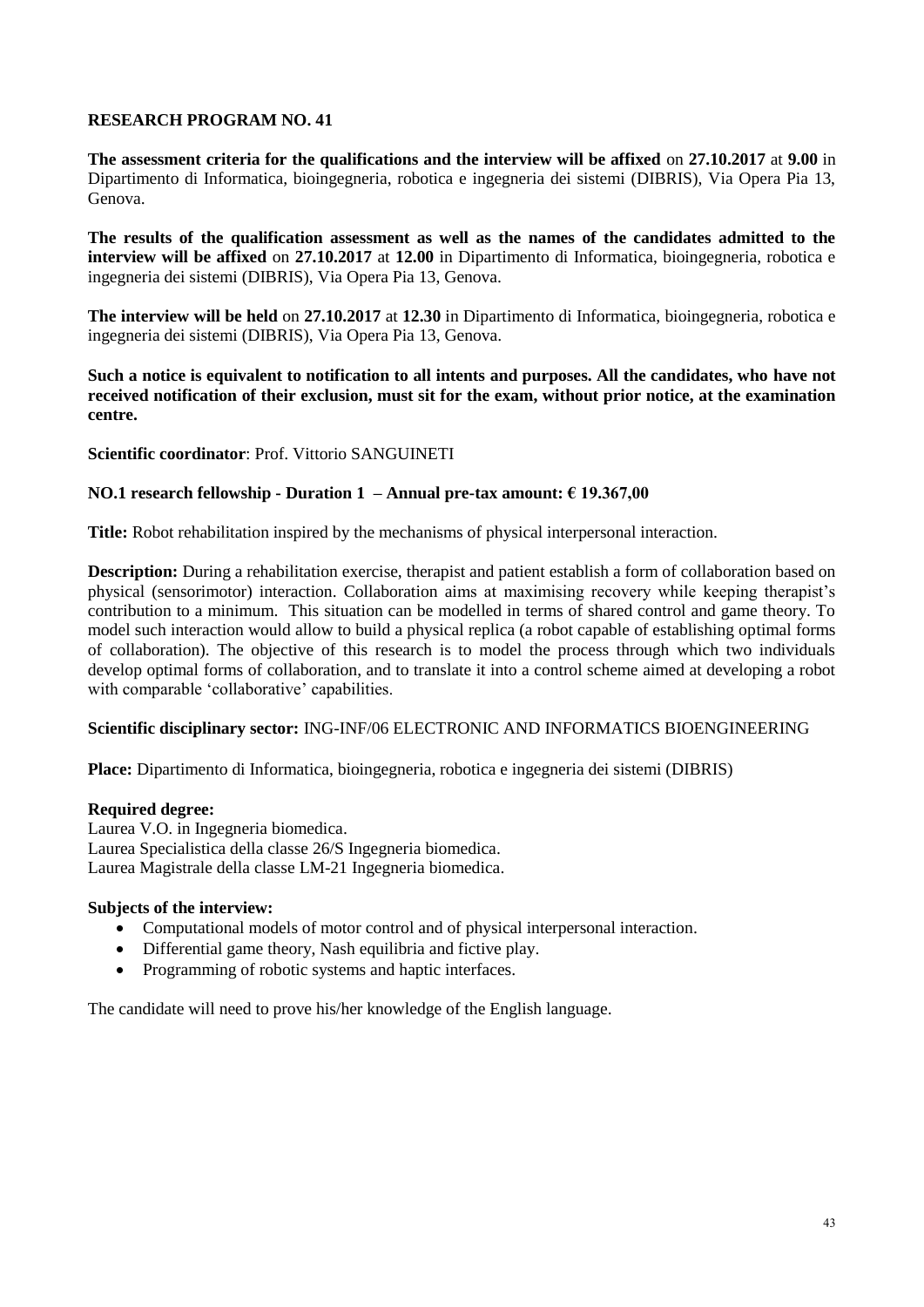## RESEARCH PROGRAM NO. 41

**The assessment criteria for the qualifications and the interview will be affixed** on **27.10.2017** at **9.00** in Dipartimento di Informatica, bioingegneria, robotica e ingegneria dei sistemi (DIBRIS), Via Opera Pia 13, Genova.

**The results of the qualification assessment as well as the names of the candidates admitted to the interview will be affixed** on **27.10.2017** at **12.00** in Dipartimento di Informatica, bioingegneria, robotica e ingegneria dei sistemi (DIBRIS), Via Opera Pia 13, Genova.

**The interview will be held** on **27.10.2017** at **12.30** in Dipartimento di Informatica, bioingegneria, robotica e ingegneria dei sistemi (DIBRIS), Via Opera Pia 13, Genova.

**Such a notice is equivalent to notification to all intents and purposes. All the candidates, who have not received notification of their exclusion, must sit for the exam, without prior notice, at the examination centre.**

**Scientific coordinator**: Prof. Vittorio SANGUINETI

**NO.1 research fellowship - Duration 1 – Annual pre-tax amount: € 19.367,00**

**Title:** Robot rehabilitation inspired by the mechanisms of physical interpersonal interaction.

**Description:** During a rehabilitation exercise, therapist and patient establish a form of collaboration based on physical (sensorimotor) interaction. Collaboration aims at maximising recovery while keeping therapist's contribution to a minimum. This situation can be modelled in terms of shared control and game theory. To model such interaction would allow to build a physical replica (a robot capable of establishing optimal forms of collaboration). The objective of this research is to model the process through which two individuals develop optimal forms of collaboration, and to translate it into a control scheme aimed at developing a robot with comparable 'collaborative' capabilities.

**Scientific disciplinary sector:** ING-INF/06 ELECTRONIC AND INFORMATICS BIOENGINEERING

**Place:** Dipartimento di Informatica, bioingegneria, robotica e ingegneria dei sistemi (DIBRIS)

**Required degree:**
Laurea V.O. in Ingegneria biomedica.
Laurea Specialistica della classe 26/S Ingegneria biomedica.
Laurea Magistrale della classe LM-21 Ingegneria biomedica.

**Subjects of the interview:**

- Computational models of motor control and of physical interpersonal interaction.
- Differential game theory, Nash equilibria and fictive play.
- Programming of robotic systems and haptic interfaces.

The candidate will need to prove his/her knowledge of the English language.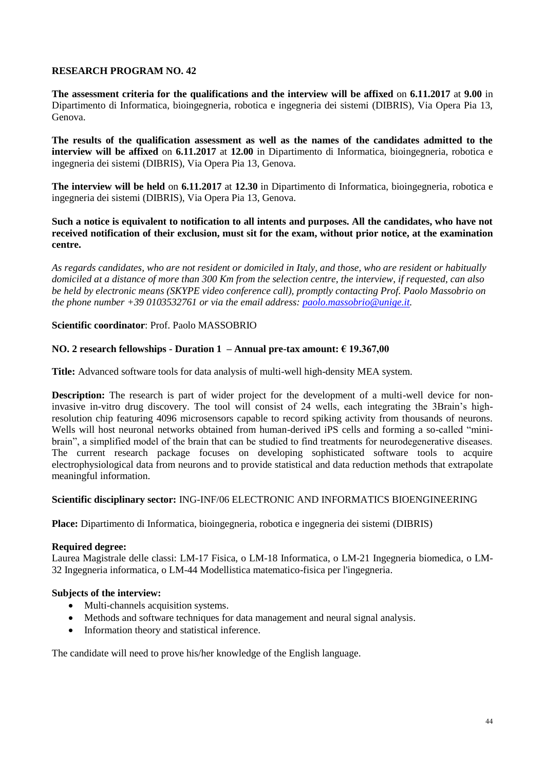**RESEARCH PROGRAM NO. 42**

**The assessment criteria for the qualifications and the interview will be affixed** on **6.11.2017** at **9.00** in Dipartimento di Informatica, bioingegneria, robotica e ingegneria dei sistemi (DIBRIS), Via Opera Pia 13, Genova.

**The results of the qualification assessment as well as the names of the candidates admitted to the interview will be affixed** on **6.11.2017** at **12.00** in Dipartimento di Informatica, bioingegneria, robotica e ingegneria dei sistemi (DIBRIS), Via Opera Pia 13, Genova.

**The interview will be held** on **6.11.2017** at **12.30** in Dipartimento di Informatica, bioingegneria, robotica e ingegneria dei sistemi (DIBRIS), Via Opera Pia 13, Genova.

**Such a notice is equivalent to notification to all intents and purposes. All the candidates, who have not received notification of their exclusion, must sit for the exam, without prior notice, at the examination centre.**

*As regards candidates, who are not resident or domiciled in Italy, and those, who are resident or habitually domiciled at a distance of more than 300 Km from the selection centre, the interview, if requested, can also be held by electronic means (SKYPE video conference call), promptly contacting Prof. Paolo Massobrio on the phone number +39 0103532761 or via the email address: [paolo.massobrio@unige.it](mailto:paolo.massobrio@unige.it).*

**Scientific coordinator**: Prof. Paolo MASSOBRIO

**NO. 2 research fellowships - Duration 1 – Annual pre-tax amount: € 19.367,00**

**Title:** Advanced software tools for data analysis of multi-well high-density MEA system.

**Description:** The research is part of wider project for the development of a multi-well device for non-invasive in-vitro drug discovery. The tool will consist of 24 wells, each integrating the 3Brain's high-resolution chip featuring 4096 microsensors capable to record spiking activity from thousands of neurons. Wells will host neuronal networks obtained from human-derived iPS cells and forming a so-called "mini-brain", a simplified model of the brain that can be studied to find treatments for neurodegenerative diseases. The current research package focuses on developing sophisticated software tools to acquire electrophysiological data from neurons and to provide statistical and data reduction methods that extrapolate meaningful information.

**Scientific disciplinary sector:** ING-INF/06 ELECTRONIC AND INFORMATICS BIOENGINEERING

**Place:** Dipartimento di Informatica, bioingegneria, robotica e ingegneria dei sistemi (DIBRIS)

**Required degree:**
Laurea Magistrale delle classi: LM-17 Fisica, o LM-18 Informatica, o LM-21 Ingegneria biomedica, o LM-32 Ingegneria informatica, o LM-44 Modellistica matematico-fisica per l'ingegneria.

**Subjects of the interview:**

- Multi-channels acquisition systems.
- Methods and software techniques for data management and neural signal analysis.
- Information theory and statistical inference.

The candidate will need to prove his/her knowledge of the English language.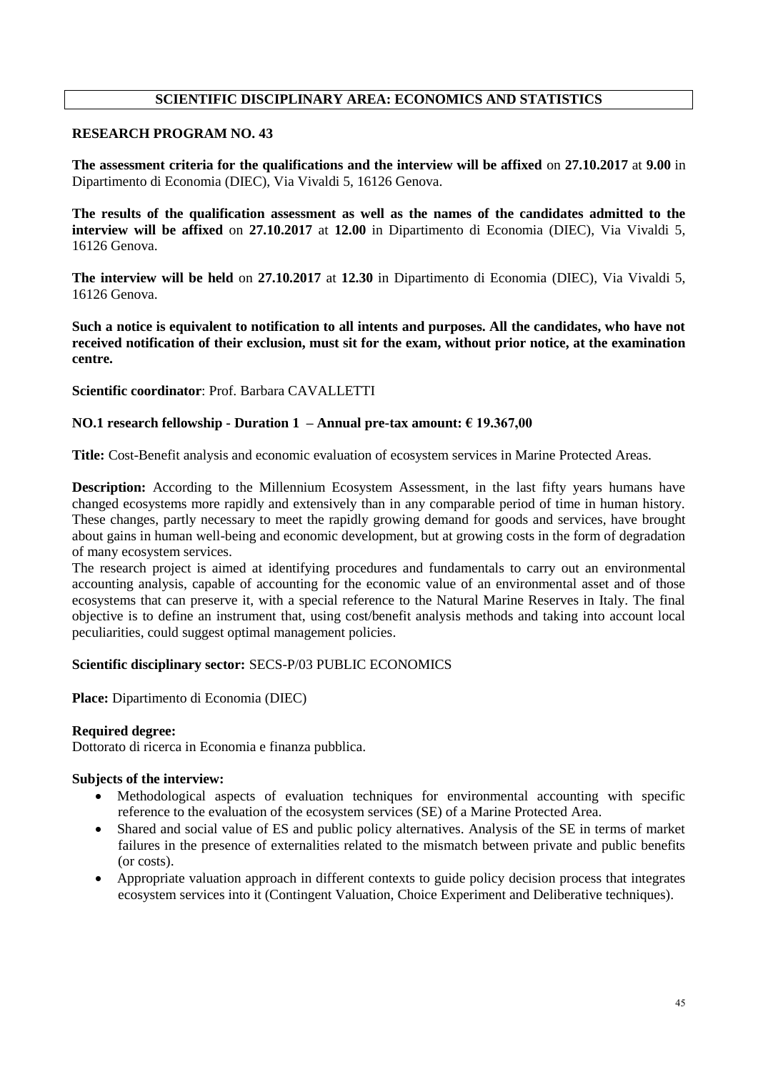## SCIENTIFIC DISCIPLINARY AREA: ECONOMICS AND STATISTICS

### RESEARCH PROGRAM NO. 43

**The assessment criteria for the qualifications and the interview will be affixed** on **27.10.2017** at **9.00** in Dipartimento di Economia (DIEC), Via Vivaldi 5, 16126 Genova.

**The results of the qualification assessment as well as the names of the candidates admitted to the interview will be affixed** on **27.10.2017** at **12.00** in Dipartimento di Economia (DIEC), Via Vivaldi 5, 16126 Genova.

**The interview will be held** on **27.10.2017** at **12.30** in Dipartimento di Economia (DIEC), Via Vivaldi 5, 16126 Genova.

**Such a notice is equivalent to notification to all intents and purposes. All the candidates, who have not received notification of their exclusion, must sit for the exam, without prior notice, at the examination centre.**

**Scientific coordinator**: Prof. Barbara CAVALLETTI

**NO.1 research fellowship - Duration 1 – Annual pre-tax amount: € 19.367,00**

**Title:** Cost-Benefit analysis and economic evaluation of ecosystem services in Marine Protected Areas.

**Description:** According to the Millennium Ecosystem Assessment, in the last fifty years humans have changed ecosystems more rapidly and extensively than in any comparable period of time in human history. These changes, partly necessary to meet the rapidly growing demand for goods and services, have brought about gains in human well-being and economic development, but at growing costs in the form of degradation of many ecosystem services.
The research project is aimed at identifying procedures and fundamentals to carry out an environmental accounting analysis, capable of accounting for the economic value of an environmental asset and of those ecosystems that can preserve it, with a special reference to the Natural Marine Reserves in Italy. The final objective is to define an instrument that, using cost/benefit analysis methods and taking into account local peculiarities, could suggest optimal management policies.

**Scientific disciplinary sector:** SECS-P/03 PUBLIC ECONOMICS

**Place:** Dipartimento di Economia (DIEC)

**Required degree:**
Dottorato di ricerca in Economia e finanza pubblica.

**Subjects of the interview:**

- Methodological aspects of evaluation techniques for environmental accounting with specific reference to the evaluation of the ecosystem services (SE) of a Marine Protected Area.
- Shared and social value of ES and public policy alternatives. Analysis of the SE in terms of market failures in the presence of externalities related to the mismatch between private and public benefits (or costs).
- Appropriate valuation approach in different contexts to guide policy decision process that integrates ecosystem services into it (Contingent Valuation, Choice Experiment and Deliberative techniques).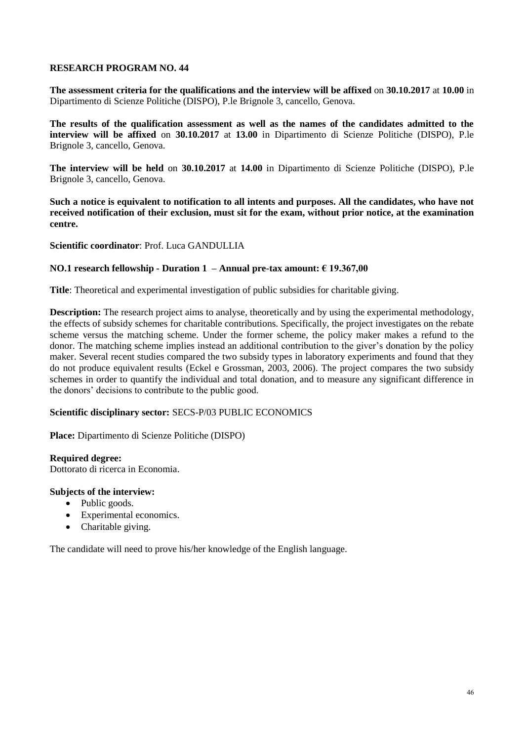## RESEARCH PROGRAM NO. 44

**The assessment criteria for the qualifications and the interview will be affixed** on **30.10.2017** at **10.00** in Dipartimento di Scienze Politiche (DISPO), P.le Brignole 3, cancello, Genova.

**The results of the qualification assessment as well as the names of the candidates admitted to the interview will be affixed** on **30.10.2017** at **13.00** in Dipartimento di Scienze Politiche (DISPO), P.le Brignole 3, cancello, Genova.

**The interview will be held** on **30.10.2017** at **14.00** in Dipartimento di Scienze Politiche (DISPO), P.le Brignole 3, cancello, Genova.

**Such a notice is equivalent to notification to all intents and purposes. All the candidates, who have not received notification of their exclusion, must sit for the exam, without prior notice, at the examination centre.**

**Scientific coordinator**: Prof. Luca GANDULLIA

**NO.1 research fellowship - Duration 1 – Annual pre-tax amount: € 19.367,00**

**Title**: Theoretical and experimental investigation of public subsidies for charitable giving.

**Description:** The research project aims to analyse, theoretically and by using the experimental methodology, the effects of subsidy schemes for charitable contributions. Specifically, the project investigates on the rebate scheme versus the matching scheme. Under the former scheme, the policy maker makes a refund to the donor. The matching scheme implies instead an additional contribution to the giver's donation by the policy maker. Several recent studies compared the two subsidy types in laboratory experiments and found that they do not produce equivalent results (Eckel e Grossman, 2003, 2006). The project compares the two subsidy schemes in order to quantify the individual and total donation, and to measure any significant difference in the donors' decisions to contribute to the public good.

**Scientific disciplinary sector:** SECS-P/03 PUBLIC ECONOMICS

**Place:** Dipartimento di Scienze Politiche (DISPO)

**Required degree:**
Dottorato di ricerca in Economia.

**Subjects of the interview:**

- Public goods.
- Experimental economics.
- Charitable giving.

The candidate will need to prove his/her knowledge of the English language.